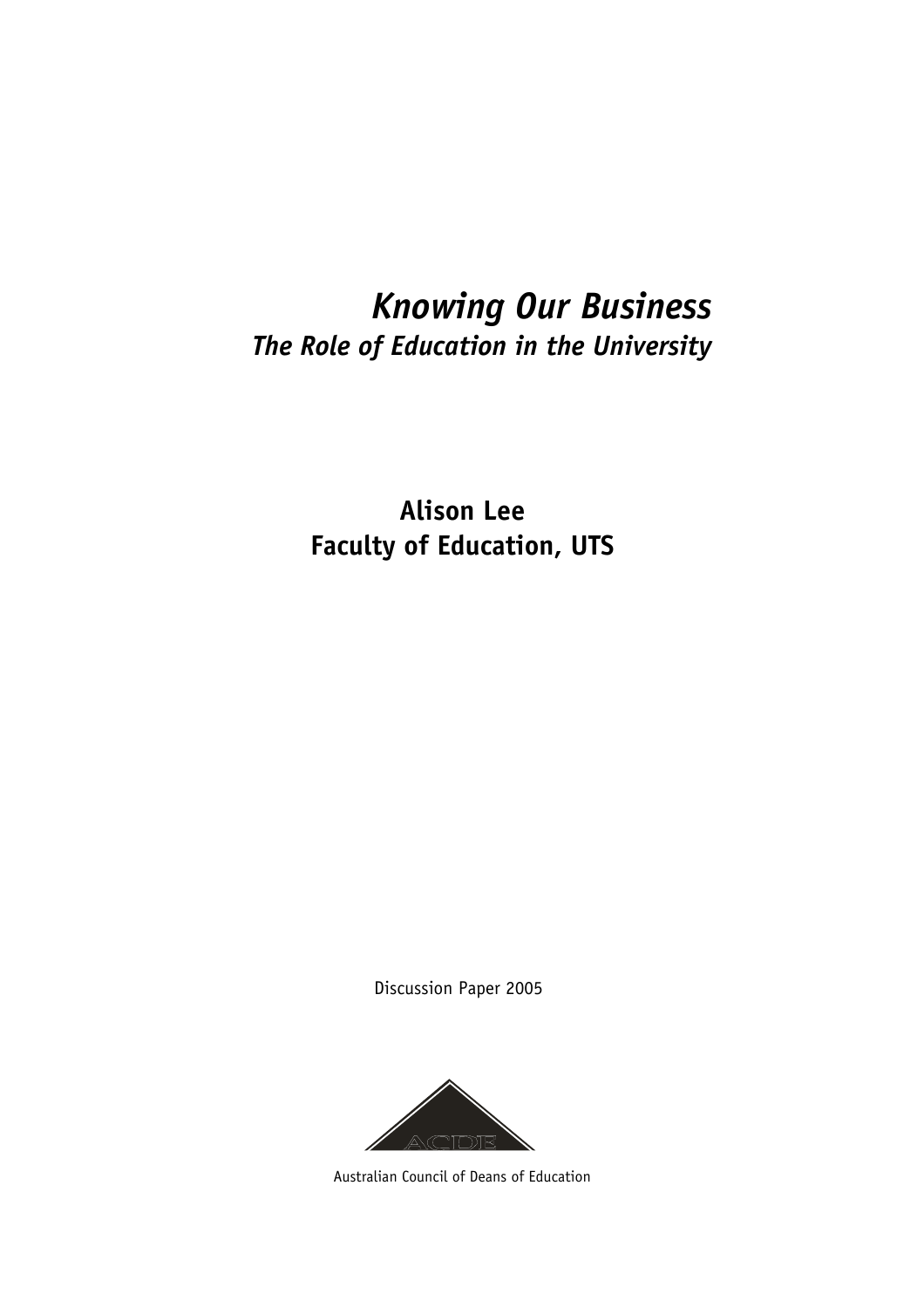# *Knowing Our Business*

## *The Role of Education in the University*

**Alison Lee**
**Faculty of Education, UTS**

Discussion Paper 2005

ACDE

Australian Council of Deans of Education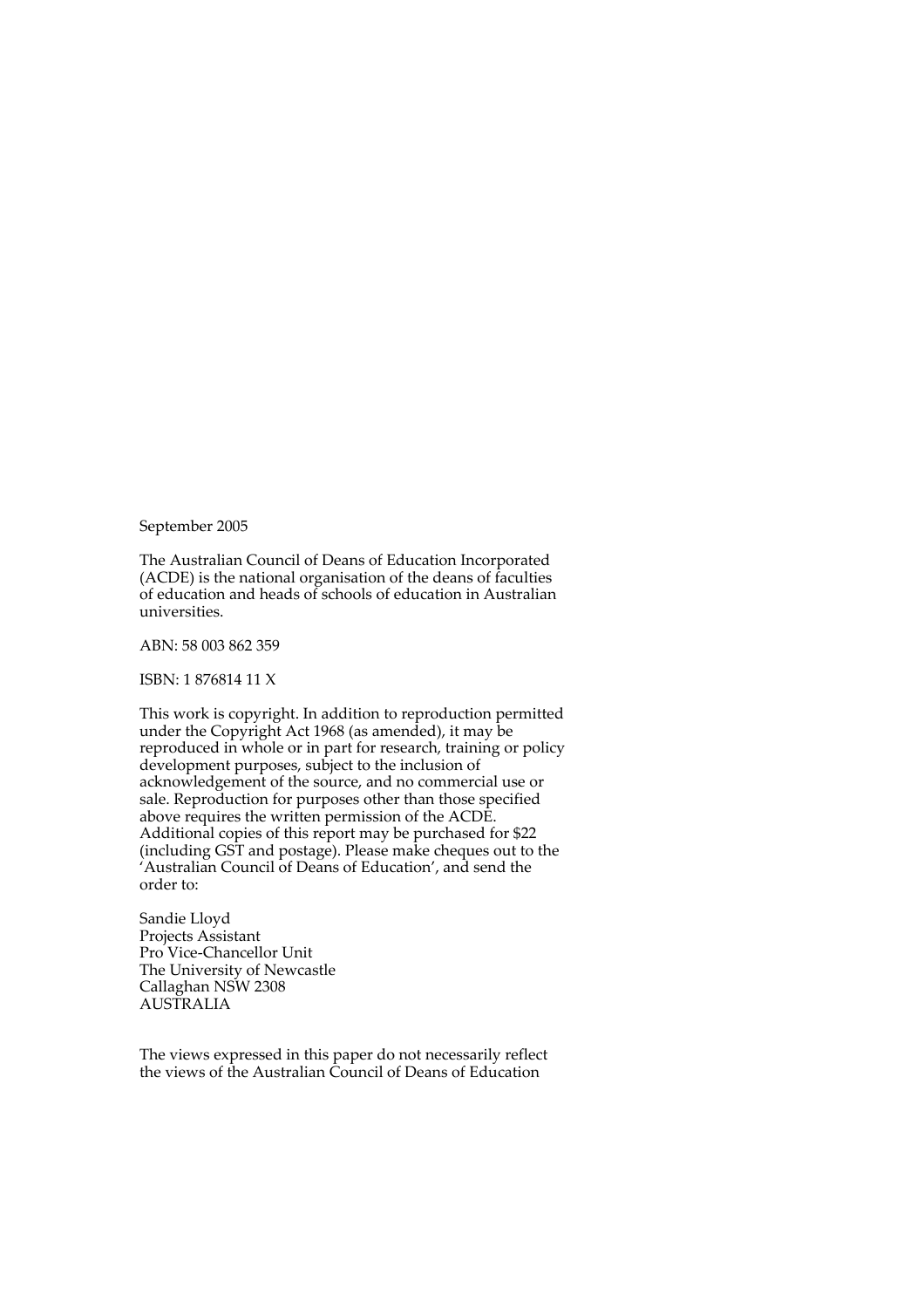September 2005

The Australian Council of Deans of Education Incorporated (ACDE) is the national organisation of the deans of faculties of education and heads of schools of education in Australian universities.

ABN: 58 003 862 359

ISBN: 1 876814 11 X

This work is copyright. In addition to reproduction permitted under the Copyright Act 1968 (as amended), it may be reproduced in whole or in part for research, training or policy development purposes, subject to the inclusion of acknowledgement of the source, and no commercial use or sale. Reproduction for purposes other than those specified above requires the written permission of the ACDE. Additional copies of this report may be purchased for $22 (including GST and postage). Please make cheques out to the 'Australian Council of Deans of Education', and send the order to:

Sandie Lloyd
Projects Assistant
Pro Vice-Chancellor Unit
The University of Newcastle
Callaghan NSW 2308
AUSTRALIA

The views expressed in this paper do not necessarily reflect the views of the Australian Council of Deans of Education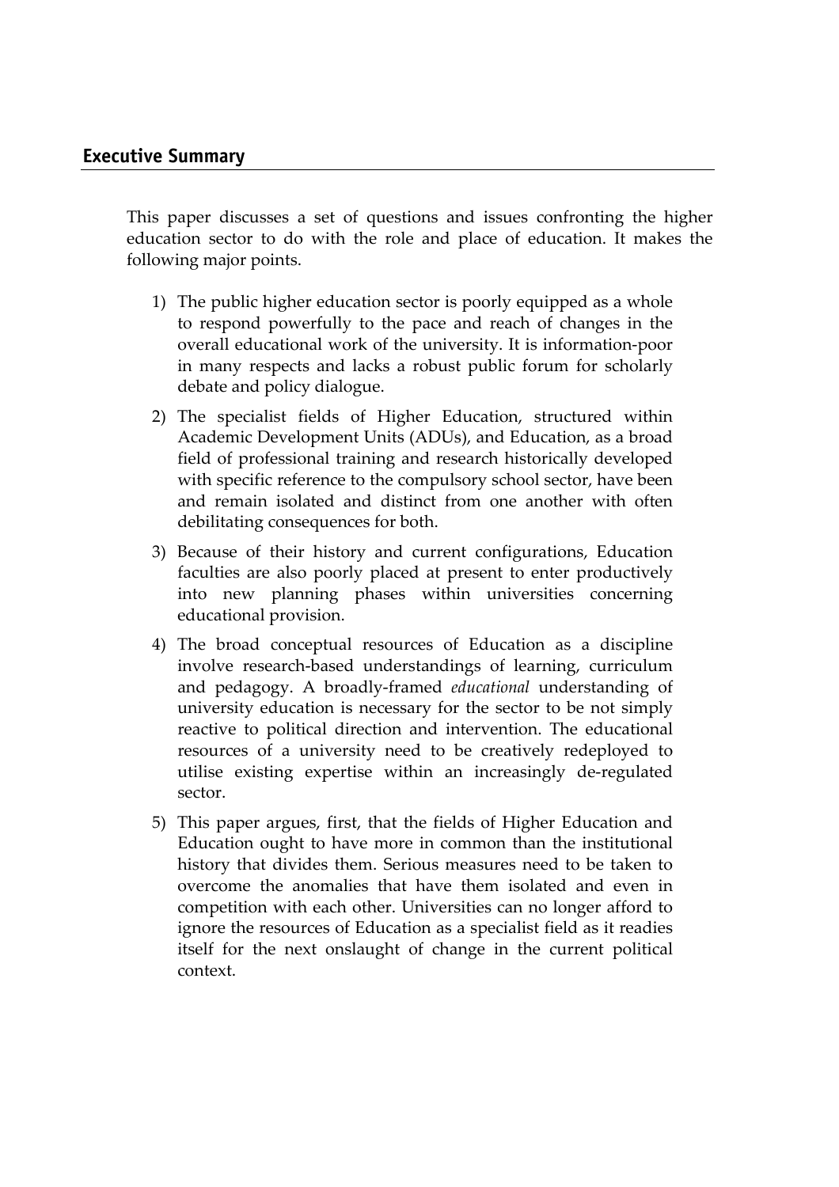## Executive Summary

This paper discusses a set of questions and issues confronting the higher education sector to do with the role and place of education. It makes the following major points.

1) The public higher education sector is poorly equipped as a whole to respond powerfully to the pace and reach of changes in the overall educational work of the university. It is information-poor in many respects and lacks a robust public forum for scholarly debate and policy dialogue.

2) The specialist fields of Higher Education, structured within Academic Development Units (ADUs), and Education, as a broad field of professional training and research historically developed with specific reference to the compulsory school sector, have been and remain isolated and distinct from one another with often debilitating consequences for both.

3) Because of their history and current configurations, Education faculties are also poorly placed at present to enter productively into new planning phases within universities concerning educational provision.

4) The broad conceptual resources of Education as a discipline involve research-based understandings of learning, curriculum and pedagogy. A broadly-framed *educational* understanding of university education is necessary for the sector to be not simply reactive to political direction and intervention. The educational resources of a university need to be creatively redeployed to utilise existing expertise within an increasingly de-regulated sector.

5) This paper argues, first, that the fields of Higher Education and Education ought to have more in common than the institutional history that divides them. Serious measures need to be taken to overcome the anomalies that have them isolated and even in competition with each other. Universities can no longer afford to ignore the resources of Education as a specialist field as it readies itself for the next onslaught of change in the current political context.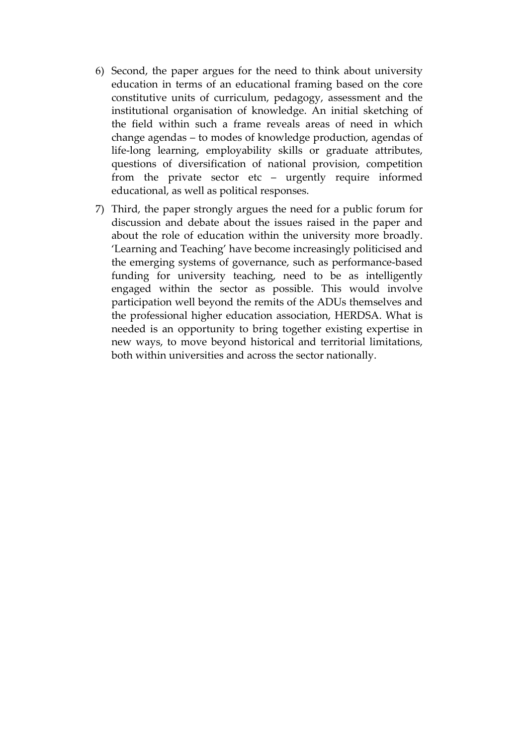6) Second, the paper argues for the need to think about university education in terms of an educational framing based on the core constitutive units of curriculum, pedagogy, assessment and the institutional organisation of knowledge. An initial sketching of the field within such a frame reveals areas of need in which change agendas – to modes of knowledge production, agendas of life-long learning, employability skills or graduate attributes, questions of diversification of national provision, competition from the private sector etc – urgently require informed educational, as well as political responses.

7) Third, the paper strongly argues the need for a public forum for discussion and debate about the issues raised in the paper and about the role of education within the university more broadly. 'Learning and Teaching' have become increasingly politicised and the emerging systems of governance, such as performance-based funding for university teaching, need to be as intelligently engaged within the sector as possible. This would involve participation well beyond the remits of the ADUs themselves and the professional higher education association, HERDSA. What is needed is an opportunity to bring together existing expertise in new ways, to move beyond historical and territorial limitations, both within universities and across the sector nationally.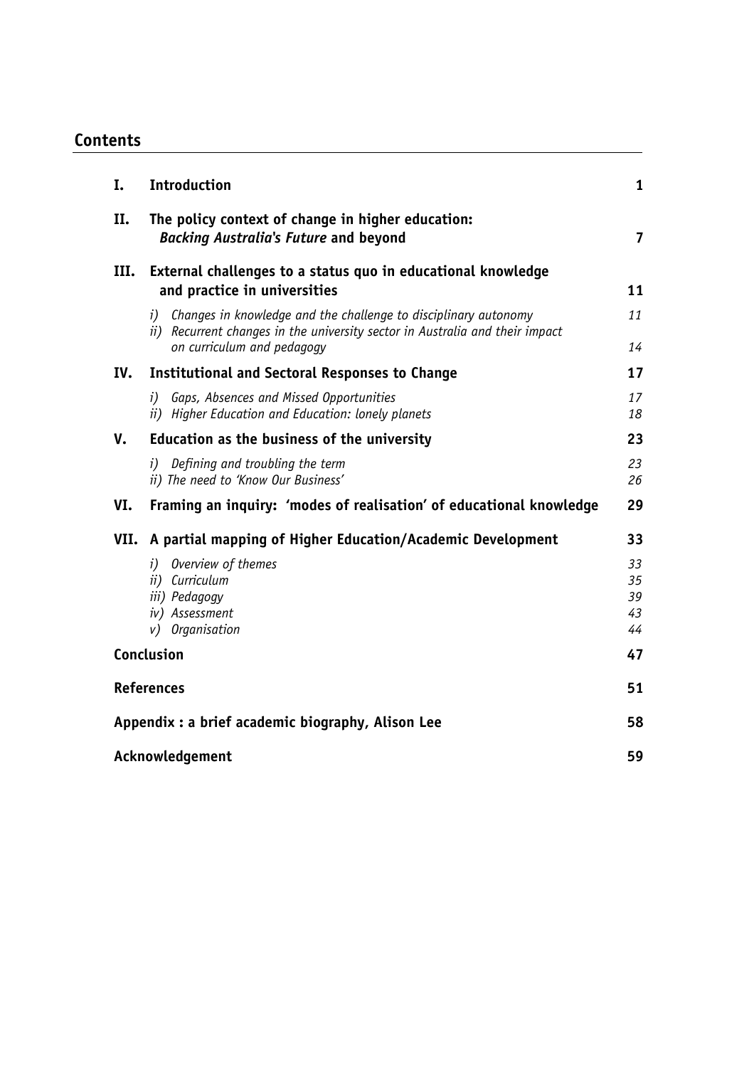## Contents

| | | |
|---|---|---|
| **I.** | **Introduction** | **1** |
| **II.** | **The policy context of change in higher education: *Backing Australia's Future* and beyond** | **7** |
| **III.** | **External challenges to a status quo in educational knowledge and practice in universities** | **11** |
| | *i) Changes in knowledge and the challenge to disciplinary autonomy* | *11* |
| | *ii) Recurrent changes in the university sector in Australia and their impact on curriculum and pedagogy* | *14* |
| **IV.** | **Institutional and Sectoral Responses to Change** | **17** |
| | *i) Gaps, Absences and Missed Opportunities* | *17* |
| | *ii) Higher Education and Education: lonely planets* | *18* |
| **V.** | **Education as the business of the university** | **23** |
| | *i) Defining and troubling the term* | *23* |
| | *ii) The need to 'Know Our Business'* | *26* |
| **VI.** | **Framing an inquiry: 'modes of realisation' of educational knowledge** | **29** |
| **VII.** | **A partial mapping of Higher Education/Academic Development** | **33** |
| | *i) Overview of themes* | *33* |
| | *ii) Curriculum* | *35* |
| | *iii) Pedagogy* | *39* |
| | *iv) Assessment* | *43* |
| | *v) Organisation* | *44* |
| | **Conclusion** | **47** |
| | **References** | **51** |
| | **Appendix : a brief academic biography, Alison Lee** | **58** |
| | **Acknowledgement** | **59** |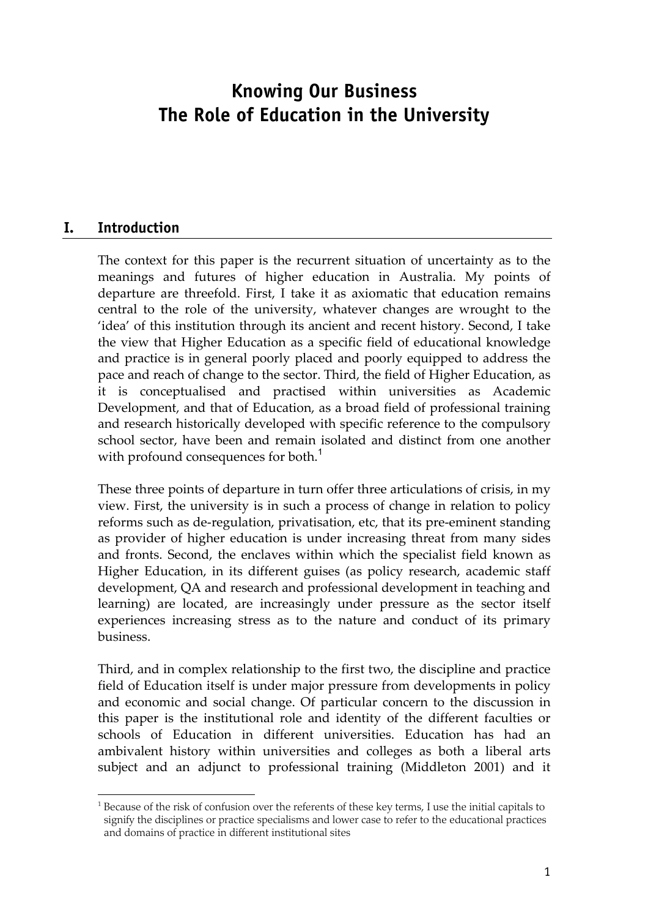# Knowing Our Business
# The Role of Education in the University

## I. Introduction

The context for this paper is the recurrent situation of uncertainty as to the meanings and futures of higher education in Australia. My points of departure are threefold. First, I take it as axiomatic that education remains central to the role of the university, whatever changes are wrought to the 'idea' of this institution through its ancient and recent history. Second, I take the view that Higher Education as a specific field of educational knowledge and practice is in general poorly placed and poorly equipped to address the pace and reach of change to the sector. Third, the field of Higher Education, as it is conceptualised and practised within universities as Academic Development, and that of Education, as a broad field of professional training and research historically developed with specific reference to the compulsory school sector, have been and remain isolated and distinct from one another with profound consequences for both.[1]

These three points of departure in turn offer three articulations of crisis, in my view. First, the university is in such a process of change in relation to policy reforms such as de-regulation, privatisation, etc, that its pre-eminent standing as provider of higher education is under increasing threat from many sides and fronts. Second, the enclaves within which the specialist field known as Higher Education, in its different guises (as policy research, academic staff development, QA and research and professional development in teaching and learning) are located, are increasingly under pressure as the sector itself experiences increasing stress as to the nature and conduct of its primary business.

Third, and in complex relationship to the first two, the discipline and practice field of Education itself is under major pressure from developments in policy and economic and social change. Of particular concern to the discussion in this paper is the institutional role and identity of the different faculties or schools of Education in different universities. Education has had an ambivalent history within universities and colleges as both a liberal arts subject and an adjunct to professional training (Middleton 2001) and it

[1] Because of the risk of confusion over the referents of these key terms, I use the initial capitals to signify the disciplines or practice specialisms and lower case to refer to the educational practices and domains of practice in different institutional sites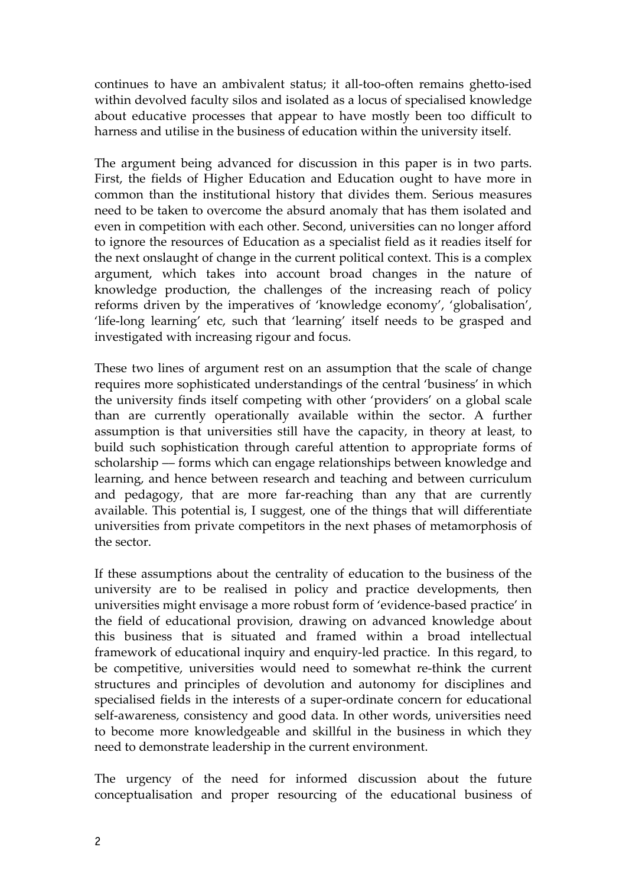continues to have an ambivalent status; it all-too-often remains ghetto-ised within devolved faculty silos and isolated as a locus of specialised knowledge about educative processes that appear to have mostly been too difficult to harness and utilise in the business of education within the university itself.

The argument being advanced for discussion in this paper is in two parts. First, the fields of Higher Education and Education ought to have more in common than the institutional history that divides them. Serious measures need to be taken to overcome the absurd anomaly that has them isolated and even in competition with each other. Second, universities can no longer afford to ignore the resources of Education as a specialist field as it readies itself for the next onslaught of change in the current political context. This is a complex argument, which takes into account broad changes in the nature of knowledge production, the challenges of the increasing reach of policy reforms driven by the imperatives of 'knowledge economy', 'globalisation', 'life-long learning' etc, such that 'learning' itself needs to be grasped and investigated with increasing rigour and focus.

These two lines of argument rest on an assumption that the scale of change requires more sophisticated understandings of the central 'business' in which the university finds itself competing with other 'providers' on a global scale than are currently operationally available within the sector. A further assumption is that universities still have the capacity, in theory at least, to build such sophistication through careful attention to appropriate forms of scholarship — forms which can engage relationships between knowledge and learning, and hence between research and teaching and between curriculum and pedagogy, that are more far-reaching than any that are currently available. This potential is, I suggest, one of the things that will differentiate universities from private competitors in the next phases of metamorphosis of the sector.

If these assumptions about the centrality of education to the business of the university are to be realised in policy and practice developments, then universities might envisage a more robust form of 'evidence-based practice' in the field of educational provision, drawing on advanced knowledge about this business that is situated and framed within a broad intellectual framework of educational inquiry and enquiry-led practice. In this regard, to be competitive, universities would need to somewhat re-think the current structures and principles of devolution and autonomy for disciplines and specialised fields in the interests of a super-ordinate concern for educational self-awareness, consistency and good data. In other words, universities need to become more knowledgeable and skillful in the business in which they need to demonstrate leadership in the current environment.

The urgency of the need for informed discussion about the future conceptualisation and proper resourcing of the educational business of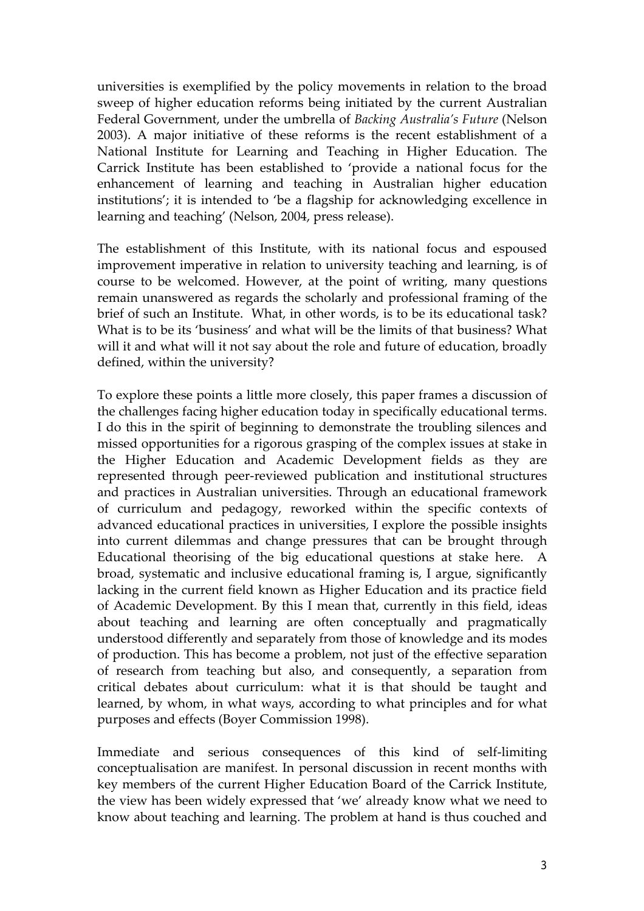universities is exemplified by the policy movements in relation to the broad sweep of higher education reforms being initiated by the current Australian Federal Government, under the umbrella of *Backing Australia's Future* (Nelson 2003). A major initiative of these reforms is the recent establishment of a National Institute for Learning and Teaching in Higher Education. The Carrick Institute has been established to 'provide a national focus for the enhancement of learning and teaching in Australian higher education institutions'; it is intended to 'be a flagship for acknowledging excellence in learning and teaching' (Nelson, 2004, press release).

The establishment of this Institute, with its national focus and espoused improvement imperative in relation to university teaching and learning, is of course to be welcomed. However, at the point of writing, many questions remain unanswered as regards the scholarly and professional framing of the brief of such an Institute. What, in other words, is to be its educational task? What is to be its 'business' and what will be the limits of that business? What will it and what will it not say about the role and future of education, broadly defined, within the university?

To explore these points a little more closely, this paper frames a discussion of the challenges facing higher education today in specifically educational terms. I do this in the spirit of beginning to demonstrate the troubling silences and missed opportunities for a rigorous grasping of the complex issues at stake in the Higher Education and Academic Development fields as they are represented through peer-reviewed publication and institutional structures and practices in Australian universities. Through an educational framework of curriculum and pedagogy, reworked within the specific contexts of advanced educational practices in universities, I explore the possible insights into current dilemmas and change pressures that can be brought through Educational theorising of the big educational questions at stake here. A broad, systematic and inclusive educational framing is, I argue, significantly lacking in the current field known as Higher Education and its practice field of Academic Development. By this I mean that, currently in this field, ideas about teaching and learning are often conceptually and pragmatically understood differently and separately from those of knowledge and its modes of production. This has become a problem, not just of the effective separation of research from teaching but also, and consequently, a separation from critical debates about curriculum: what it is that should be taught and learned, by whom, in what ways, according to what principles and for what purposes and effects (Boyer Commission 1998).

Immediate and serious consequences of this kind of self-limiting conceptualisation are manifest. In personal discussion in recent months with key members of the current Higher Education Board of the Carrick Institute, the view has been widely expressed that 'we' already know what we need to know about teaching and learning. The problem at hand is thus couched and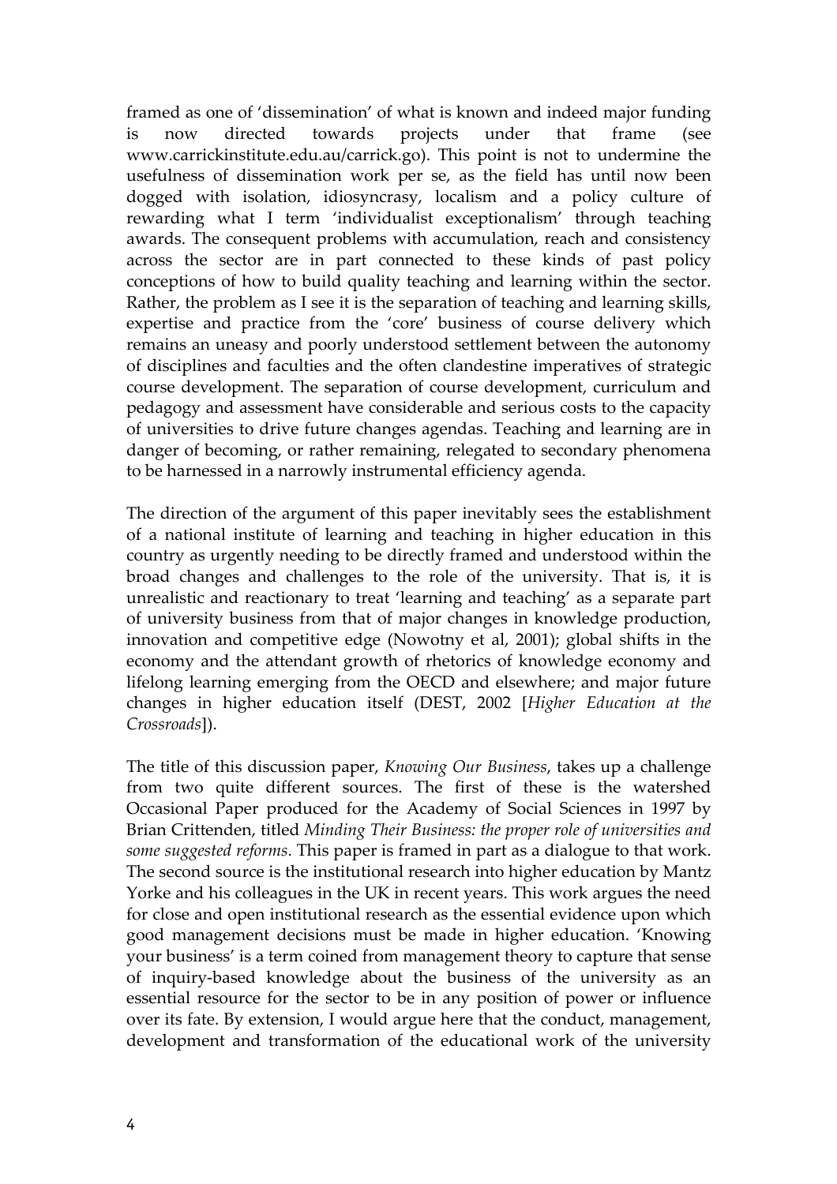framed as one of 'dissemination' of what is known and indeed major funding is now directed towards projects under that frame (see www.carrickinstitute.edu.au/carrick.go). This point is not to undermine the usefulness of dissemination work per se, as the field has until now been dogged with isolation, idiosyncrasy, localism and a policy culture of rewarding what I term 'individualist exceptionalism' through teaching awards. The consequent problems with accumulation, reach and consistency across the sector are in part connected to these kinds of past policy conceptions of how to build quality teaching and learning within the sector. Rather, the problem as I see it is the separation of teaching and learning skills, expertise and practice from the 'core' business of course delivery which remains an uneasy and poorly understood settlement between the autonomy of disciplines and faculties and the often clandestine imperatives of strategic course development. The separation of course development, curriculum and pedagogy and assessment have considerable and serious costs to the capacity of universities to drive future changes agendas. Teaching and learning are in danger of becoming, or rather remaining, relegated to secondary phenomena to be harnessed in a narrowly instrumental efficiency agenda.

The direction of the argument of this paper inevitably sees the establishment of a national institute of learning and teaching in higher education in this country as urgently needing to be directly framed and understood within the broad changes and challenges to the role of the university. That is, it is unrealistic and reactionary to treat 'learning and teaching' as a separate part of university business from that of major changes in knowledge production, innovation and competitive edge (Nowotny et al, 2001); global shifts in the economy and the attendant growth of rhetorics of knowledge economy and lifelong learning emerging from the OECD and elsewhere; and major future changes in higher education itself (DEST, 2002 [*Higher Education at the Crossroads*]).

The title of this discussion paper, *Knowing Our Business*, takes up a challenge from two quite different sources. The first of these is the watershed Occasional Paper produced for the Academy of Social Sciences in 1997 by Brian Crittenden, titled *Minding Their Business: the proper role of universities and some suggested reforms*. This paper is framed in part as a dialogue to that work. The second source is the institutional research into higher education by Mantz Yorke and his colleagues in the UK in recent years. This work argues the need for close and open institutional research as the essential evidence upon which good management decisions must be made in higher education. 'Knowing your business' is a term coined from management theory to capture that sense of inquiry-based knowledge about the business of the university as an essential resource for the sector to be in any position of power or influence over its fate. By extension, I would argue here that the conduct, management, development and transformation of the educational work of the university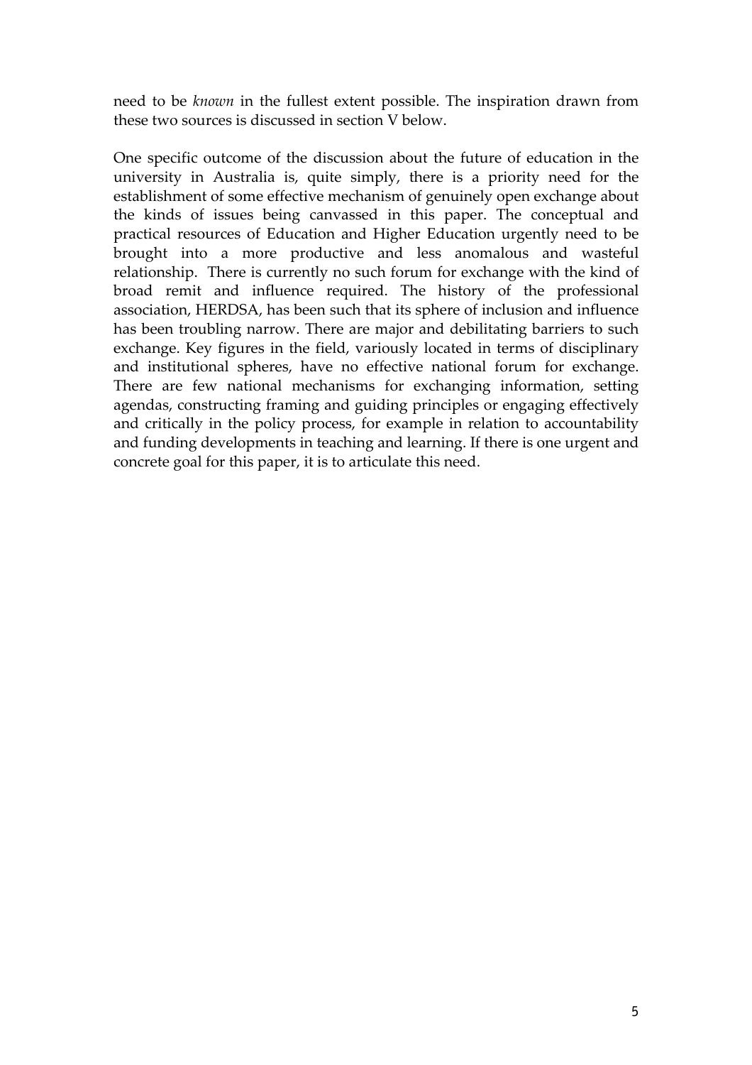need to be *known* in the fullest extent possible. The inspiration drawn from these two sources is discussed in section V below.

One specific outcome of the discussion about the future of education in the university in Australia is, quite simply, there is a priority need for the establishment of some effective mechanism of genuinely open exchange about the kinds of issues being canvassed in this paper. The conceptual and practical resources of Education and Higher Education urgently need to be brought into a more productive and less anomalous and wasteful relationship. There is currently no such forum for exchange with the kind of broad remit and influence required. The history of the professional association, HERDSA, has been such that its sphere of inclusion and influence has been troubling narrow. There are major and debilitating barriers to such exchange. Key figures in the field, variously located in terms of disciplinary and institutional spheres, have no effective national forum for exchange. There are few national mechanisms for exchanging information, setting agendas, constructing framing and guiding principles or engaging effectively and critically in the policy process, for example in relation to accountability and funding developments in teaching and learning. If there is one urgent and concrete goal for this paper, it is to articulate this need.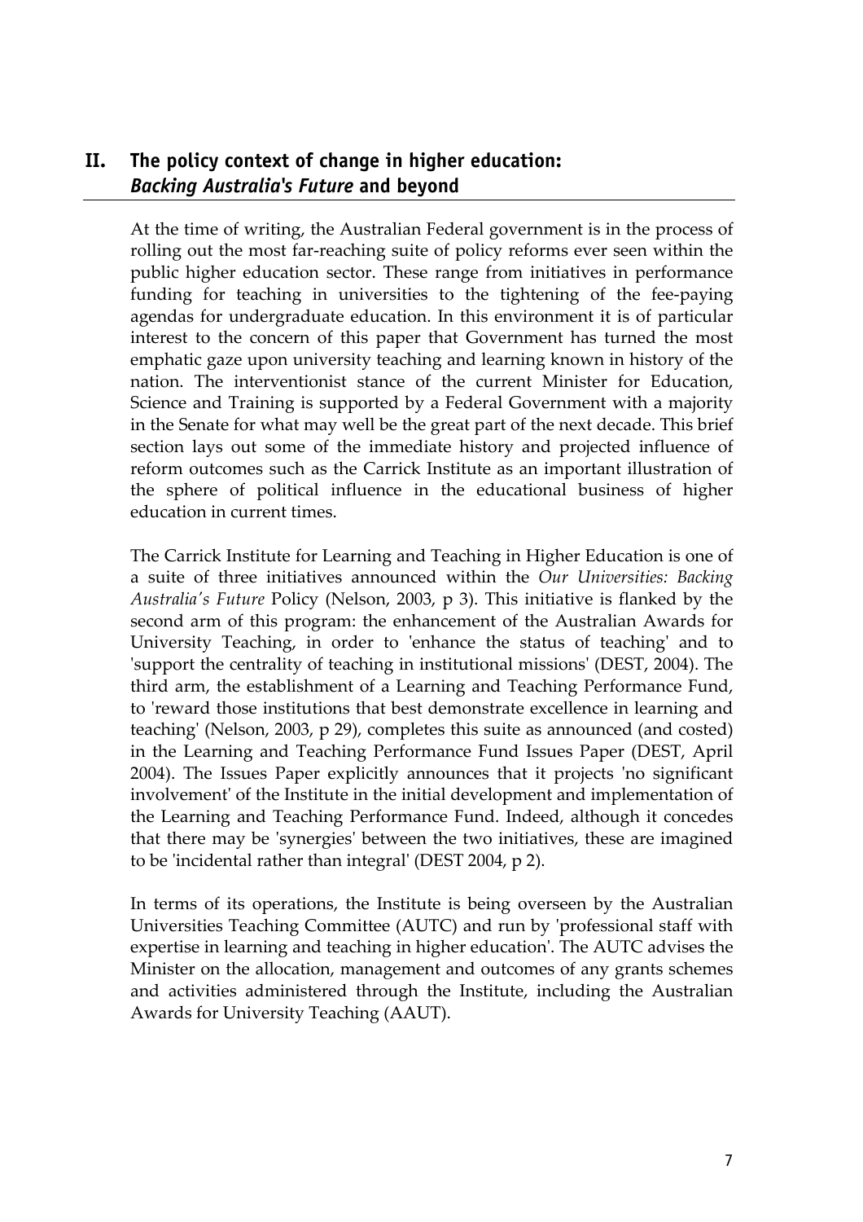## II. The policy context of change in higher education: *Backing Australia's Future* and beyond

At the time of writing, the Australian Federal government is in the process of rolling out the most far-reaching suite of policy reforms ever seen within the public higher education sector. These range from initiatives in performance funding for teaching in universities to the tightening of the fee-paying agendas for undergraduate education. In this environment it is of particular interest to the concern of this paper that Government has turned the most emphatic gaze upon university teaching and learning known in history of the nation. The interventionist stance of the current Minister for Education, Science and Training is supported by a Federal Government with a majority in the Senate for what may well be the great part of the next decade. This brief section lays out some of the immediate history and projected influence of reform outcomes such as the Carrick Institute as an important illustration of the sphere of political influence in the educational business of higher education in current times.

The Carrick Institute for Learning and Teaching in Higher Education is one of a suite of three initiatives announced within the *Our Universities: Backing Australia's Future* Policy (Nelson, 2003, p 3). This initiative is flanked by the second arm of this program: the enhancement of the Australian Awards for University Teaching, in order to 'enhance the status of teaching' and to 'support the centrality of teaching in institutional missions' (DEST, 2004). The third arm, the establishment of a Learning and Teaching Performance Fund, to 'reward those institutions that best demonstrate excellence in learning and teaching' (Nelson, 2003, p 29), completes this suite as announced (and costed) in the Learning and Teaching Performance Fund Issues Paper (DEST, April 2004). The Issues Paper explicitly announces that it projects 'no significant involvement' of the Institute in the initial development and implementation of the Learning and Teaching Performance Fund. Indeed, although it concedes that there may be 'synergies' between the two initiatives, these are imagined to be 'incidental rather than integral' (DEST 2004, p 2).

In terms of its operations, the Institute is being overseen by the Australian Universities Teaching Committee (AUTC) and run by 'professional staff with expertise in learning and teaching in higher education'. The AUTC advises the Minister on the allocation, management and outcomes of any grants schemes and activities administered through the Institute, including the Australian Awards for University Teaching (AAUT).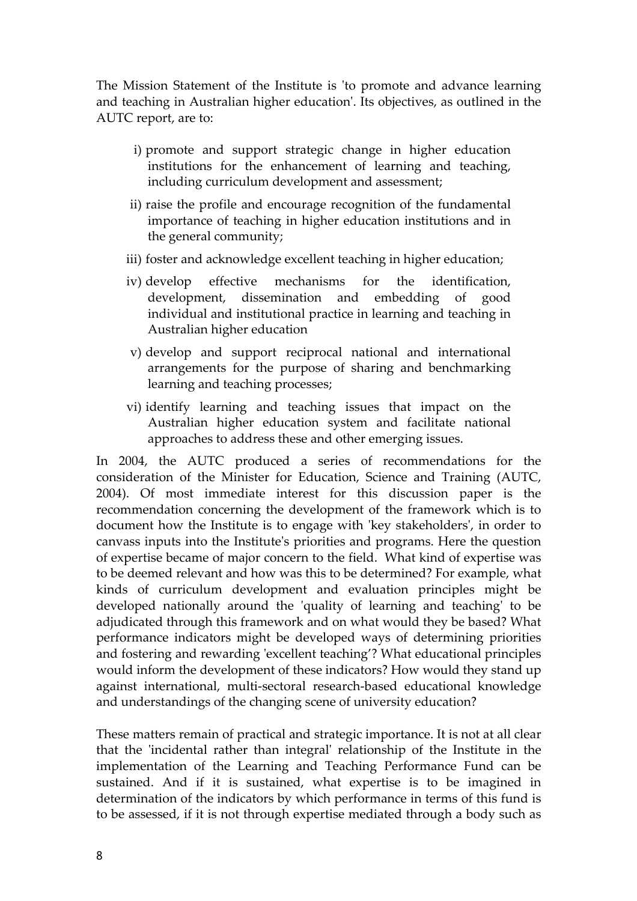The Mission Statement of the Institute is 'to promote and advance learning and teaching in Australian higher education'. Its objectives, as outlined in the AUTC report, are to:

i) promote and support strategic change in higher education institutions for the enhancement of learning and teaching, including curriculum development and assessment;

ii) raise the profile and encourage recognition of the fundamental importance of teaching in higher education institutions and in the general community;

iii) foster and acknowledge excellent teaching in higher education;

iv) develop effective mechanisms for the identification, development, dissemination and embedding of good individual and institutional practice in learning and teaching in Australian higher education

v) develop and support reciprocal national and international arrangements for the purpose of sharing and benchmarking learning and teaching processes;

vi) identify learning and teaching issues that impact on the Australian higher education system and facilitate national approaches to address these and other emerging issues.

In 2004, the AUTC produced a series of recommendations for the consideration of the Minister for Education, Science and Training (AUTC, 2004). Of most immediate interest for this discussion paper is the recommendation concerning the development of the framework which is to document how the Institute is to engage with 'key stakeholders', in order to canvass inputs into the Institute's priorities and programs. Here the question of expertise became of major concern to the field. What kind of expertise was to be deemed relevant and how was this to be determined? For example, what kinds of curriculum development and evaluation principles might be developed nationally around the 'quality of learning and teaching' to be adjudicated through this framework and on what would they be based? What performance indicators might be developed ways of determining priorities and fostering and rewarding 'excellent teaching'? What educational principles would inform the development of these indicators? How would they stand up against international, multi-sectoral research-based educational knowledge and understandings of the changing scene of university education?

These matters remain of practical and strategic importance. It is not at all clear that the 'incidental rather than integral' relationship of the Institute in the implementation of the Learning and Teaching Performance Fund can be sustained. And if it is sustained, what expertise is to be imagined in determination of the indicators by which performance in terms of this fund is to be assessed, if it is not through expertise mediated through a body such as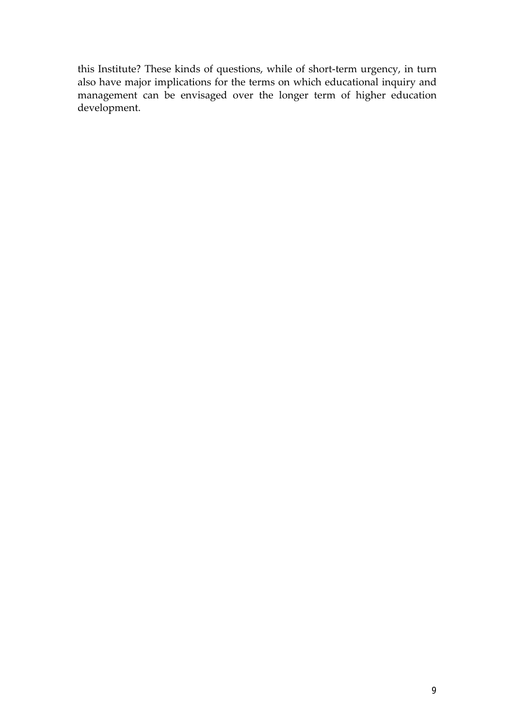this Institute? These kinds of questions, while of short-term urgency, in turn also have major implications for the terms on which educational inquiry and management can be envisaged over the longer term of higher education development.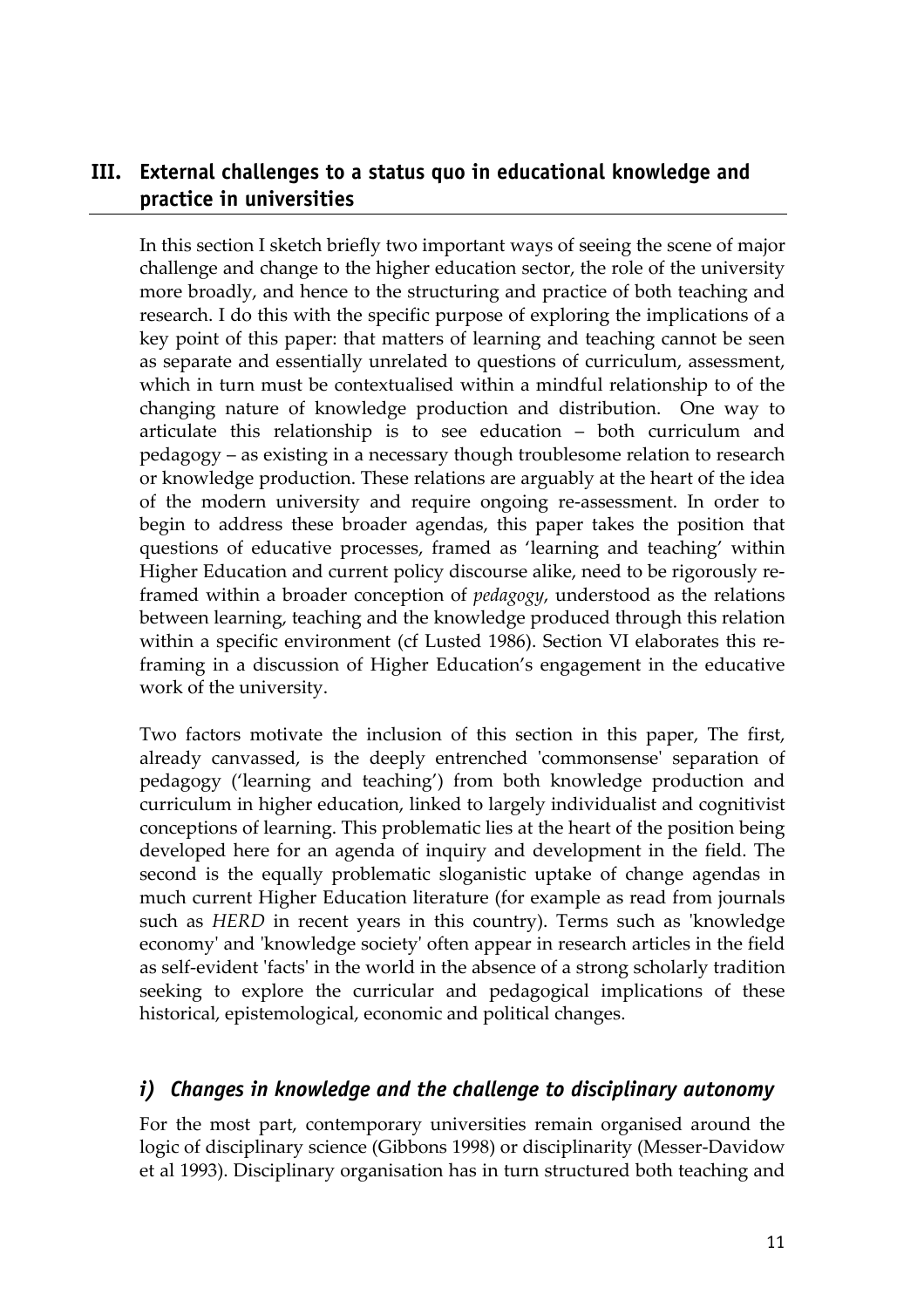## III. External challenges to a status quo in educational knowledge and practice in universities

In this section I sketch briefly two important ways of seeing the scene of major challenge and change to the higher education sector, the role of the university more broadly, and hence to the structuring and practice of both teaching and research. I do this with the specific purpose of exploring the implications of a key point of this paper: that matters of learning and teaching cannot be seen as separate and essentially unrelated to questions of curriculum, assessment, which in turn must be contextualised within a mindful relationship to of the changing nature of knowledge production and distribution. One way to articulate this relationship is to see education – both curriculum and pedagogy – as existing in a necessary though troublesome relation to research or knowledge production. These relations are arguably at the heart of the idea of the modern university and require ongoing re-assessment. In order to begin to address these broader agendas, this paper takes the position that questions of educative processes, framed as 'learning and teaching' within Higher Education and current policy discourse alike, need to be rigorously re-framed within a broader conception of *pedagogy*, understood as the relations between learning, teaching and the knowledge produced through this relation within a specific environment (cf Lusted 1986). Section VI elaborates this re-framing in a discussion of Higher Education's engagement in the educative work of the university.

Two factors motivate the inclusion of this section in this paper, The first, already canvassed, is the deeply entrenched 'commonsense' separation of pedagogy ('learning and teaching') from both knowledge production and curriculum in higher education, linked to largely individualist and cognitivist conceptions of learning. This problematic lies at the heart of the position being developed here for an agenda of inquiry and development in the field. The second is the equally problematic sloganistic uptake of change agendas in much current Higher Education literature (for example as read from journals such as *HERD* in recent years in this country). Terms such as 'knowledge economy' and 'knowledge society' often appear in research articles in the field as self-evident 'facts' in the world in the absence of a strong scholarly tradition seeking to explore the curricular and pedagogical implications of these historical, epistemological, economic and political changes.

### *i) Changes in knowledge and the challenge to disciplinary autonomy*

For the most part, contemporary universities remain organised around the logic of disciplinary science (Gibbons 1998) or disciplinarity (Messer-Davidow et al 1993). Disciplinary organisation has in turn structured both teaching and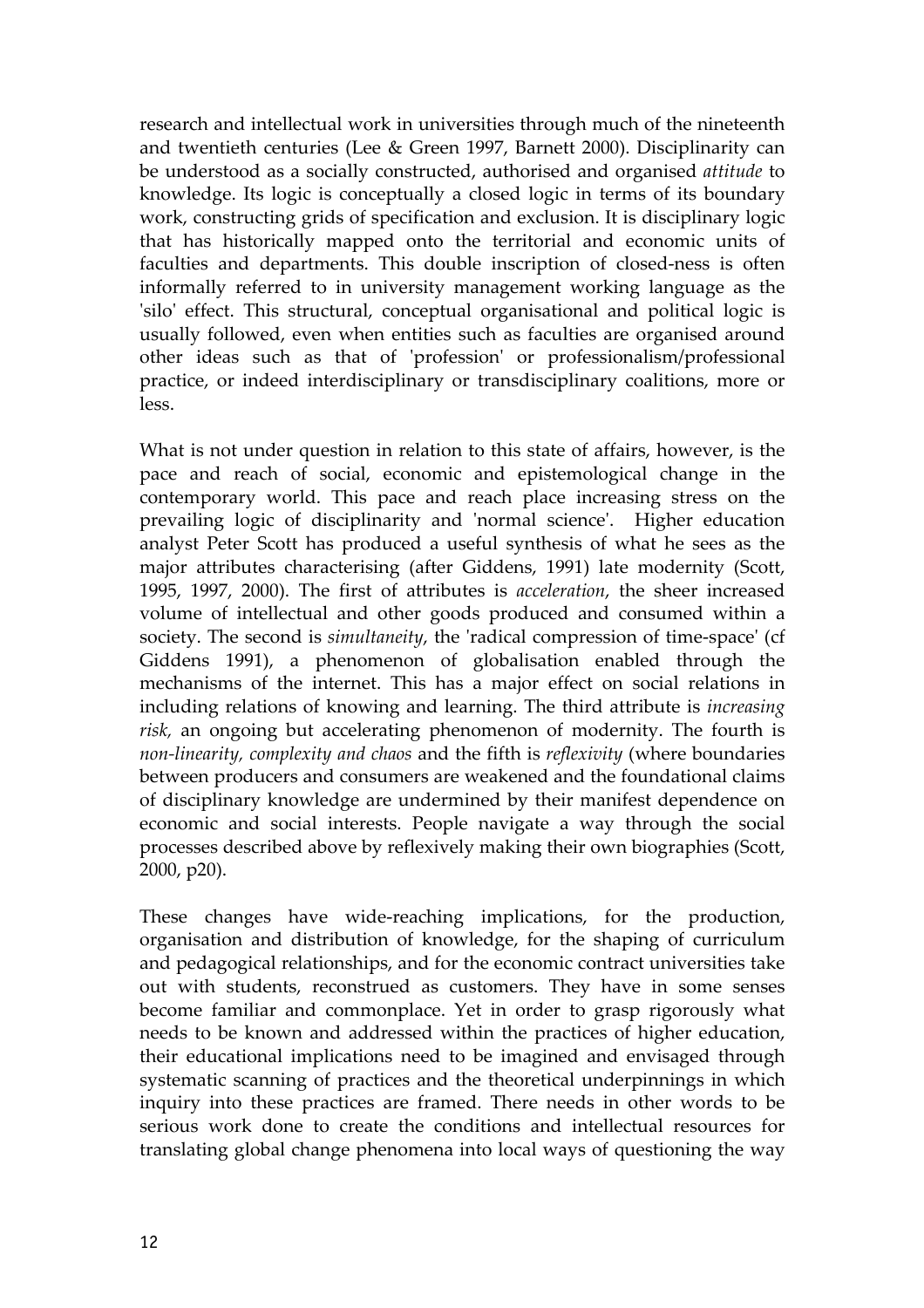research and intellectual work in universities through much of the nineteenth and twentieth centuries (Lee & Green 1997, Barnett 2000). Disciplinarity can be understood as a socially constructed, authorised and organised *attitude* to knowledge. Its logic is conceptually a closed logic in terms of its boundary work, constructing grids of specification and exclusion. It is disciplinary logic that has historically mapped onto the territorial and economic units of faculties and departments. This double inscription of closed-ness is often informally referred to in university management working language as the 'silo' effect. This structural, conceptual organisational and political logic is usually followed, even when entities such as faculties are organised around other ideas such as that of 'profession' or professionalism/professional practice, or indeed interdisciplinary or transdisciplinary coalitions, more or less.

What is not under question in relation to this state of affairs, however, is the pace and reach of social, economic and epistemological change in the contemporary world. This pace and reach place increasing stress on the prevailing logic of disciplinarity and 'normal science'. Higher education analyst Peter Scott has produced a useful synthesis of what he sees as the major attributes characterising (after Giddens, 1991) late modernity (Scott, 1995, 1997, 2000). The first of attributes is *acceleration*, the sheer increased volume of intellectual and other goods produced and consumed within a society. The second is *simultaneity*, the 'radical compression of time-space' (cf Giddens 1991), a phenomenon of globalisation enabled through the mechanisms of the internet. This has a major effect on social relations in including relations of knowing and learning. The third attribute is *increasing risk,* an ongoing but accelerating phenomenon of modernity. The fourth is *non-linearity, complexity and chaos* and the fifth is *reflexivity* (where boundaries between producers and consumers are weakened and the foundational claims of disciplinary knowledge are undermined by their manifest dependence on economic and social interests. People navigate a way through the social processes described above by reflexively making their own biographies (Scott, 2000, p20).

These changes have wide-reaching implications, for the production, organisation and distribution of knowledge, for the shaping of curriculum and pedagogical relationships, and for the economic contract universities take out with students, reconstrued as customers. They have in some senses become familiar and commonplace. Yet in order to grasp rigorously what needs to be known and addressed within the practices of higher education, their educational implications need to be imagined and envisaged through systematic scanning of practices and the theoretical underpinnings in which inquiry into these practices are framed. There needs in other words to be serious work done to create the conditions and intellectual resources for translating global change phenomena into local ways of questioning the way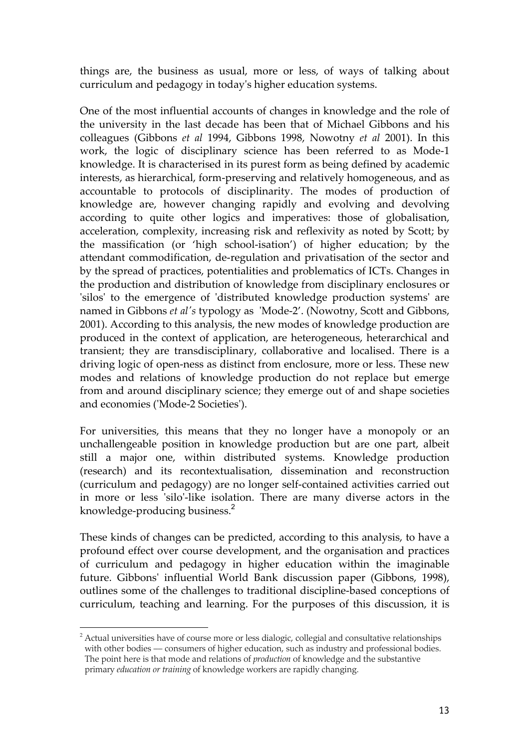things are, the business as usual, more or less, of ways of talking about curriculum and pedagogy in today's higher education systems.

One of the most influential accounts of changes in knowledge and the role of the university in the last decade has been that of Michael Gibbons and his colleagues (Gibbons *et al* 1994, Gibbons 1998, Nowotny *et al* 2001). In this work, the logic of disciplinary science has been referred to as Mode-1 knowledge. It is characterised in its purest form as being defined by academic interests, as hierarchical, form-preserving and relatively homogeneous, and as accountable to protocols of disciplinarity. The modes of production of knowledge are, however changing rapidly and evolving and devolving according to quite other logics and imperatives: those of globalisation, acceleration, complexity, increasing risk and reflexivity as noted by Scott; by the massification (or 'high school-isation') of higher education; by the attendant commodification, de-regulation and privatisation of the sector and by the spread of practices, potentialities and problematics of ICTs. Changes in the production and distribution of knowledge from disciplinary enclosures or 'silos' to the emergence of 'distributed knowledge production systems' are named in Gibbons *et al's* typology as 'Mode-2'. (Nowotny, Scott and Gibbons, 2001). According to this analysis, the new modes of knowledge production are produced in the context of application, are heterogeneous, heterarchical and transient; they are transdisciplinary, collaborative and localised. There is a driving logic of open-ness as distinct from enclosure, more or less. These new modes and relations of knowledge production do not replace but emerge from and around disciplinary science; they emerge out of and shape societies and economies ('Mode-2 Societies').

For universities, this means that they no longer have a monopoly or an unchallengeable position in knowledge production but are one part, albeit still a major one, within distributed systems. Knowledge production (research) and its recontextualisation, dissemination and reconstruction (curriculum and pedagogy) are no longer self-contained activities carried out in more or less 'silo'-like isolation. There are many diverse actors in the knowledge-producing business.[2]

These kinds of changes can be predicted, according to this analysis, to have a profound effect over course development, and the organisation and practices of curriculum and pedagogy in higher education within the imaginable future. Gibbons' influential World Bank discussion paper (Gibbons, 1998), outlines some of the challenges to traditional discipline-based conceptions of curriculum, teaching and learning. For the purposes of this discussion, it is

---

[2] Actual universities have of course more or less dialogic, collegial and consultative relationships with other bodies — consumers of higher education, such as industry and professional bodies. The point here is that mode and relations of *production* of knowledge and the substantive primary *education or training* of knowledge workers are rapidly changing.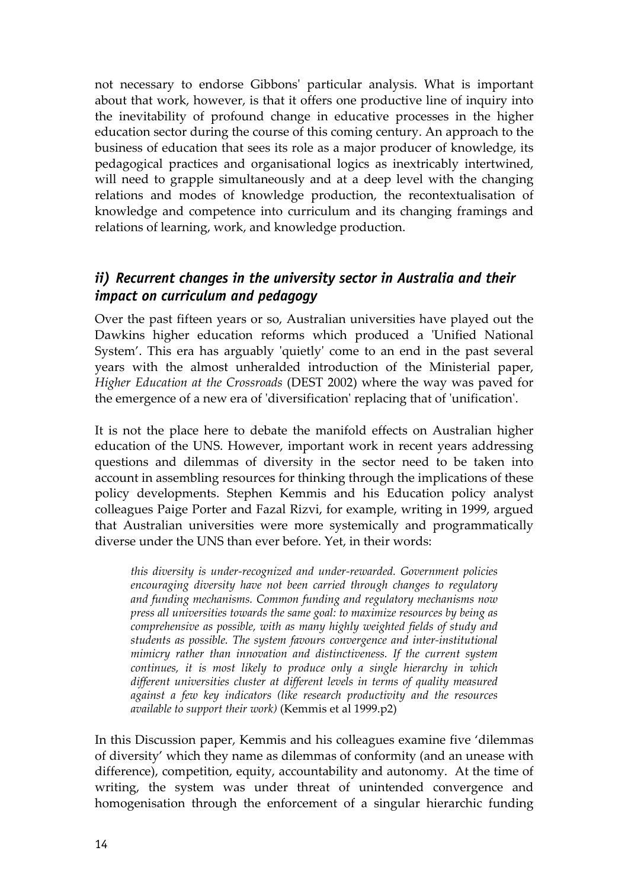not necessary to endorse Gibbons' particular analysis. What is important about that work, however, is that it offers one productive line of inquiry into the inevitability of profound change in educative processes in the higher education sector during the course of this coming century. An approach to the business of education that sees its role as a major producer of knowledge, its pedagogical practices and organisational logics as inextricably intertwined, will need to grapple simultaneously and at a deep level with the changing relations and modes of knowledge production, the recontextualisation of knowledge and competence into curriculum and its changing framings and relations of learning, work, and knowledge production.

## *ii) Recurrent changes in the university sector in Australia and their impact on curriculum and pedagogy*

Over the past fifteen years or so, Australian universities have played out the Dawkins higher education reforms which produced a 'Unified National System'. This era has arguably 'quietly' come to an end in the past several years with the almost unheralded introduction of the Ministerial paper, *Higher Education at the Crossroads* (DEST 2002) where the way was paved for the emergence of a new era of 'diversification' replacing that of 'unification'.

It is not the place here to debate the manifold effects on Australian higher education of the UNS. However, important work in recent years addressing questions and dilemmas of diversity in the sector need to be taken into account in assembling resources for thinking through the implications of these policy developments. Stephen Kemmis and his Education policy analyst colleagues Paige Porter and Fazal Rizvi, for example, writing in 1999, argued that Australian universities were more systemically and programmatically diverse under the UNS than ever before. Yet, in their words:

> *this diversity is under-recognized and under-rewarded. Government policies encouraging diversity have not been carried through changes to regulatory and funding mechanisms. Common funding and regulatory mechanisms now press all universities towards the same goal: to maximize resources by being as comprehensive as possible, with as many highly weighted fields of study and students as possible. The system favours convergence and inter-institutional mimicry rather than innovation and distinctiveness. If the current system continues, it is most likely to produce only a single hierarchy in which different universities cluster at different levels in terms of quality measured against a few key indicators (like research productivity and the resources available to support their work)* (Kemmis et al 1999.p2)

In this Discussion paper, Kemmis and his colleagues examine five 'dilemmas of diversity' which they name as dilemmas of conformity (and an unease with difference), competition, equity, accountability and autonomy. At the time of writing, the system was under threat of unintended convergence and homogenisation through the enforcement of a singular hierarchic funding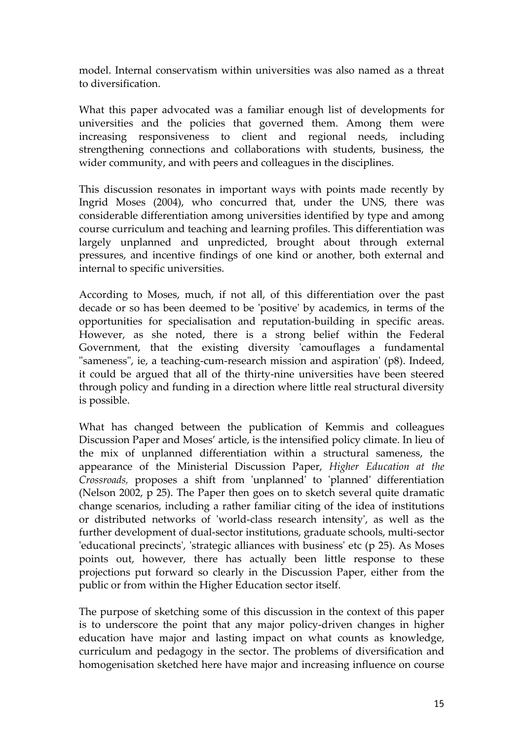model. Internal conservatism within universities was also named as a threat to diversification.

What this paper advocated was a familiar enough list of developments for universities and the policies that governed them. Among them were increasing responsiveness to client and regional needs, including strengthening connections and collaborations with students, business, the wider community, and with peers and colleagues in the disciplines.

This discussion resonates in important ways with points made recently by Ingrid Moses (2004), who concurred that, under the UNS, there was considerable differentiation among universities identified by type and among course curriculum and teaching and learning profiles. This differentiation was largely unplanned and unpredicted, brought about through external pressures, and incentive findings of one kind or another, both external and internal to specific universities.

According to Moses, much, if not all, of this differentiation over the past decade or so has been deemed to be 'positive' by academics, in terms of the opportunities for specialisation and reputation-building in specific areas. However, as she noted, there is a strong belief within the Federal Government, that the existing diversity 'camouflages a fundamental "sameness", ie, a teaching-cum-research mission and aspiration' (p8). Indeed, it could be argued that all of the thirty-nine universities have been steered through policy and funding in a direction where little real structural diversity is possible.

What has changed between the publication of Kemmis and colleagues Discussion Paper and Moses' article, is the intensified policy climate. In lieu of the mix of unplanned differentiation within a structural sameness, the appearance of the Ministerial Discussion Paper, *Higher Education at the Crossroads,* proposes a shift from 'unplanned' to 'planned' differentiation (Nelson 2002, p 25). The Paper then goes on to sketch several quite dramatic change scenarios, including a rather familiar citing of the idea of institutions or distributed networks of 'world-class research intensity', as well as the further development of dual-sector institutions, graduate schools, multi-sector 'educational precincts', 'strategic alliances with business' etc (p 25). As Moses points out, however, there has actually been little response to these projections put forward so clearly in the Discussion Paper, either from the public or from within the Higher Education sector itself.

The purpose of sketching some of this discussion in the context of this paper is to underscore the point that any major policy-driven changes in higher education have major and lasting impact on what counts as knowledge, curriculum and pedagogy in the sector. The problems of diversification and homogenisation sketched here have major and increasing influence on course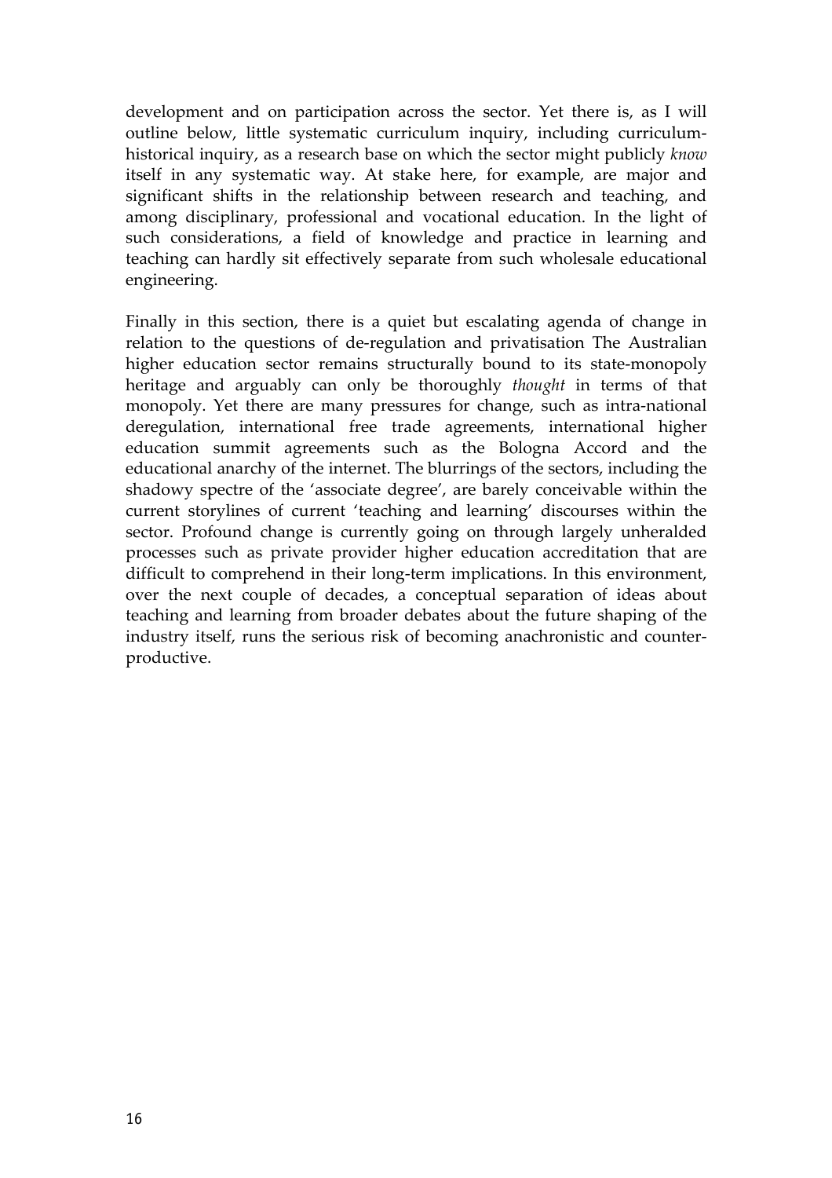development and on participation across the sector. Yet there is, as I will outline below, little systematic curriculum inquiry, including curriculum-historical inquiry, as a research base on which the sector might publicly *know* itself in any systematic way. At stake here, for example, are major and significant shifts in the relationship between research and teaching, and among disciplinary, professional and vocational education. In the light of such considerations, a field of knowledge and practice in learning and teaching can hardly sit effectively separate from such wholesale educational engineering.

Finally in this section, there is a quiet but escalating agenda of change in relation to the questions of de-regulation and privatisation The Australian higher education sector remains structurally bound to its state-monopoly heritage and arguably can only be thoroughly *thought* in terms of that monopoly. Yet there are many pressures for change, such as intra-national deregulation, international free trade agreements, international higher education summit agreements such as the Bologna Accord and the educational anarchy of the internet. The blurrings of the sectors, including the shadowy spectre of the 'associate degree', are barely conceivable within the current storylines of current 'teaching and learning' discourses within the sector. Profound change is currently going on through largely unheralded processes such as private provider higher education accreditation that are difficult to comprehend in their long-term implications. In this environment, over the next couple of decades, a conceptual separation of ideas about teaching and learning from broader debates about the future shaping of the industry itself, runs the serious risk of becoming anachronistic and counter-productive.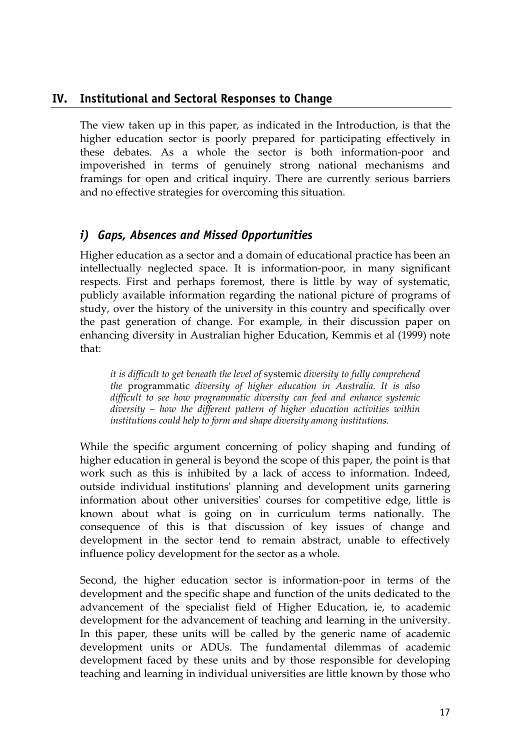## IV. Institutional and Sectoral Responses to Change

The view taken up in this paper, as indicated in the Introduction, is that the higher education sector is poorly prepared for participating effectively in these debates. As a whole the sector is both information-poor and impoverished in terms of genuinely strong national mechanisms and framings for open and critical inquiry. There are currently serious barriers and no effective strategies for overcoming this situation.

### *i) Gaps, Absences and Missed Opportunities*

Higher education as a sector and a domain of educational practice has been an intellectually neglected space. It is information-poor, in many significant respects. First and perhaps foremost, there is little by way of systematic, publicly available information regarding the national picture of programs of study, over the history of the university in this country and specifically over the past generation of change. For example, in their discussion paper on enhancing diversity in Australian higher Education, Kemmis et al (1999) note that:

> *it is difficult to get beneath the level of* systemic *diversity to fully comprehend the* programmatic *diversity of higher education in Australia. It is also difficult to see how programmatic diversity can feed and enhance systemic diversity – how the different pattern of higher education activities within institutions could help to form and shape diversity among institutions.*

While the specific argument concerning of policy shaping and funding of higher education in general is beyond the scope of this paper, the point is that work such as this is inhibited by a lack of access to information. Indeed, outside individual institutions' planning and development units garnering information about other universities' courses for competitive edge, little is known about what is going on in curriculum terms nationally. The consequence of this is that discussion of key issues of change and development in the sector tend to remain abstract, unable to effectively influence policy development for the sector as a whole.

Second, the higher education sector is information-poor in terms of the development and the specific shape and function of the units dedicated to the advancement of the specialist field of Higher Education, ie, to academic development for the advancement of teaching and learning in the university. In this paper, these units will be called by the generic name of academic development units or ADUs. The fundamental dilemmas of academic development faced by these units and by those responsible for developing teaching and learning in individual universities are little known by those who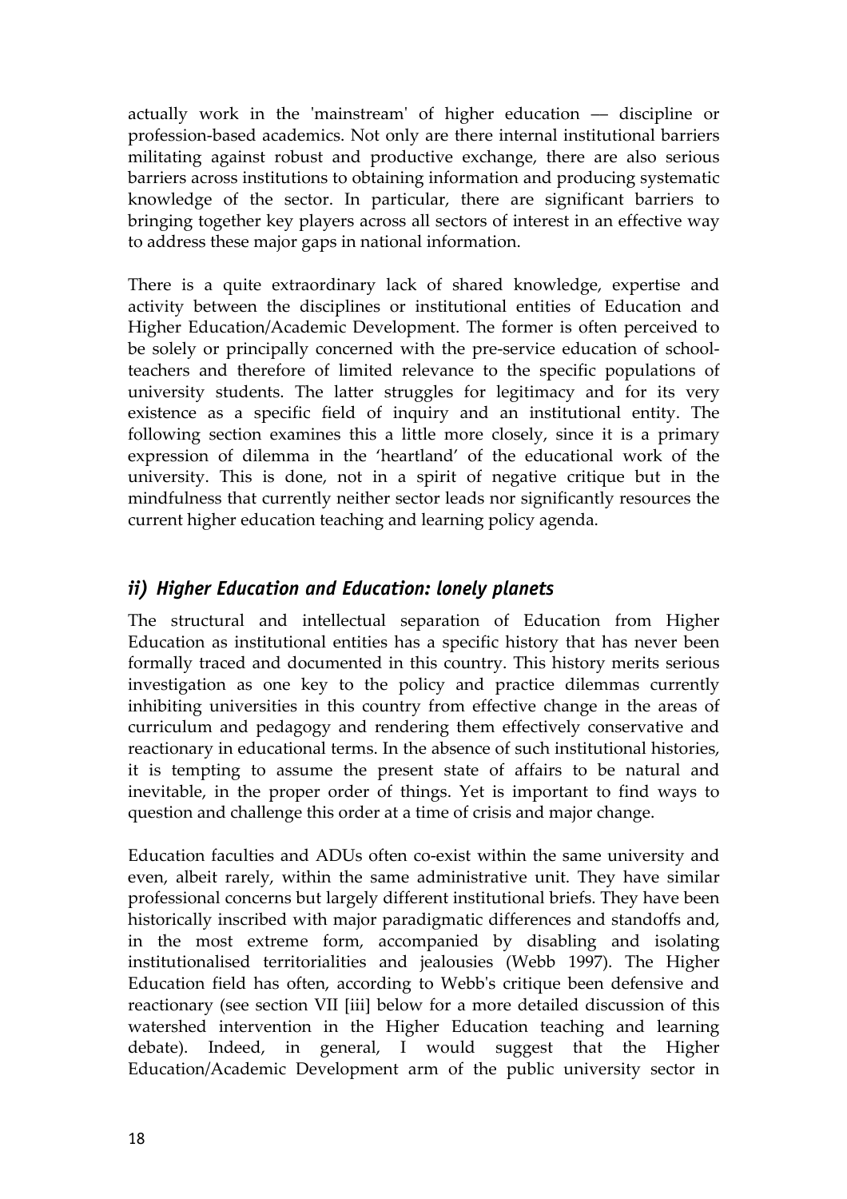actually work in the 'mainstream' of higher education — discipline or profession-based academics. Not only are there internal institutional barriers militating against robust and productive exchange, there are also serious barriers across institutions to obtaining information and producing systematic knowledge of the sector. In particular, there are significant barriers to bringing together key players across all sectors of interest in an effective way to address these major gaps in national information.

There is a quite extraordinary lack of shared knowledge, expertise and activity between the disciplines or institutional entities of Education and Higher Education/Academic Development. The former is often perceived to be solely or principally concerned with the pre-service education of school-teachers and therefore of limited relevance to the specific populations of university students. The latter struggles for legitimacy and for its very existence as a specific field of inquiry and an institutional entity. The following section examines this a little more closely, since it is a primary expression of dilemma in the 'heartland' of the educational work of the university. This is done, not in a spirit of negative critique but in the mindfulness that currently neither sector leads nor significantly resources the current higher education teaching and learning policy agenda.

## *ii) Higher Education and Education: lonely planets*

The structural and intellectual separation of Education from Higher Education as institutional entities has a specific history that has never been formally traced and documented in this country. This history merits serious investigation as one key to the policy and practice dilemmas currently inhibiting universities in this country from effective change in the areas of curriculum and pedagogy and rendering them effectively conservative and reactionary in educational terms. In the absence of such institutional histories, it is tempting to assume the present state of affairs to be natural and inevitable, in the proper order of things. Yet is important to find ways to question and challenge this order at a time of crisis and major change.

Education faculties and ADUs often co-exist within the same university and even, albeit rarely, within the same administrative unit. They have similar professional concerns but largely different institutional briefs. They have been historically inscribed with major paradigmatic differences and standoffs and, in the most extreme form, accompanied by disabling and isolating institutionalised territorialities and jealousies (Webb 1997). The Higher Education field has often, according to Webb's critique been defensive and reactionary (see section VII [iii] below for a more detailed discussion of this watershed intervention in the Higher Education teaching and learning debate). Indeed, in general, I would suggest that the Higher Education/Academic Development arm of the public university sector in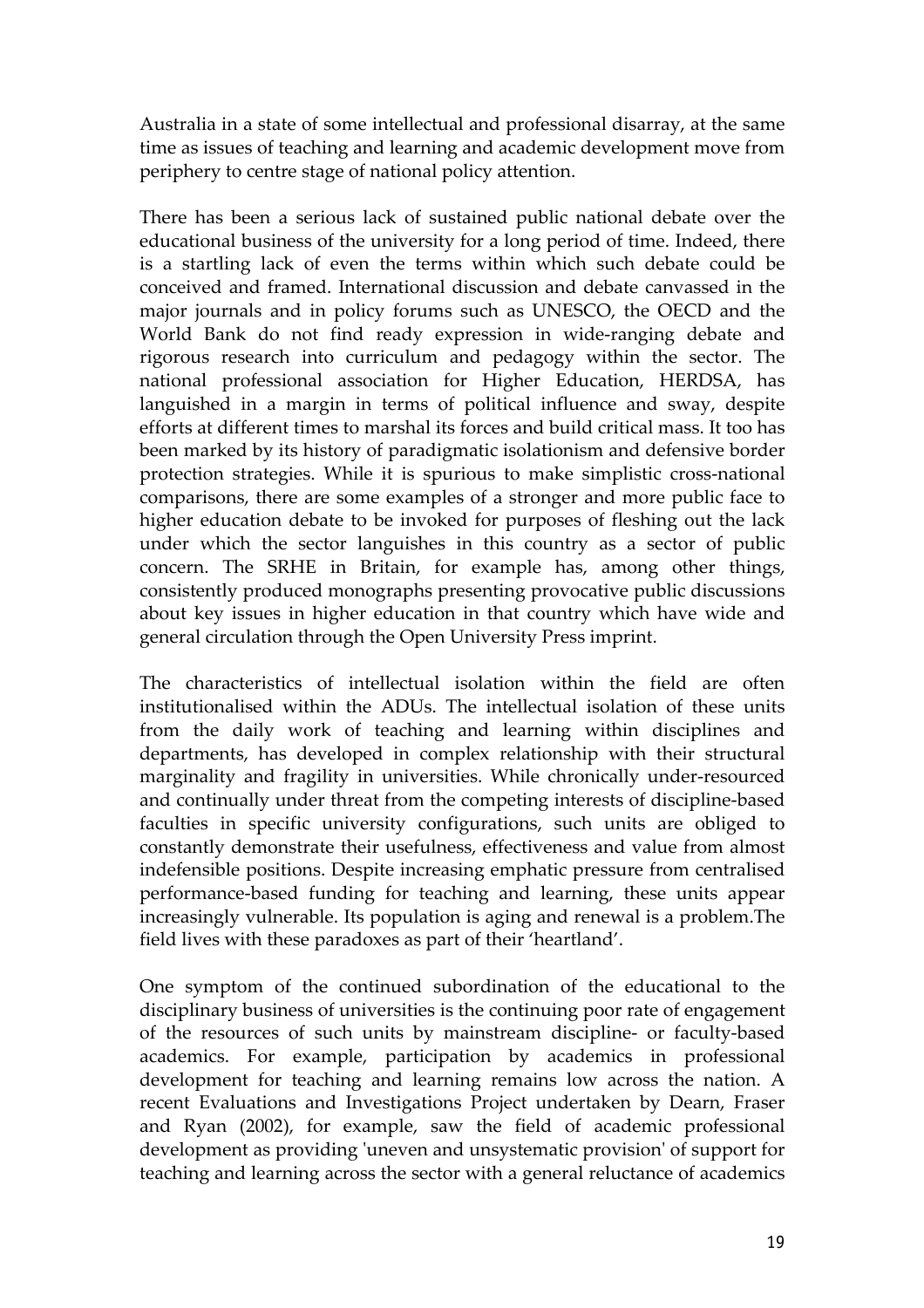Australia in a state of some intellectual and professional disarray, at the same time as issues of teaching and learning and academic development move from periphery to centre stage of national policy attention.

There has been a serious lack of sustained public national debate over the educational business of the university for a long period of time. Indeed, there is a startling lack of even the terms within which such debate could be conceived and framed. International discussion and debate canvassed in the major journals and in policy forums such as UNESCO, the OECD and the World Bank do not find ready expression in wide-ranging debate and rigorous research into curriculum and pedagogy within the sector. The national professional association for Higher Education, HERDSA, has languished in a margin in terms of political influence and sway, despite efforts at different times to marshal its forces and build critical mass. It too has been marked by its history of paradigmatic isolationism and defensive border protection strategies. While it is spurious to make simplistic cross-national comparisons, there are some examples of a stronger and more public face to higher education debate to be invoked for purposes of fleshing out the lack under which the sector languishes in this country as a sector of public concern. The SRHE in Britain, for example has, among other things, consistently produced monographs presenting provocative public discussions about key issues in higher education in that country which have wide and general circulation through the Open University Press imprint.

The characteristics of intellectual isolation within the field are often institutionalised within the ADUs. The intellectual isolation of these units from the daily work of teaching and learning within disciplines and departments, has developed in complex relationship with their structural marginality and fragility in universities. While chronically under-resourced and continually under threat from the competing interests of discipline-based faculties in specific university configurations, such units are obliged to constantly demonstrate their usefulness, effectiveness and value from almost indefensible positions. Despite increasing emphatic pressure from centralised performance-based funding for teaching and learning, these units appear increasingly vulnerable. Its population is aging and renewal is a problem.The field lives with these paradoxes as part of their 'heartland'.

One symptom of the continued subordination of the educational to the disciplinary business of universities is the continuing poor rate of engagement of the resources of such units by mainstream discipline- or faculty-based academics. For example, participation by academics in professional development for teaching and learning remains low across the nation. A recent Evaluations and Investigations Project undertaken by Dearn, Fraser and Ryan (2002), for example, saw the field of academic professional development as providing 'uneven and unsystematic provision' of support for teaching and learning across the sector with a general reluctance of academics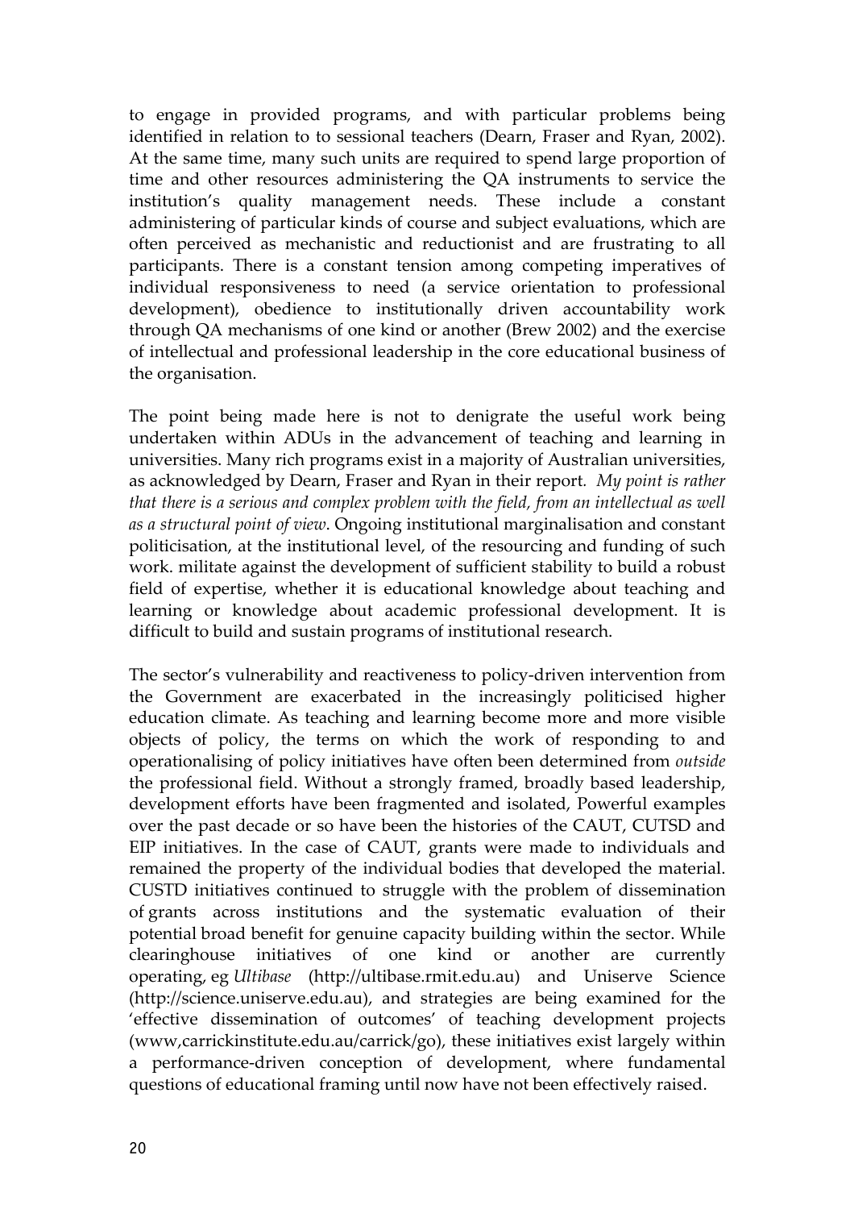to engage in provided programs, and with particular problems being identified in relation to to sessional teachers (Dearn, Fraser and Ryan, 2002). At the same time, many such units are required to spend large proportion of time and other resources administering the QA instruments to service the institution's quality management needs. These include a constant administering of particular kinds of course and subject evaluations, which are often perceived as mechanistic and reductionist and are frustrating to all participants. There is a constant tension among competing imperatives of individual responsiveness to need (a service orientation to professional development), obedience to institutionally driven accountability work through QA mechanisms of one kind or another (Brew 2002) and the exercise of intellectual and professional leadership in the core educational business of the organisation.

The point being made here is not to denigrate the useful work being undertaken within ADUs in the advancement of teaching and learning in universities. Many rich programs exist in a majority of Australian universities, as acknowledged by Dearn, Fraser and Ryan in their report. *My point is rather that there is a serious and complex problem with the field, from an intellectual as well as a structural point of view*. Ongoing institutional marginalisation and constant politicisation, at the institutional level, of the resourcing and funding of such work. militate against the development of sufficient stability to build a robust field of expertise, whether it is educational knowledge about teaching and learning or knowledge about academic professional development. It is difficult to build and sustain programs of institutional research.

The sector's vulnerability and reactiveness to policy-driven intervention from the Government are exacerbated in the increasingly politicised higher education climate. As teaching and learning become more and more visible objects of policy, the terms on which the work of responding to and operationalising of policy initiatives have often been determined from *outside* the professional field. Without a strongly framed, broadly based leadership, development efforts have been fragmented and isolated, Powerful examples over the past decade or so have been the histories of the CAUT, CUTSD and EIP initiatives. In the case of CAUT, grants were made to individuals and remained the property of the individual bodies that developed the material. CUSTD initiatives continued to struggle with the problem of dissemination of grants across institutions and the systematic evaluation of their potential broad benefit for genuine capacity building within the sector. While clearinghouse initiatives of one kind or another are currently operating, eg *Ultibase* (http://ultibase.rmit.edu.au) and Uniserve Science (http://science.uniserve.edu.au), and strategies are being examined for the 'effective dissemination of outcomes' of teaching development projects (www,carrickinstitute.edu.au/carrick/go), these initiatives exist largely within a performance-driven conception of development, where fundamental questions of educational framing until now have not been effectively raised.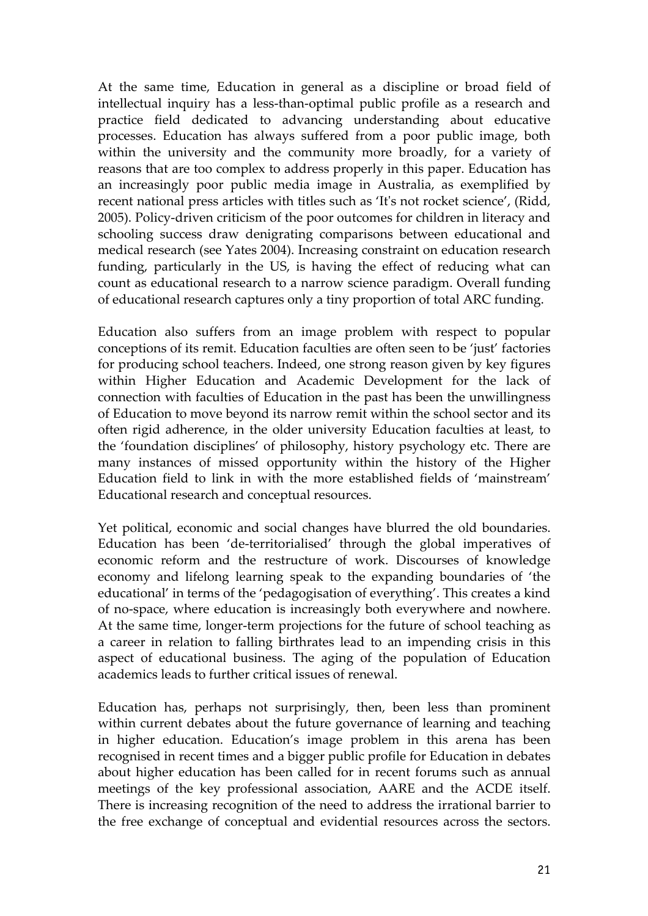At the same time, Education in general as a discipline or broad field of intellectual inquiry has a less-than-optimal public profile as a research and practice field dedicated to advancing understanding about educative processes. Education has always suffered from a poor public image, both within the university and the community more broadly, for a variety of reasons that are too complex to address properly in this paper. Education has an increasingly poor public media image in Australia, as exemplified by recent national press articles with titles such as 'It's not rocket science', (Ridd, 2005). Policy-driven criticism of the poor outcomes for children in literacy and schooling success draw denigrating comparisons between educational and medical research (see Yates 2004). Increasing constraint on education research funding, particularly in the US, is having the effect of reducing what can count as educational research to a narrow science paradigm. Overall funding of educational research captures only a tiny proportion of total ARC funding.

Education also suffers from an image problem with respect to popular conceptions of its remit. Education faculties are often seen to be 'just' factories for producing school teachers. Indeed, one strong reason given by key figures within Higher Education and Academic Development for the lack of connection with faculties of Education in the past has been the unwillingness of Education to move beyond its narrow remit within the school sector and its often rigid adherence, in the older university Education faculties at least, to the 'foundation disciplines' of philosophy, history psychology etc. There are many instances of missed opportunity within the history of the Higher Education field to link in with the more established fields of 'mainstream' Educational research and conceptual resources.

Yet political, economic and social changes have blurred the old boundaries. Education has been 'de-territorialised' through the global imperatives of economic reform and the restructure of work. Discourses of knowledge economy and lifelong learning speak to the expanding boundaries of 'the educational' in terms of the 'pedagogisation of everything'. This creates a kind of no-space, where education is increasingly both everywhere and nowhere. At the same time, longer-term projections for the future of school teaching as a career in relation to falling birthrates lead to an impending crisis in this aspect of educational business. The aging of the population of Education academics leads to further critical issues of renewal.

Education has, perhaps not surprisingly, then, been less than prominent within current debates about the future governance of learning and teaching in higher education. Education's image problem in this arena has been recognised in recent times and a bigger public profile for Education in debates about higher education has been called for in recent forums such as annual meetings of the key professional association, AARE and the ACDE itself. There is increasing recognition of the need to address the irrational barrier to the free exchange of conceptual and evidential resources across the sectors.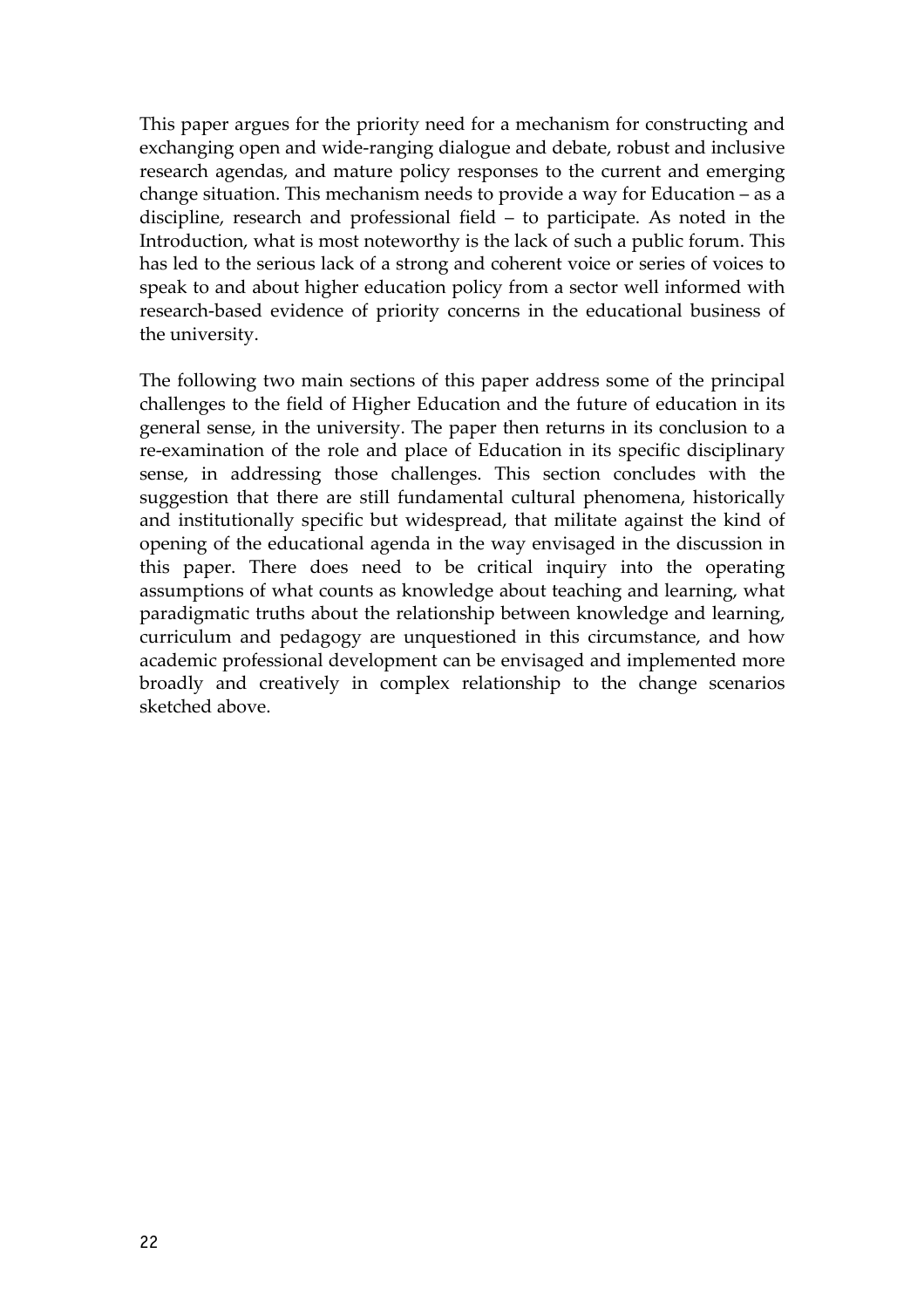This paper argues for the priority need for a mechanism for constructing and exchanging open and wide-ranging dialogue and debate, robust and inclusive research agendas, and mature policy responses to the current and emerging change situation. This mechanism needs to provide a way for Education – as a discipline, research and professional field – to participate. As noted in the Introduction, what is most noteworthy is the lack of such a public forum. This has led to the serious lack of a strong and coherent voice or series of voices to speak to and about higher education policy from a sector well informed with research-based evidence of priority concerns in the educational business of the university.

The following two main sections of this paper address some of the principal challenges to the field of Higher Education and the future of education in its general sense, in the university. The paper then returns in its conclusion to a re-examination of the role and place of Education in its specific disciplinary sense, in addressing those challenges. This section concludes with the suggestion that there are still fundamental cultural phenomena, historically and institutionally specific but widespread, that militate against the kind of opening of the educational agenda in the way envisaged in the discussion in this paper. There does need to be critical inquiry into the operating assumptions of what counts as knowledge about teaching and learning, what paradigmatic truths about the relationship between knowledge and learning, curriculum and pedagogy are unquestioned in this circumstance, and how academic professional development can be envisaged and implemented more broadly and creatively in complex relationship to the change scenarios sketched above.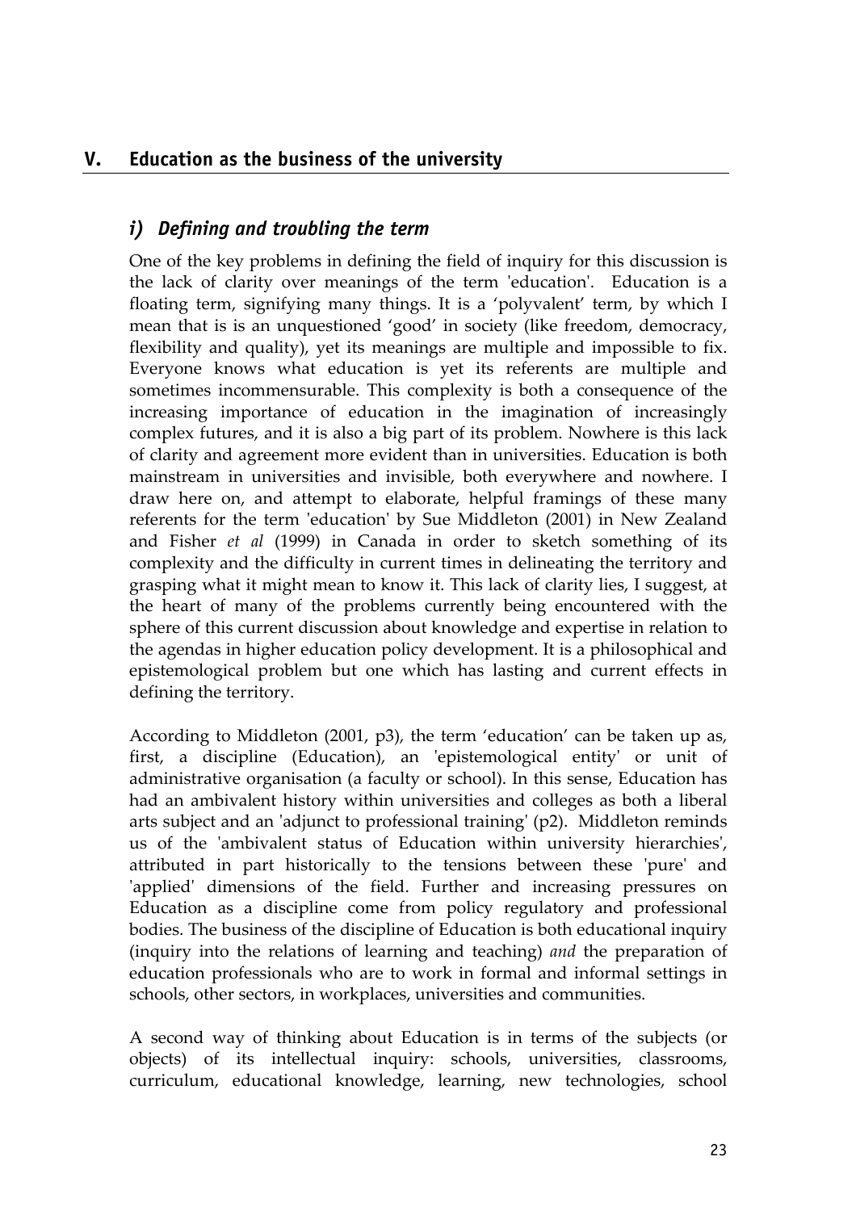## V. Education as the business of the university

### *i) Defining and troubling the term*

One of the key problems in defining the field of inquiry for this discussion is the lack of clarity over meanings of the term 'education'. Education is a floating term, signifying many things. It is a 'polyvalent' term, by which I mean that is is an unquestioned 'good' in society (like freedom, democracy, flexibility and quality), yet its meanings are multiple and impossible to fix. Everyone knows what education is yet its referents are multiple and sometimes incommensurable. This complexity is both a consequence of the increasing importance of education in the imagination of increasingly complex futures, and it is also a big part of its problem. Nowhere is this lack of clarity and agreement more evident than in universities. Education is both mainstream in universities and invisible, both everywhere and nowhere. I draw here on, and attempt to elaborate, helpful framings of these many referents for the term 'education' by Sue Middleton (2001) in New Zealand and Fisher *et al* (1999) in Canada in order to sketch something of its complexity and the difficulty in current times in delineating the territory and grasping what it might mean to know it. This lack of clarity lies, I suggest, at the heart of many of the problems currently being encountered with the sphere of this current discussion about knowledge and expertise in relation to the agendas in higher education policy development. It is a philosophical and epistemological problem but one which has lasting and current effects in defining the territory.

According to Middleton (2001, p3), the term 'education' can be taken up as, first, a discipline (Education), an 'epistemological entity' or unit of administrative organisation (a faculty or school). In this sense, Education has had an ambivalent history within universities and colleges as both a liberal arts subject and an 'adjunct to professional training' (p2). Middleton reminds us of the 'ambivalent status of Education within university hierarchies', attributed in part historically to the tensions between these 'pure' and 'applied' dimensions of the field. Further and increasing pressures on Education as a discipline come from policy regulatory and professional bodies. The business of the discipline of Education is both educational inquiry (inquiry into the relations of learning and teaching) *and* the preparation of education professionals who are to work in formal and informal settings in schools, other sectors, in workplaces, universities and communities.

A second way of thinking about Education is in terms of the subjects (or objects) of its intellectual inquiry: schools, universities, classrooms, curriculum, educational knowledge, learning, new technologies, school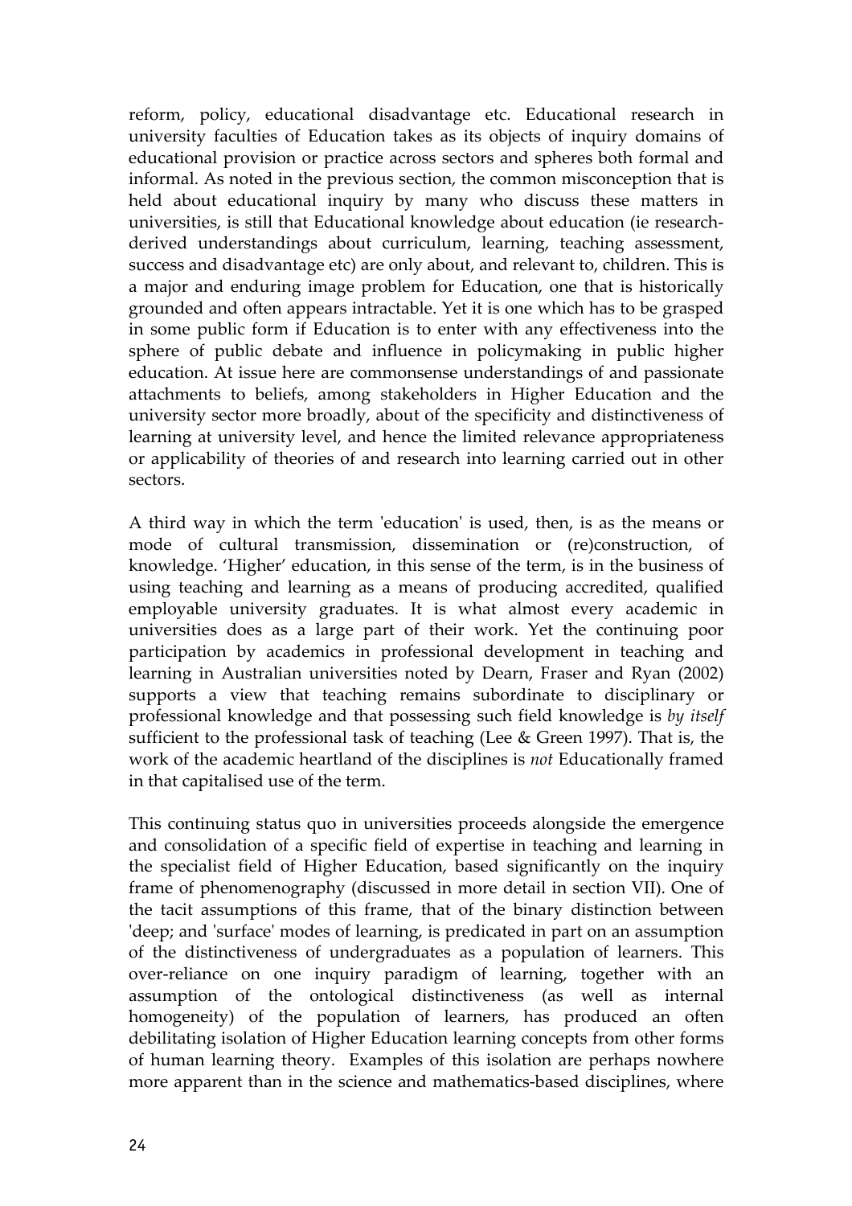reform, policy, educational disadvantage etc. Educational research in university faculties of Education takes as its objects of inquiry domains of educational provision or practice across sectors and spheres both formal and informal. As noted in the previous section, the common misconception that is held about educational inquiry by many who discuss these matters in universities, is still that Educational knowledge about education (ie research-derived understandings about curriculum, learning, teaching assessment, success and disadvantage etc) are only about, and relevant to, children. This is a major and enduring image problem for Education, one that is historically grounded and often appears intractable. Yet it is one which has to be grasped in some public form if Education is to enter with any effectiveness into the sphere of public debate and influence in policymaking in public higher education. At issue here are commonsense understandings of and passionate attachments to beliefs, among stakeholders in Higher Education and the university sector more broadly, about of the specificity and distinctiveness of learning at university level, and hence the limited relevance appropriateness or applicability of theories of and research into learning carried out in other sectors.

A third way in which the term 'education' is used, then, is as the means or mode of cultural transmission, dissemination or (re)construction, of knowledge. 'Higher' education, in this sense of the term, is in the business of using teaching and learning as a means of producing accredited, qualified employable university graduates. It is what almost every academic in universities does as a large part of their work. Yet the continuing poor participation by academics in professional development in teaching and learning in Australian universities noted by Dearn, Fraser and Ryan (2002) supports a view that teaching remains subordinate to disciplinary or professional knowledge and that possessing such field knowledge is *by itself* sufficient to the professional task of teaching (Lee & Green 1997). That is, the work of the academic heartland of the disciplines is *not* Educationally framed in that capitalised use of the term.

This continuing status quo in universities proceeds alongside the emergence and consolidation of a specific field of expertise in teaching and learning in the specialist field of Higher Education, based significantly on the inquiry frame of phenomenography (discussed in more detail in section VII). One of the tacit assumptions of this frame, that of the binary distinction between 'deep; and 'surface' modes of learning, is predicated in part on an assumption of the distinctiveness of undergraduates as a population of learners. This over-reliance on one inquiry paradigm of learning, together with an assumption of the ontological distinctiveness (as well as internal homogeneity) of the population of learners, has produced an often debilitating isolation of Higher Education learning concepts from other forms of human learning theory. Examples of this isolation are perhaps nowhere more apparent than in the science and mathematics-based disciplines, where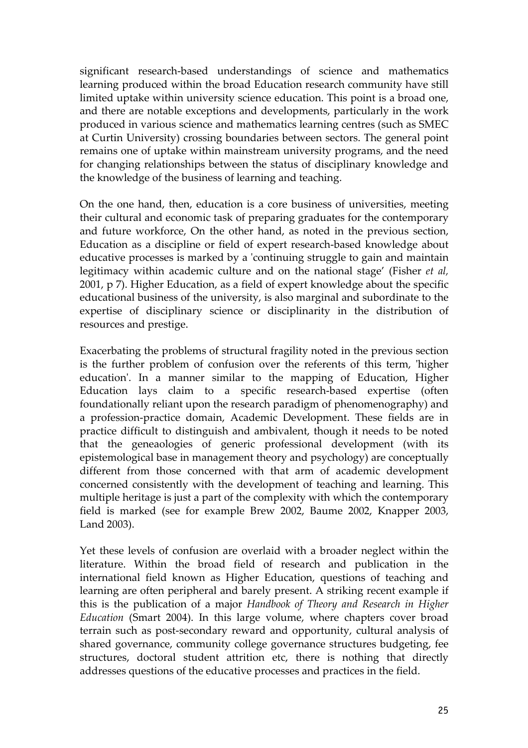significant research-based understandings of science and mathematics learning produced within the broad Education research community have still limited uptake within university science education. This point is a broad one, and there are notable exceptions and developments, particularly in the work produced in various science and mathematics learning centres (such as SMEC at Curtin University) crossing boundaries between sectors. The general point remains one of uptake within mainstream university programs, and the need for changing relationships between the status of disciplinary knowledge and the knowledge of the business of learning and teaching.

On the one hand, then, education is a core business of universities, meeting their cultural and economic task of preparing graduates for the contemporary and future workforce, On the other hand, as noted in the previous section, Education as a discipline or field of expert research-based knowledge about educative processes is marked by a 'continuing struggle to gain and maintain legitimacy within academic culture and on the national stage' (Fisher *et al,* 2001, p 7). Higher Education, as a field of expert knowledge about the specific educational business of the university, is also marginal and subordinate to the expertise of disciplinary science or disciplinarity in the distribution of resources and prestige.

Exacerbating the problems of structural fragility noted in the previous section is the further problem of confusion over the referents of this term, 'higher education'. In a manner similar to the mapping of Education, Higher Education lays claim to a specific research-based expertise (often foundationally reliant upon the research paradigm of phenomenography) and a profession-practice domain, Academic Development. These fields are in practice difficult to distinguish and ambivalent, though it needs to be noted that the geneaologies of generic professional development (with its epistemological base in management theory and psychology) are conceptually different from those concerned with that arm of academic development concerned consistently with the development of teaching and learning. This multiple heritage is just a part of the complexity with which the contemporary field is marked (see for example Brew 2002, Baume 2002, Knapper 2003, Land 2003).

Yet these levels of confusion are overlaid with a broader neglect within the literature. Within the broad field of research and publication in the international field known as Higher Education, questions of teaching and learning are often peripheral and barely present. A striking recent example if this is the publication of a major *Handbook of Theory and Research in Higher Education* (Smart 2004). In this large volume, where chapters cover broad terrain such as post-secondary reward and opportunity, cultural analysis of shared governance, community college governance structures budgeting, fee structures, doctoral student attrition etc, there is nothing that directly addresses questions of the educative processes and practices in the field.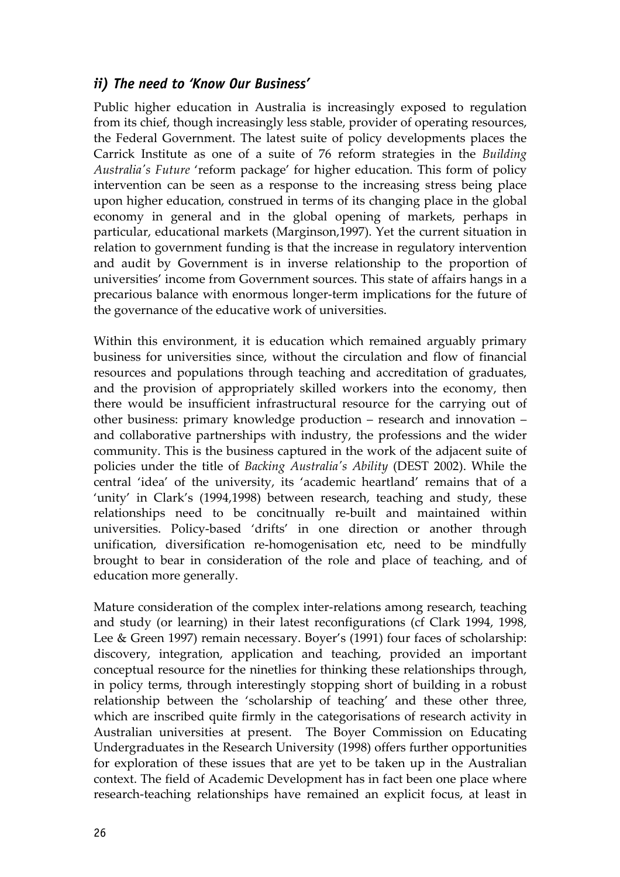## *ii) The need to 'Know Our Business'*

Public higher education in Australia is increasingly exposed to regulation from its chief, though increasingly less stable, provider of operating resources, the Federal Government. The latest suite of policy developments places the Carrick Institute as one of a suite of 76 reform strategies in the *Building Australia's Future* 'reform package' for higher education. This form of policy intervention can be seen as a response to the increasing stress being place upon higher education, construed in terms of its changing place in the global economy in general and in the global opening of markets, perhaps in particular, educational markets (Marginson,1997). Yet the current situation in relation to government funding is that the increase in regulatory intervention and audit by Government is in inverse relationship to the proportion of universities' income from Government sources. This state of affairs hangs in a precarious balance with enormous longer-term implications for the future of the governance of the educative work of universities.

Within this environment, it is education which remained arguably primary business for universities since, without the circulation and flow of financial resources and populations through teaching and accreditation of graduates, and the provision of appropriately skilled workers into the economy, then there would be insufficient infrastructural resource for the carrying out of other business: primary knowledge production – research and innovation – and collaborative partnerships with industry, the professions and the wider community. This is the business captured in the work of the adjacent suite of policies under the title of *Backing Australia's Ability* (DEST 2002). While the central 'idea' of the university, its 'academic heartland' remains that of a 'unity' in Clark's (1994,1998) between research, teaching and study, these relationships need to be concitnually re-built and maintained within universities. Policy-based 'drifts' in one direction or another through unification, diversification re-homogenisation etc, need to be mindfully brought to bear in consideration of the role and place of teaching, and of education more generally.

Mature consideration of the complex inter-relations among research, teaching and study (or learning) in their latest reconfigurations (cf Clark 1994, 1998, Lee & Green 1997) remain necessary. Boyer's (1991) four faces of scholarship: discovery, integration, application and teaching, provided an important conceptual resource for the ninetlies for thinking these relationships through, in policy terms, through interestingly stopping short of building in a robust relationship between the 'scholarship of teaching' and these other three, which are inscribed quite firmly in the categorisations of research activity in Australian universities at present. The Boyer Commission on Educating Undergraduates in the Research University (1998) offers further opportunities for exploration of these issues that are yet to be taken up in the Australian context. The field of Academic Development has in fact been one place where research-teaching relationships have remained an explicit focus, at least in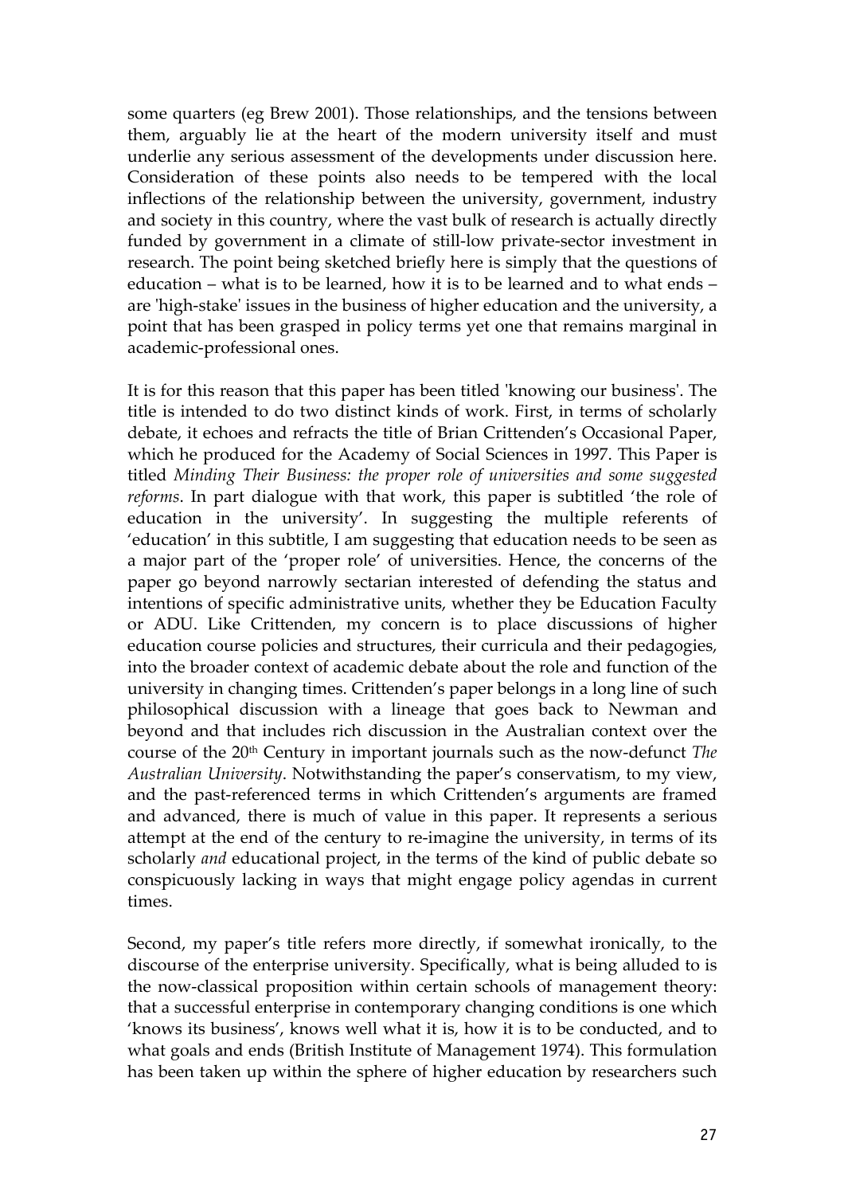some quarters (eg Brew 2001). Those relationships, and the tensions between them, arguably lie at the heart of the modern university itself and must underlie any serious assessment of the developments under discussion here. Consideration of these points also needs to be tempered with the local inflections of the relationship between the university, government, industry and society in this country, where the vast bulk of research is actually directly funded by government in a climate of still-low private-sector investment in research. The point being sketched briefly here is simply that the questions of education – what is to be learned, how it is to be learned and to what ends – are 'high-stake' issues in the business of higher education and the university, a point that has been grasped in policy terms yet one that remains marginal in academic-professional ones.

It is for this reason that this paper has been titled 'knowing our business'. The title is intended to do two distinct kinds of work. First, in terms of scholarly debate, it echoes and refracts the title of Brian Crittenden's Occasional Paper, which he produced for the Academy of Social Sciences in 1997. This Paper is titled *Minding Their Business: the proper role of universities and some suggested reforms*. In part dialogue with that work, this paper is subtitled 'the role of education in the university'. In suggesting the multiple referents of 'education' in this subtitle, I am suggesting that education needs to be seen as a major part of the 'proper role' of universities. Hence, the concerns of the paper go beyond narrowly sectarian interested of defending the status and intentions of specific administrative units, whether they be Education Faculty or ADU. Like Crittenden, my concern is to place discussions of higher education course policies and structures, their curricula and their pedagogies, into the broader context of academic debate about the role and function of the university in changing times. Crittenden's paper belongs in a long line of such philosophical discussion with a lineage that goes back to Newman and beyond and that includes rich discussion in the Australian context over the course of the 20th Century in important journals such as the now-defunct *The Australian University*. Notwithstanding the paper's conservatism, to my view, and the past-referenced terms in which Crittenden's arguments are framed and advanced, there is much of value in this paper. It represents a serious attempt at the end of the century to re-imagine the university, in terms of its scholarly *and* educational project, in the terms of the kind of public debate so conspicuously lacking in ways that might engage policy agendas in current times.

Second, my paper's title refers more directly, if somewhat ironically, to the discourse of the enterprise university. Specifically, what is being alluded to is the now-classical proposition within certain schools of management theory: that a successful enterprise in contemporary changing conditions is one which 'knows its business', knows well what it is, how it is to be conducted, and to what goals and ends (British Institute of Management 1974). This formulation has been taken up within the sphere of higher education by researchers such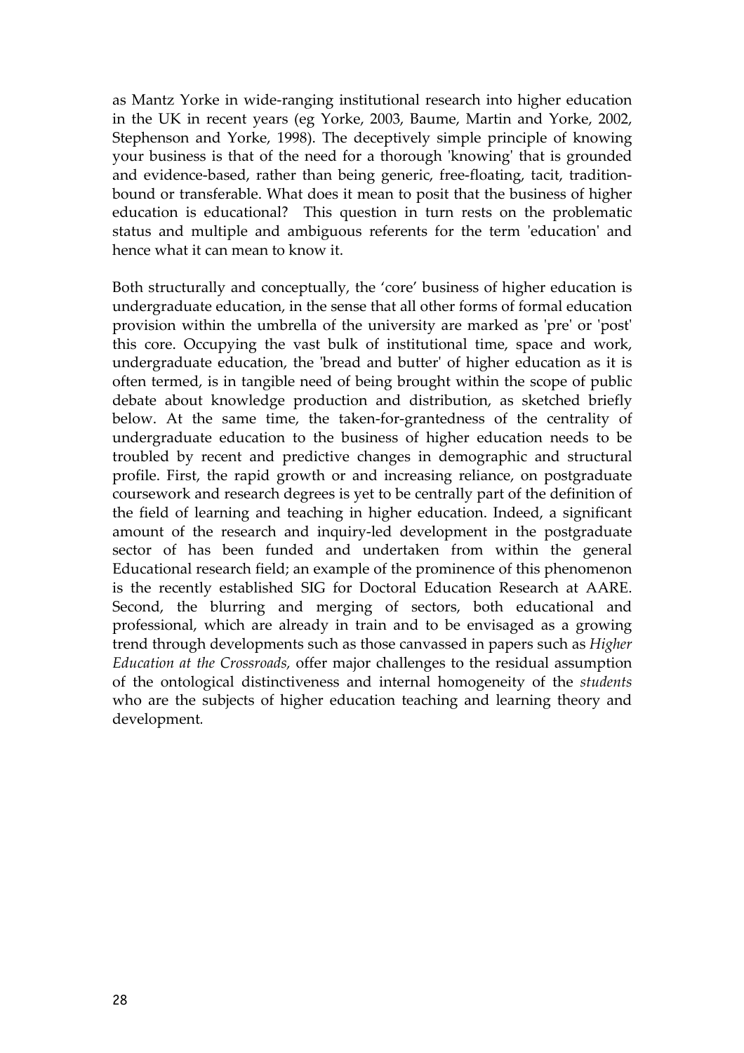as Mantz Yorke in wide-ranging institutional research into higher education in the UK in recent years (eg Yorke, 2003, Baume, Martin and Yorke, 2002, Stephenson and Yorke, 1998). The deceptively simple principle of knowing your business is that of the need for a thorough 'knowing' that is grounded and evidence-based, rather than being generic, free-floating, tacit, tradition-bound or transferable. What does it mean to posit that the business of higher education is educational? This question in turn rests on the problematic status and multiple and ambiguous referents for the term 'education' and hence what it can mean to know it.

Both structurally and conceptually, the 'core' business of higher education is undergraduate education, in the sense that all other forms of formal education provision within the umbrella of the university are marked as 'pre' or 'post' this core. Occupying the vast bulk of institutional time, space and work, undergraduate education, the 'bread and butter' of higher education as it is often termed, is in tangible need of being brought within the scope of public debate about knowledge production and distribution, as sketched briefly below. At the same time, the taken-for-grantedness of the centrality of undergraduate education to the business of higher education needs to be troubled by recent and predictive changes in demographic and structural profile. First, the rapid growth or and increasing reliance, on postgraduate coursework and research degrees is yet to be centrally part of the definition of the field of learning and teaching in higher education. Indeed, a significant amount of the research and inquiry-led development in the postgraduate sector of has been funded and undertaken from within the general Educational research field; an example of the prominence of this phenomenon is the recently established SIG for Doctoral Education Research at AARE. Second, the blurring and merging of sectors, both educational and professional, which are already in train and to be envisaged as a growing trend through developments such as those canvassed in papers such as *Higher Education at the Crossroads,* offer major challenges to the residual assumption of the ontological distinctiveness and internal homogeneity of the *students* who are the subjects of higher education teaching and learning theory and development.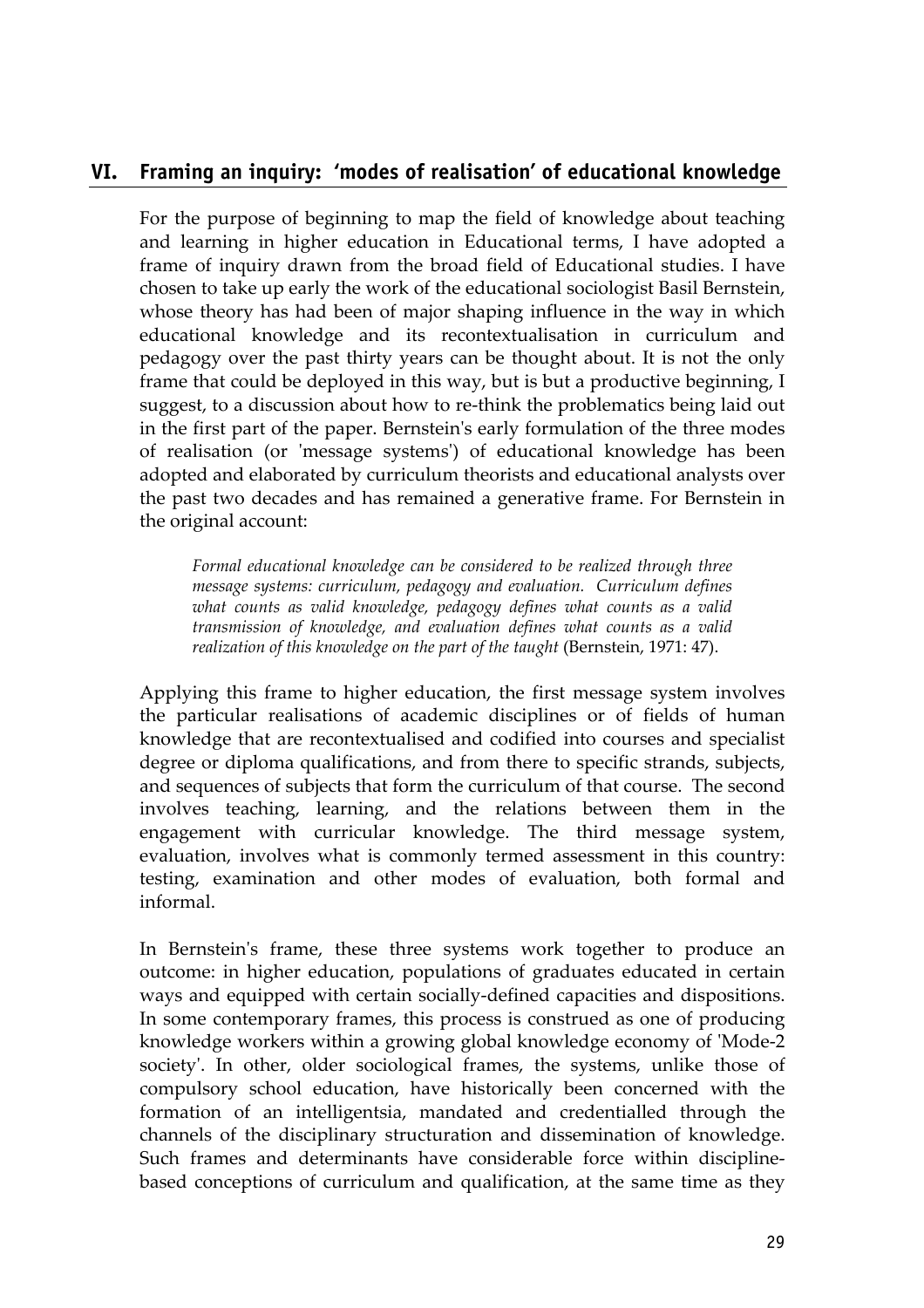## VI. Framing an inquiry: 'modes of realisation' of educational knowledge

For the purpose of beginning to map the field of knowledge about teaching and learning in higher education in Educational terms, I have adopted a frame of inquiry drawn from the broad field of Educational studies. I have chosen to take up early the work of the educational sociologist Basil Bernstein, whose theory has had been of major shaping influence in the way in which educational knowledge and its recontextualisation in curriculum and pedagogy over the past thirty years can be thought about. It is not the only frame that could be deployed in this way, but is but a productive beginning, I suggest, to a discussion about how to re-think the problematics being laid out in the first part of the paper. Bernstein's early formulation of the three modes of realisation (or 'message systems') of educational knowledge has been adopted and elaborated by curriculum theorists and educational analysts over the past two decades and has remained a generative frame. For Bernstein in the original account:

> *Formal educational knowledge can be considered to be realized through three message systems: curriculum, pedagogy and evaluation. Curriculum defines what counts as valid knowledge, pedagogy defines what counts as a valid transmission of knowledge, and evaluation defines what counts as a valid realization of this knowledge on the part of the taught* (Bernstein, 1971: 47).

Applying this frame to higher education, the first message system involves the particular realisations of academic disciplines or of fields of human knowledge that are recontextualised and codified into courses and specialist degree or diploma qualifications, and from there to specific strands, subjects, and sequences of subjects that form the curriculum of that course. The second involves teaching, learning, and the relations between them in the engagement with curricular knowledge. The third message system, evaluation, involves what is commonly termed assessment in this country: testing, examination and other modes of evaluation, both formal and informal.

In Bernstein's frame, these three systems work together to produce an outcome: in higher education, populations of graduates educated in certain ways and equipped with certain socially-defined capacities and dispositions. In some contemporary frames, this process is construed as one of producing knowledge workers within a growing global knowledge economy of 'Mode-2 society'. In other, older sociological frames, the systems, unlike those of compulsory school education, have historically been concerned with the formation of an intelligentsia, mandated and credentialled through the channels of the disciplinary structuration and dissemination of knowledge. Such frames and determinants have considerable force within discipline-based conceptions of curriculum and qualification, at the same time as they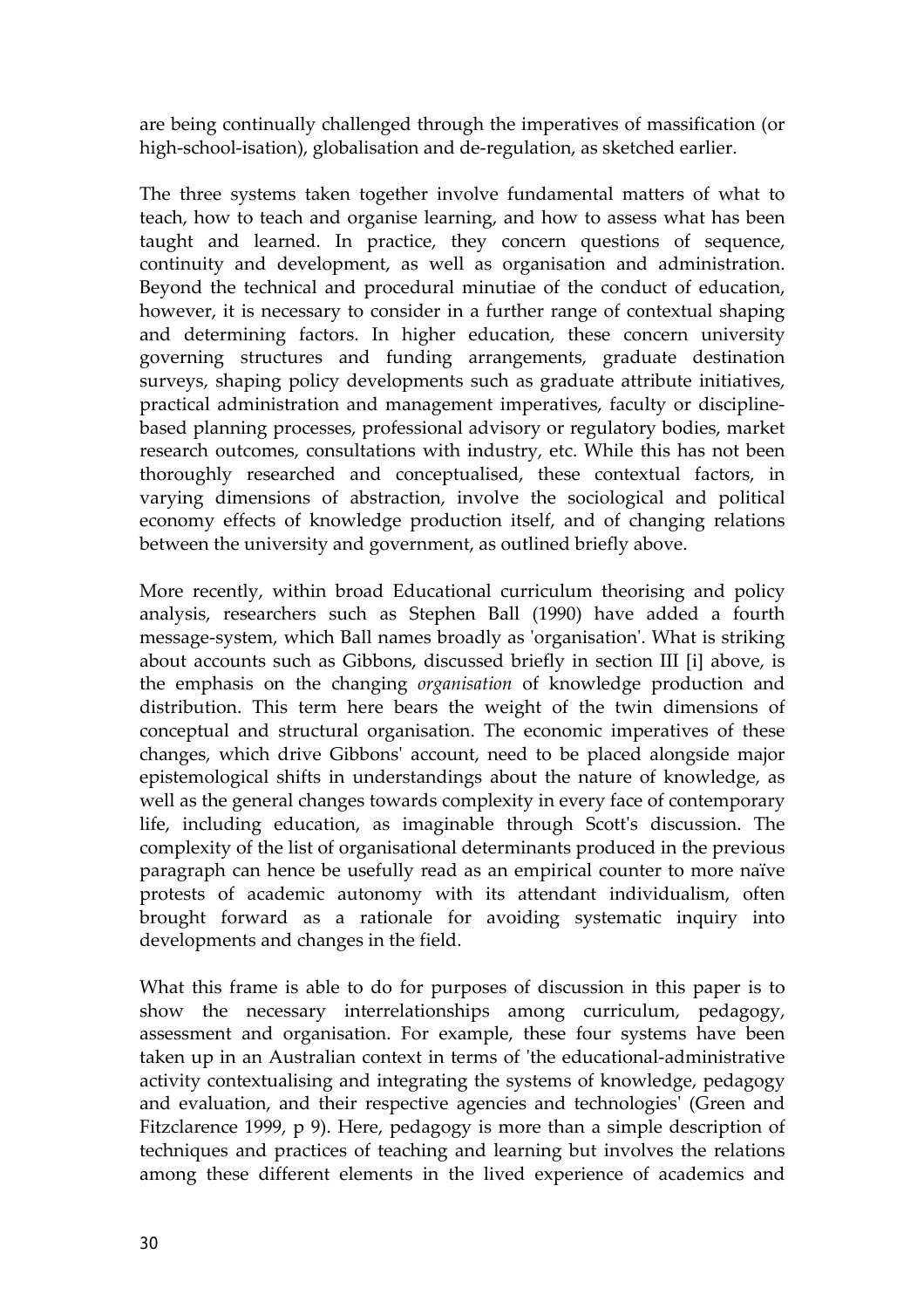are being continually challenged through the imperatives of massification (or high-school-isation), globalisation and de-regulation, as sketched earlier.

The three systems taken together involve fundamental matters of what to teach, how to teach and organise learning, and how to assess what has been taught and learned. In practice, they concern questions of sequence, continuity and development, as well as organisation and administration. Beyond the technical and procedural minutiae of the conduct of education, however, it is necessary to consider in a further range of contextual shaping and determining factors. In higher education, these concern university governing structures and funding arrangements, graduate destination surveys, shaping policy developments such as graduate attribute initiatives, practical administration and management imperatives, faculty or discipline-based planning processes, professional advisory or regulatory bodies, market research outcomes, consultations with industry, etc. While this has not been thoroughly researched and conceptualised, these contextual factors, in varying dimensions of abstraction, involve the sociological and political economy effects of knowledge production itself, and of changing relations between the university and government, as outlined briefly above.

More recently, within broad Educational curriculum theorising and policy analysis, researchers such as Stephen Ball (1990) have added a fourth message-system, which Ball names broadly as 'organisation'. What is striking about accounts such as Gibbons, discussed briefly in section III [i] above, is the emphasis on the changing *organisation* of knowledge production and distribution. This term here bears the weight of the twin dimensions of conceptual and structural organisation. The economic imperatives of these changes, which drive Gibbons' account, need to be placed alongside major epistemological shifts in understandings about the nature of knowledge, as well as the general changes towards complexity in every face of contemporary life, including education, as imaginable through Scott's discussion. The complexity of the list of organisational determinants produced in the previous paragraph can hence be usefully read as an empirical counter to more naïve protests of academic autonomy with its attendant individualism, often brought forward as a rationale for avoiding systematic inquiry into developments and changes in the field.

What this frame is able to do for purposes of discussion in this paper is to show the necessary interrelationships among curriculum, pedagogy, assessment and organisation. For example, these four systems have been taken up in an Australian context in terms of 'the educational-administrative activity contextualising and integrating the systems of knowledge, pedagogy and evaluation, and their respective agencies and technologies' (Green and Fitzclarence 1999, p 9). Here, pedagogy is more than a simple description of techniques and practices of teaching and learning but involves the relations among these different elements in the lived experience of academics and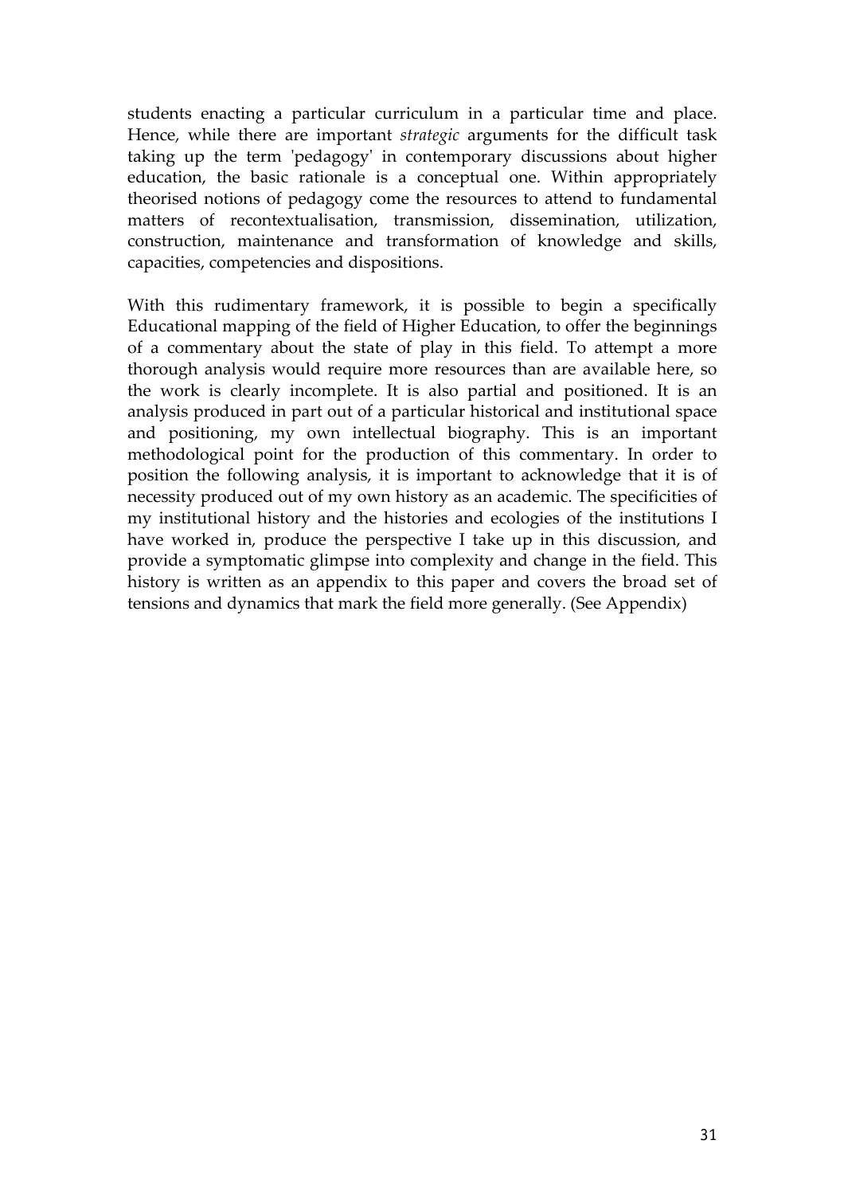students enacting a particular curriculum in a particular time and place. Hence, while there are important *strategic* arguments for the difficult task taking up the term 'pedagogy' in contemporary discussions about higher education, the basic rationale is a conceptual one. Within appropriately theorised notions of pedagogy come the resources to attend to fundamental matters of recontextualisation, transmission, dissemination, utilization, construction, maintenance and transformation of knowledge and skills, capacities, competencies and dispositions.

With this rudimentary framework, it is possible to begin a specifically Educational mapping of the field of Higher Education, to offer the beginnings of a commentary about the state of play in this field. To attempt a more thorough analysis would require more resources than are available here, so the work is clearly incomplete. It is also partial and positioned. It is an analysis produced in part out of a particular historical and institutional space and positioning, my own intellectual biography. This is an important methodological point for the production of this commentary. In order to position the following analysis, it is important to acknowledge that it is of necessity produced out of my own history as an academic. The specificities of my institutional history and the histories and ecologies of the institutions I have worked in, produce the perspective I take up in this discussion, and provide a symptomatic glimpse into complexity and change in the field. This history is written as an appendix to this paper and covers the broad set of tensions and dynamics that mark the field more generally. (See Appendix)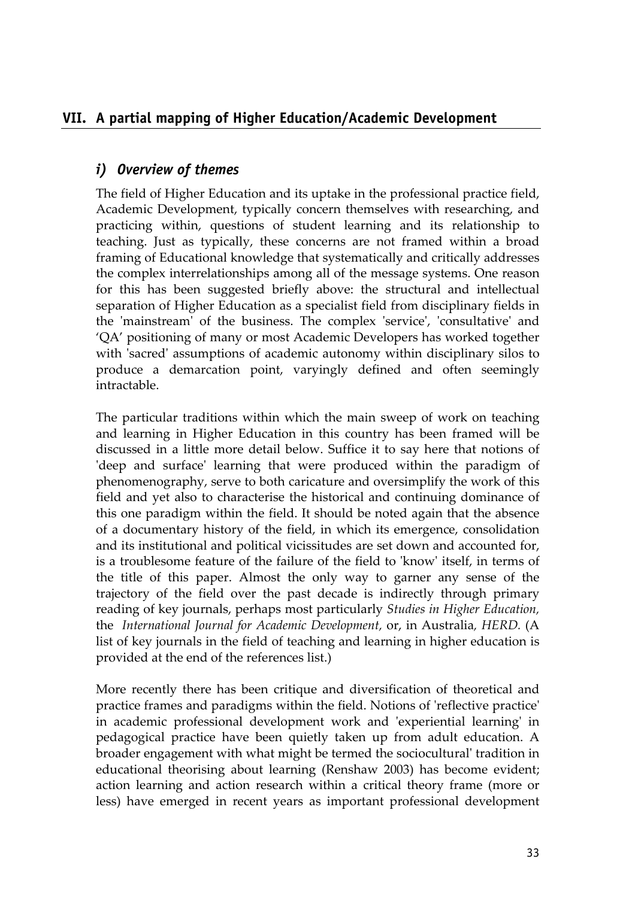## VII. A partial mapping of Higher Education/Academic Development

### *i) Overview of themes*

The field of Higher Education and its uptake in the professional practice field, Academic Development, typically concern themselves with researching, and practicing within, questions of student learning and its relationship to teaching. Just as typically, these concerns are not framed within a broad framing of Educational knowledge that systematically and critically addresses the complex interrelationships among all of the message systems. One reason for this has been suggested briefly above: the structural and intellectual separation of Higher Education as a specialist field from disciplinary fields in the 'mainstream' of the business. The complex 'service', 'consultative' and 'QA' positioning of many or most Academic Developers has worked together with 'sacred' assumptions of academic autonomy within disciplinary silos to produce a demarcation point, varyingly defined and often seemingly intractable.

The particular traditions within which the main sweep of work on teaching and learning in Higher Education in this country has been framed will be discussed in a little more detail below. Suffice it to say here that notions of 'deep and surface' learning that were produced within the paradigm of phenomenography, serve to both caricature and oversimplify the work of this field and yet also to characterise the historical and continuing dominance of this one paradigm within the field. It should be noted again that the absence of a documentary history of the field, in which its emergence, consolidation and its institutional and political vicissitudes are set down and accounted for, is a troublesome feature of the failure of the field to 'know' itself, in terms of the title of this paper. Almost the only way to garner any sense of the trajectory of the field over the past decade is indirectly through primary reading of key journals, perhaps most particularly *Studies in Higher Education,* the *International Journal for Academic Development,* or, in Australia, *HERD.* (A list of key journals in the field of teaching and learning in higher education is provided at the end of the references list.)

More recently there has been critique and diversification of theoretical and practice frames and paradigms within the field. Notions of 'reflective practice' in academic professional development work and 'experiential learning' in pedagogical practice have been quietly taken up from adult education. A broader engagement with what might be termed the sociocultural' tradition in educational theorising about learning (Renshaw 2003) has become evident; action learning and action research within a critical theory frame (more or less) have emerged in recent years as important professional development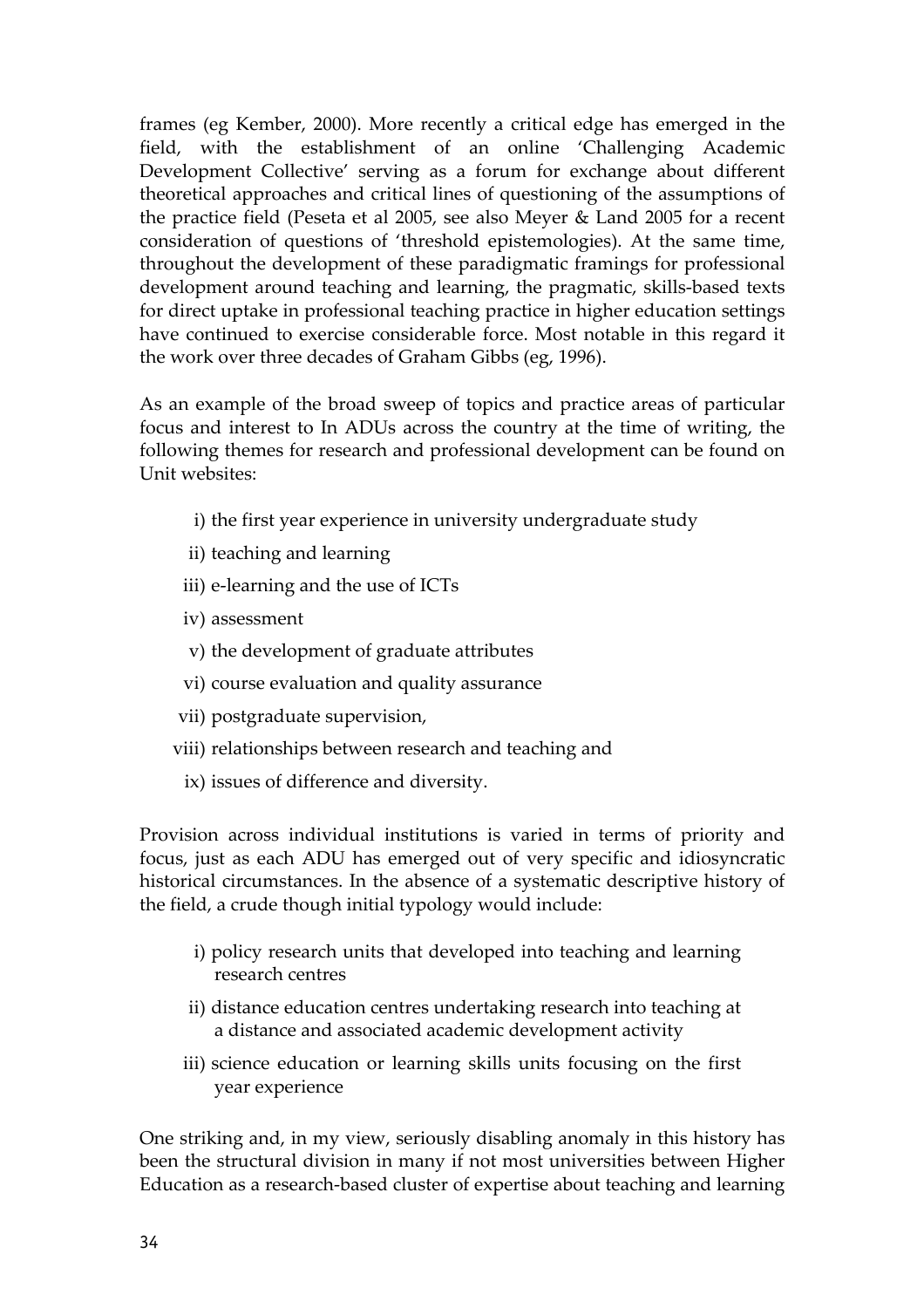frames (eg Kember, 2000). More recently a critical edge has emerged in the field, with the establishment of an online 'Challenging Academic Development Collective' serving as a forum for exchange about different theoretical approaches and critical lines of questioning of the assumptions of the practice field (Peseta et al 2005, see also Meyer & Land 2005 for a recent consideration of questions of 'threshold epistemologies). At the same time, throughout the development of these paradigmatic framings for professional development around teaching and learning, the pragmatic, skills-based texts for direct uptake in professional teaching practice in higher education settings have continued to exercise considerable force. Most notable in this regard it the work over three decades of Graham Gibbs (eg, 1996).

As an example of the broad sweep of topics and practice areas of particular focus and interest to In ADUs across the country at the time of writing, the following themes for research and professional development can be found on Unit websites:

i) the first year experience in university undergraduate study

ii) teaching and learning

iii) e-learning and the use of ICTs

iv) assessment

v) the development of graduate attributes

vi) course evaluation and quality assurance

vii) postgraduate supervision,

viii) relationships between research and teaching and

ix) issues of difference and diversity.

Provision across individual institutions is varied in terms of priority and focus, just as each ADU has emerged out of very specific and idiosyncratic historical circumstances. In the absence of a systematic descriptive history of the field, a crude though initial typology would include:

i) policy research units that developed into teaching and learning research centres

ii) distance education centres undertaking research into teaching at a distance and associated academic development activity

iii) science education or learning skills units focusing on the first year experience

One striking and, in my view, seriously disabling anomaly in this history has been the structural division in many if not most universities between Higher Education as a research-based cluster of expertise about teaching and learning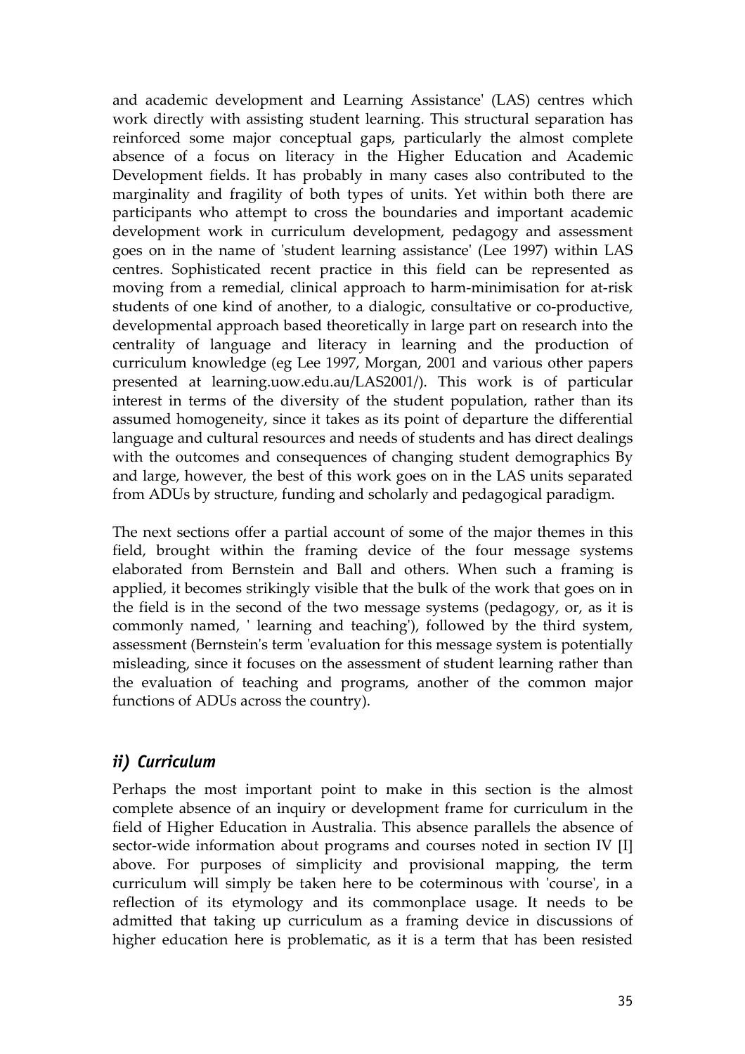and academic development and Learning Assistance' (LAS) centres which work directly with assisting student learning. This structural separation has reinforced some major conceptual gaps, particularly the almost complete absence of a focus on literacy in the Higher Education and Academic Development fields. It has probably in many cases also contributed to the marginality and fragility of both types of units. Yet within both there are participants who attempt to cross the boundaries and important academic development work in curriculum development, pedagogy and assessment goes on in the name of 'student learning assistance' (Lee 1997) within LAS centres. Sophisticated recent practice in this field can be represented as moving from a remedial, clinical approach to harm-minimisation for at-risk students of one kind of another, to a dialogic, consultative or co-productive, developmental approach based theoretically in large part on research into the centrality of language and literacy in learning and the production of curriculum knowledge (eg Lee 1997, Morgan, 2001 and various other papers presented at learning.uow.edu.au/LAS2001/). This work is of particular interest in terms of the diversity of the student population, rather than its assumed homogeneity, since it takes as its point of departure the differential language and cultural resources and needs of students and has direct dealings with the outcomes and consequences of changing student demographics By and large, however, the best of this work goes on in the LAS units separated from ADUs by structure, funding and scholarly and pedagogical paradigm.

The next sections offer a partial account of some of the major themes in this field, brought within the framing device of the four message systems elaborated from Bernstein and Ball and others. When such a framing is applied, it becomes strikingly visible that the bulk of the work that goes on in the field is in the second of the two message systems (pedagogy, or, as it is commonly named, ' learning and teaching'), followed by the third system, assessment (Bernstein's term 'evaluation for this message system is potentially misleading, since it focuses on the assessment of student learning rather than the evaluation of teaching and programs, another of the common major functions of ADUs across the country).

## *ii) Curriculum*

Perhaps the most important point to make in this section is the almost complete absence of an inquiry or development frame for curriculum in the field of Higher Education in Australia. This absence parallels the absence of sector-wide information about programs and courses noted in section IV [I] above. For purposes of simplicity and provisional mapping, the term curriculum will simply be taken here to be coterminous with 'course', in a reflection of its etymology and its commonplace usage. It needs to be admitted that taking up curriculum as a framing device in discussions of higher education here is problematic, as it is a term that has been resisted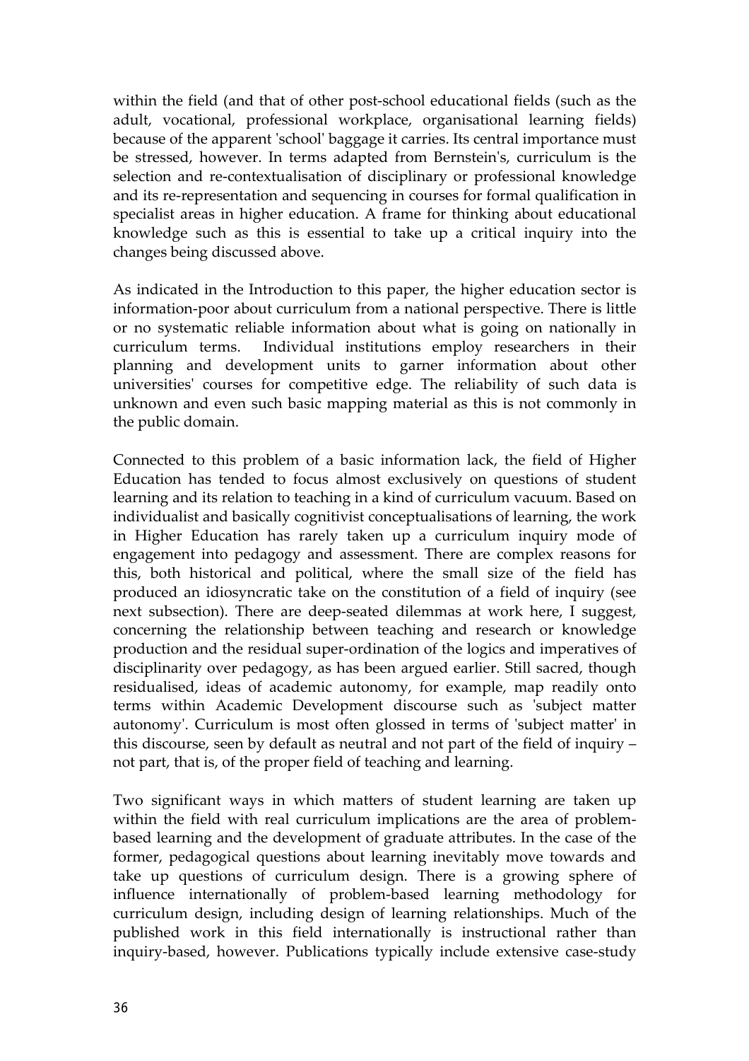within the field (and that of other post-school educational fields (such as the adult, vocational, professional workplace, organisational learning fields) because of the apparent 'school' baggage it carries. Its central importance must be stressed, however. In terms adapted from Bernstein's, curriculum is the selection and re-contextualisation of disciplinary or professional knowledge and its re-representation and sequencing in courses for formal qualification in specialist areas in higher education. A frame for thinking about educational knowledge such as this is essential to take up a critical inquiry into the changes being discussed above.

As indicated in the Introduction to this paper, the higher education sector is information-poor about curriculum from a national perspective. There is little or no systematic reliable information about what is going on nationally in curriculum terms. Individual institutions employ researchers in their planning and development units to garner information about other universities' courses for competitive edge. The reliability of such data is unknown and even such basic mapping material as this is not commonly in the public domain.

Connected to this problem of a basic information lack, the field of Higher Education has tended to focus almost exclusively on questions of student learning and its relation to teaching in a kind of curriculum vacuum. Based on individualist and basically cognitivist conceptualisations of learning, the work in Higher Education has rarely taken up a curriculum inquiry mode of engagement into pedagogy and assessment. There are complex reasons for this, both historical and political, where the small size of the field has produced an idiosyncratic take on the constitution of a field of inquiry (see next subsection). There are deep-seated dilemmas at work here, I suggest, concerning the relationship between teaching and research or knowledge production and the residual super-ordination of the logics and imperatives of disciplinarity over pedagogy, as has been argued earlier. Still sacred, though residualised, ideas of academic autonomy, for example, map readily onto terms within Academic Development discourse such as 'subject matter autonomy'. Curriculum is most often glossed in terms of 'subject matter' in this discourse, seen by default as neutral and not part of the field of inquiry – not part, that is, of the proper field of teaching and learning.

Two significant ways in which matters of student learning are taken up within the field with real curriculum implications are the area of problem-based learning and the development of graduate attributes. In the case of the former, pedagogical questions about learning inevitably move towards and take up questions of curriculum design. There is a growing sphere of influence internationally of problem-based learning methodology for curriculum design, including design of learning relationships. Much of the published work in this field internationally is instructional rather than inquiry-based, however. Publications typically include extensive case-study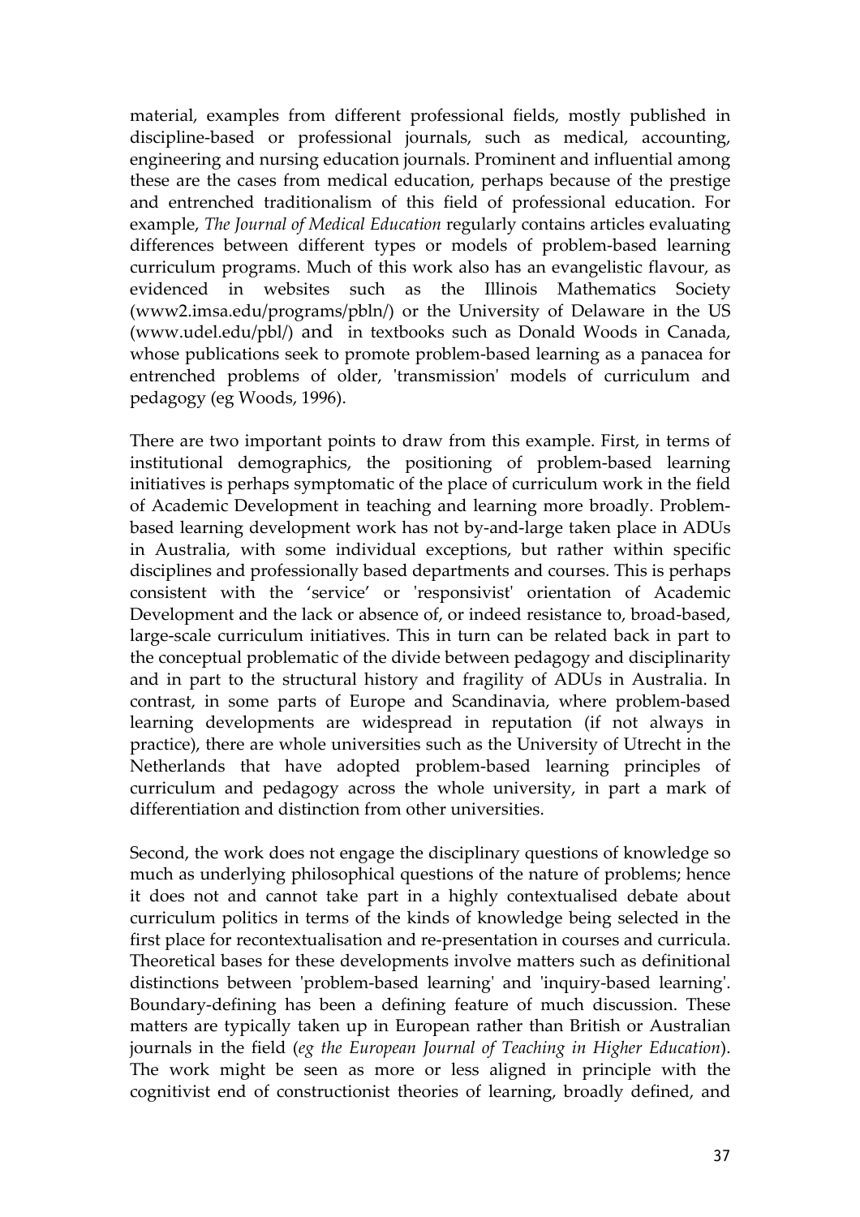material, examples from different professional fields, mostly published in discipline-based or professional journals, such as medical, accounting, engineering and nursing education journals. Prominent and influential among these are the cases from medical education, perhaps because of the prestige and entrenched traditionalism of this field of professional education. For example, *The Journal of Medical Education* regularly contains articles evaluating differences between different types or models of problem-based learning curriculum programs. Much of this work also has an evangelistic flavour, as evidenced in websites such as the Illinois Mathematics Society (www2.imsa.edu/programs/pbln/) or the University of Delaware in the US (www.udel.edu/pbl/) and in textbooks such as Donald Woods in Canada, whose publications seek to promote problem-based learning as a panacea for entrenched problems of older, 'transmission' models of curriculum and pedagogy (eg Woods, 1996).

There are two important points to draw from this example. First, in terms of institutional demographics, the positioning of problem-based learning initiatives is perhaps symptomatic of the place of curriculum work in the field of Academic Development in teaching and learning more broadly. Problem-based learning development work has not by-and-large taken place in ADUs in Australia, with some individual exceptions, but rather within specific disciplines and professionally based departments and courses. This is perhaps consistent with the 'service' or 'responsivist' orientation of Academic Development and the lack or absence of, or indeed resistance to, broad-based, large-scale curriculum initiatives. This in turn can be related back in part to the conceptual problematic of the divide between pedagogy and disciplinarity and in part to the structural history and fragility of ADUs in Australia. In contrast, in some parts of Europe and Scandinavia, where problem-based learning developments are widespread in reputation (if not always in practice), there are whole universities such as the University of Utrecht in the Netherlands that have adopted problem-based learning principles of curriculum and pedagogy across the whole university, in part a mark of differentiation and distinction from other universities.

Second, the work does not engage the disciplinary questions of knowledge so much as underlying philosophical questions of the nature of problems; hence it does not and cannot take part in a highly contextualised debate about curriculum politics in terms of the kinds of knowledge being selected in the first place for recontextualisation and re-presentation in courses and curricula. Theoretical bases for these developments involve matters such as definitional distinctions between 'problem-based learning' and 'inquiry-based learning'. Boundary-defining has been a defining feature of much discussion. These matters are typically taken up in European rather than British or Australian journals in the field (*eg the European Journal of Teaching in Higher Education*). The work might be seen as more or less aligned in principle with the cognitivist end of constructionist theories of learning, broadly defined, and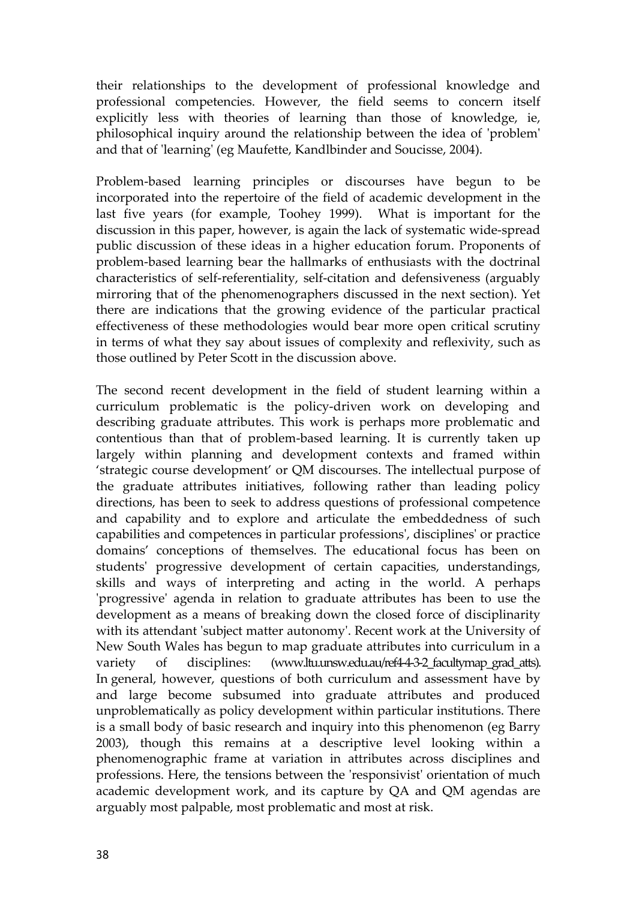their relationships to the development of professional knowledge and professional competencies. However, the field seems to concern itself explicitly less with theories of learning than those of knowledge, ie, philosophical inquiry around the relationship between the idea of 'problem' and that of 'learning' (eg Maufette, Kandlbinder and Soucisse, 2004).

Problem-based learning principles or discourses have begun to be incorporated into the repertoire of the field of academic development in the last five years (for example, Toohey 1999). What is important for the discussion in this paper, however, is again the lack of systematic wide-spread public discussion of these ideas in a higher education forum. Proponents of problem-based learning bear the hallmarks of enthusiasts with the doctrinal characteristics of self-referentiality, self-citation and defensiveness (arguably mirroring that of the phenomenographers discussed in the next section). Yet there are indications that the growing evidence of the particular practical effectiveness of these methodologies would bear more open critical scrutiny in terms of what they say about issues of complexity and reflexivity, such as those outlined by Peter Scott in the discussion above.

The second recent development in the field of student learning within a curriculum problematic is the policy-driven work on developing and describing graduate attributes. This work is perhaps more problematic and contentious than that of problem-based learning. It is currently taken up largely within planning and development contexts and framed within 'strategic course development' or QM discourses. The intellectual purpose of the graduate attributes initiatives, following rather than leading policy directions, has been to seek to address questions of professional competence and capability and to explore and articulate the embeddedness of such capabilities and competences in particular professions', disciplines' or practice domains' conceptions of themselves. The educational focus has been on students' progressive development of certain capacities, understandings, skills and ways of interpreting and acting in the world. A perhaps 'progressive' agenda in relation to graduate attributes has been to use the development as a means of breaking down the closed force of disciplinarity with its attendant 'subject matter autonomy'. Recent work at the University of New South Wales has begun to map graduate attributes into curriculum in a variety of disciplines: (www.ltu.unsw.edu.au/ref4-4-3-2_facultymap_grad_atts). In general, however, questions of both curriculum and assessment have by and large become subsumed into graduate attributes and produced unproblematically as policy development within particular institutions. There is a small body of basic research and inquiry into this phenomenon (eg Barry 2003), though this remains at a descriptive level looking within a phenomenographic frame at variation in attributes across disciplines and professions. Here, the tensions between the 'responsivist' orientation of much academic development work, and its capture by QA and QM agendas are arguably most palpable, most problematic and most at risk.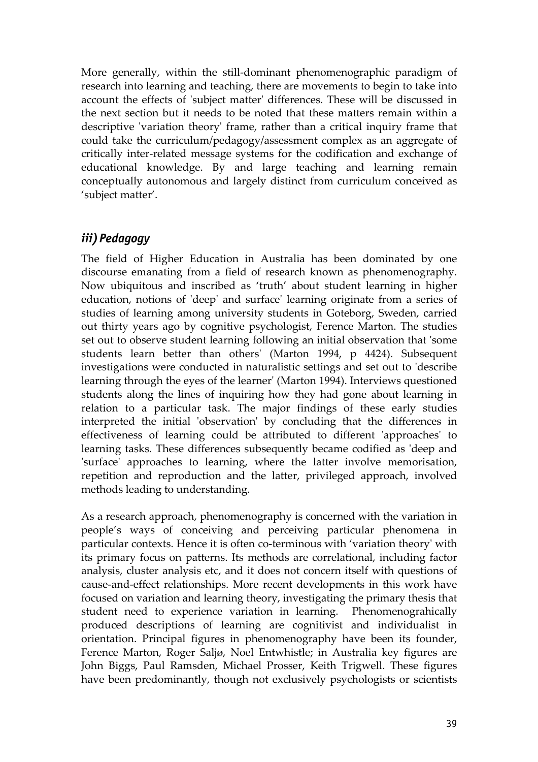More generally, within the still-dominant phenomenographic paradigm of research into learning and teaching, there are movements to begin to take into account the effects of 'subject matter' differences. These will be discussed in the next section but it needs to be noted that these matters remain within a descriptive 'variation theory' frame, rather than a critical inquiry frame that could take the curriculum/pedagogy/assessment complex as an aggregate of critically inter-related message systems for the codification and exchange of educational knowledge. By and large teaching and learning remain conceptually autonomous and largely distinct from curriculum conceived as 'subject matter'.

## *iii) Pedagogy*

The field of Higher Education in Australia has been dominated by one discourse emanating from a field of research known as phenomenography. Now ubiquitous and inscribed as 'truth' about student learning in higher education, notions of 'deep' and surface' learning originate from a series of studies of learning among university students in Goteborg, Sweden, carried out thirty years ago by cognitive psychologist, Ference Marton. The studies set out to observe student learning following an initial observation that 'some students learn better than others' (Marton 1994, p 4424). Subsequent investigations were conducted in naturalistic settings and set out to 'describe learning through the eyes of the learner' (Marton 1994). Interviews questioned students along the lines of inquiring how they had gone about learning in relation to a particular task. The major findings of these early studies interpreted the initial 'observation' by concluding that the differences in effectiveness of learning could be attributed to different 'approaches' to learning tasks. These differences subsequently became codified as 'deep and 'surface' approaches to learning, where the latter involve memorisation, repetition and reproduction and the latter, privileged approach, involved methods leading to understanding.

As a research approach, phenomenography is concerned with the variation in people's ways of conceiving and perceiving particular phenomena in particular contexts. Hence it is often co-terminous with 'variation theory' with its primary focus on patterns. Its methods are correlational, including factor analysis, cluster analysis etc, and it does not concern itself with questions of cause-and-effect relationships. More recent developments in this work have focused on variation and learning theory, investigating the primary thesis that student need to experience variation in learning. Phenomenograhically produced descriptions of learning are cognitivist and individualist in orientation. Principal figures in phenomenography have been its founder, Ference Marton, Roger Saljø, Noel Entwhistle; in Australia key figures are John Biggs, Paul Ramsden, Michael Prosser, Keith Trigwell. These figures have been predominantly, though not exclusively psychologists or scientists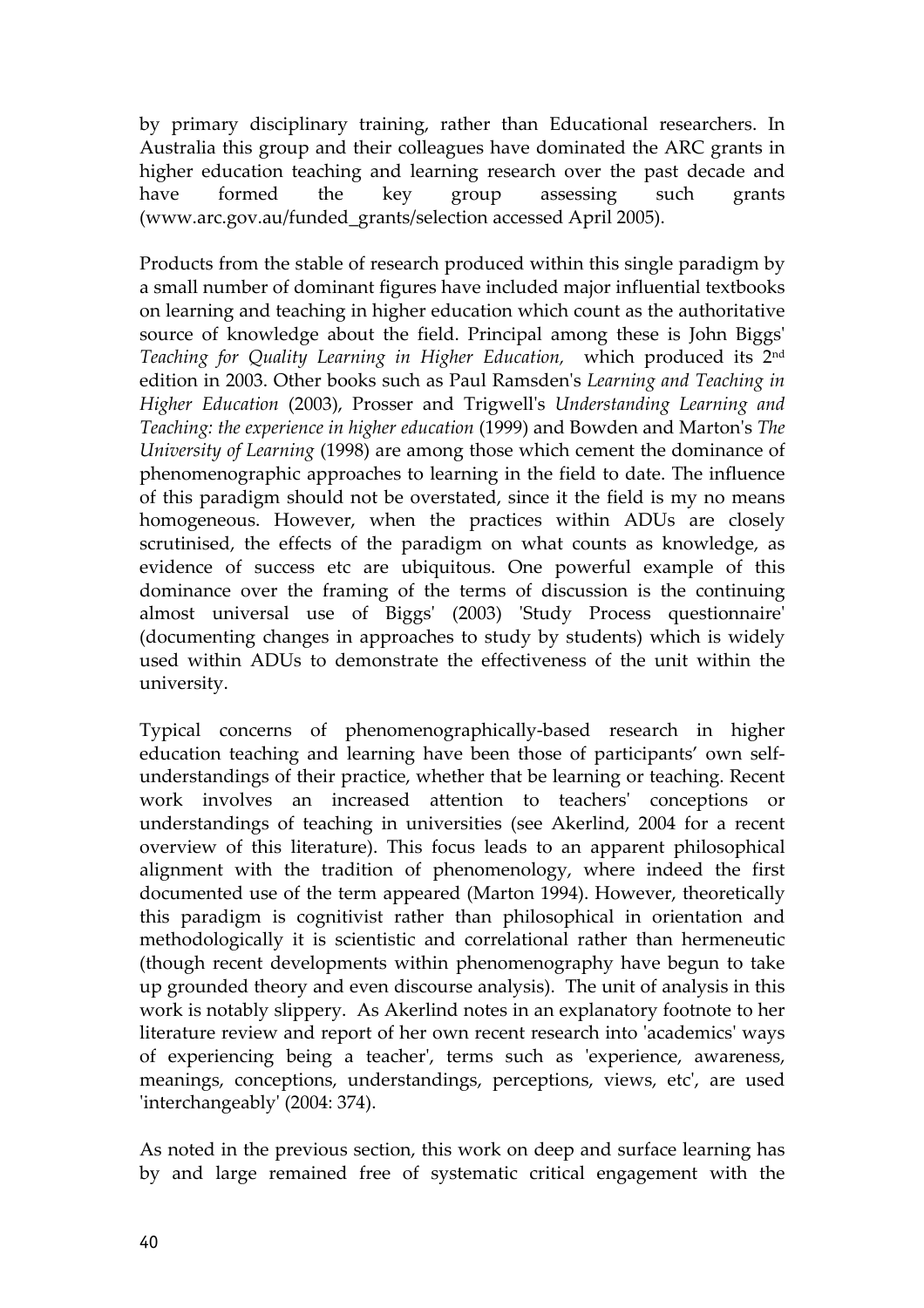by primary disciplinary training, rather than Educational researchers. In Australia this group and their colleagues have dominated the ARC grants in higher education teaching and learning research over the past decade and have formed the key group assessing such grants (www.arc.gov.au/funded_grants/selection accessed April 2005).

Products from the stable of research produced within this single paradigm by a small number of dominant figures have included major influential textbooks on learning and teaching in higher education which count as the authoritative source of knowledge about the field. Principal among these is John Biggs' *Teaching for Quality Learning in Higher Education,* which produced its 2nd edition in 2003. Other books such as Paul Ramsden's *Learning and Teaching in Higher Education* (2003), Prosser and Trigwell's *Understanding Learning and Teaching: the experience in higher education* (1999) and Bowden and Marton's *The University of Learning* (1998) are among those which cement the dominance of phenomenographic approaches to learning in the field to date. The influence of this paradigm should not be overstated, since it the field is my no means homogeneous. However, when the practices within ADUs are closely scrutinised, the effects of the paradigm on what counts as knowledge, as evidence of success etc are ubiquitous. One powerful example of this dominance over the framing of the terms of discussion is the continuing almost universal use of Biggs' (2003) 'Study Process questionnaire' (documenting changes in approaches to study by students) which is widely used within ADUs to demonstrate the effectiveness of the unit within the university.

Typical concerns of phenomenographically-based research in higher education teaching and learning have been those of participants' own self-understandings of their practice, whether that be learning or teaching. Recent work involves an increased attention to teachers' conceptions or understandings of teaching in universities (see Akerlind, 2004 for a recent overview of this literature). This focus leads to an apparent philosophical alignment with the tradition of phenomenology, where indeed the first documented use of the term appeared (Marton 1994). However, theoretically this paradigm is cognitivist rather than philosophical in orientation and methodologically it is scientistic and correlational rather than hermeneutic (though recent developments within phenomenography have begun to take up grounded theory and even discourse analysis). The unit of analysis in this work is notably slippery. As Akerlind notes in an explanatory footnote to her literature review and report of her own recent research into 'academics' ways of experiencing being a teacher', terms such as 'experience, awareness, meanings, conceptions, understandings, perceptions, views, etc', are used 'interchangeably' (2004: 374).

As noted in the previous section, this work on deep and surface learning has by and large remained free of systematic critical engagement with the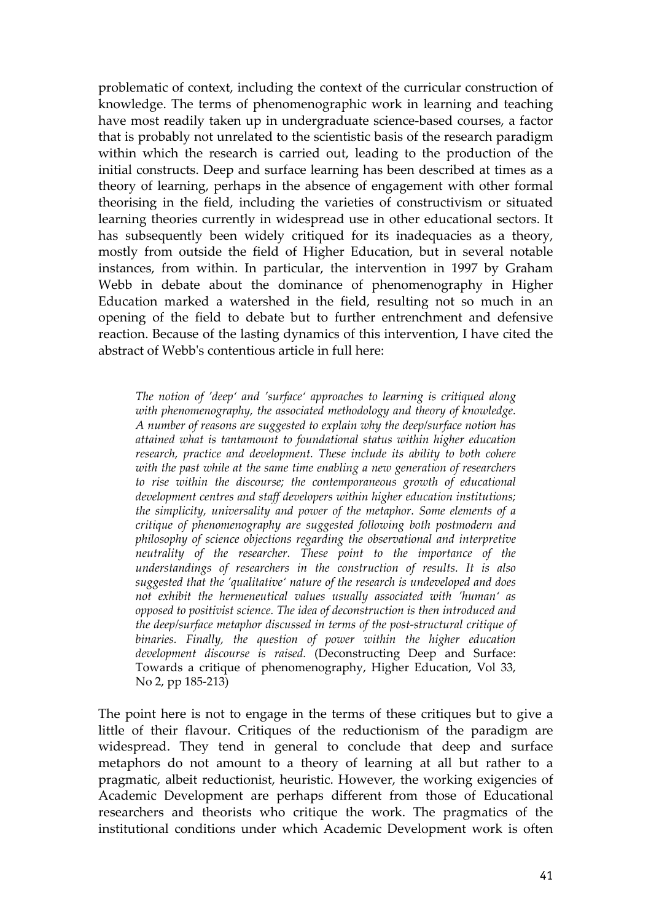problematic of context, including the context of the curricular construction of knowledge. The terms of phenomenographic work in learning and teaching have most readily taken up in undergraduate science-based courses, a factor that is probably not unrelated to the scientistic basis of the research paradigm within which the research is carried out, leading to the production of the initial constructs. Deep and surface learning has been described at times as a theory of learning, perhaps in the absence of engagement with other formal theorising in the field, including the varieties of constructivism or situated learning theories currently in widespread use in other educational sectors. It has subsequently been widely critiqued for its inadequacies as a theory, mostly from outside the field of Higher Education, but in several notable instances, from within. In particular, the intervention in 1997 by Graham Webb in debate about the dominance of phenomenography in Higher Education marked a watershed in the field, resulting not so much in an opening of the field to debate but to further entrenchment and defensive reaction. Because of the lasting dynamics of this intervention, I have cited the abstract of Webb's contentious article in full here:

> *The notion of 'deep' and 'surface' approaches to learning is critiqued along with phenomenography, the associated methodology and theory of knowledge. A number of reasons are suggested to explain why the deep/surface notion has attained what is tantamount to foundational status within higher education research, practice and development. These include its ability to both cohere with the past while at the same time enabling a new generation of researchers to rise within the discourse; the contemporaneous growth of educational development centres and staff developers within higher education institutions; the simplicity, universality and power of the metaphor. Some elements of a critique of phenomenography are suggested following both postmodern and philosophy of science objections regarding the observational and interpretive neutrality of the researcher. These point to the importance of the understandings of researchers in the construction of results. It is also suggested that the 'qualitative' nature of the research is undeveloped and does not exhibit the hermeneutical values usually associated with 'human' as opposed to positivist science. The idea of deconstruction is then introduced and the deep/surface metaphor discussed in terms of the post-structural critique of binaries. Finally, the question of power within the higher education development discourse is raised.* (Deconstructing Deep and Surface: Towards a critique of phenomenography, Higher Education, Vol 33, No 2, pp 185-213)

The point here is not to engage in the terms of these critiques but to give a little of their flavour. Critiques of the reductionism of the paradigm are widespread. They tend in general to conclude that deep and surface metaphors do not amount to a theory of learning at all but rather to a pragmatic, albeit reductionist, heuristic. However, the working exigencies of Academic Development are perhaps different from those of Educational researchers and theorists who critique the work. The pragmatics of the institutional conditions under which Academic Development work is often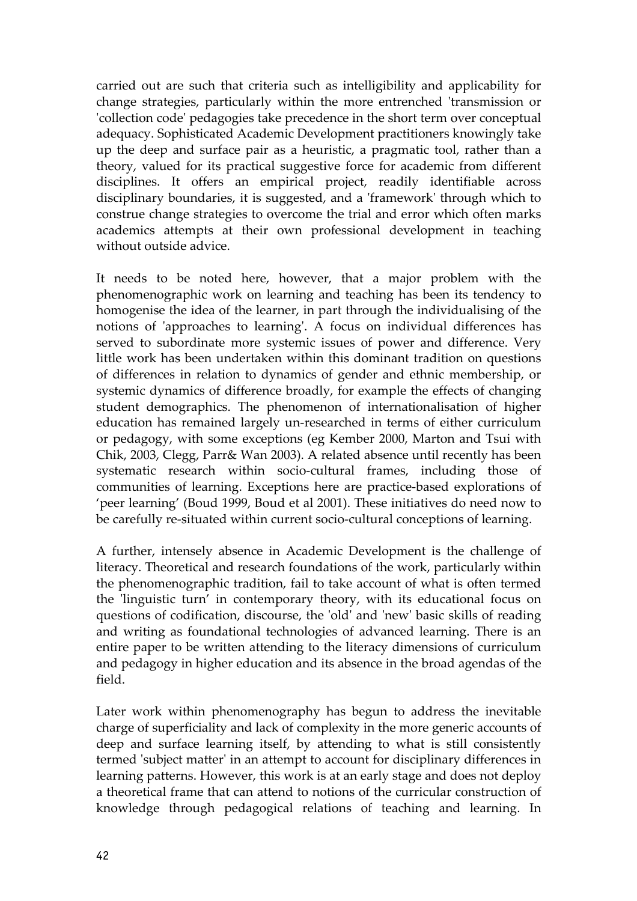carried out are such that criteria such as intelligibility and applicability for change strategies, particularly within the more entrenched 'transmission or 'collection code' pedagogies take precedence in the short term over conceptual adequacy. Sophisticated Academic Development practitioners knowingly take up the deep and surface pair as a heuristic, a pragmatic tool, rather than a theory, valued for its practical suggestive force for academic from different disciplines. It offers an empirical project, readily identifiable across disciplinary boundaries, it is suggested, and a 'framework' through which to construe change strategies to overcome the trial and error which often marks academics attempts at their own professional development in teaching without outside advice.

It needs to be noted here, however, that a major problem with the phenomenographic work on learning and teaching has been its tendency to homogenise the idea of the learner, in part through the individualising of the notions of 'approaches to learning'. A focus on individual differences has served to subordinate more systemic issues of power and difference. Very little work has been undertaken within this dominant tradition on questions of differences in relation to dynamics of gender and ethnic membership, or systemic dynamics of difference broadly, for example the effects of changing student demographics. The phenomenon of internationalisation of higher education has remained largely un-researched in terms of either curriculum or pedagogy, with some exceptions (eg Kember 2000, Marton and Tsui with Chik, 2003, Clegg, Parr& Wan 2003). A related absence until recently has been systematic research within socio-cultural frames, including those of communities of learning. Exceptions here are practice-based explorations of 'peer learning' (Boud 1999, Boud et al 2001). These initiatives do need now to be carefully re-situated within current socio-cultural conceptions of learning.

A further, intensely absence in Academic Development is the challenge of literacy. Theoretical and research foundations of the work, particularly within the phenomenographic tradition, fail to take account of what is often termed the 'linguistic turn' in contemporary theory, with its educational focus on questions of codification, discourse, the 'old' and 'new' basic skills of reading and writing as foundational technologies of advanced learning. There is an entire paper to be written attending to the literacy dimensions of curriculum and pedagogy in higher education and its absence in the broad agendas of the field.

Later work within phenomenography has begun to address the inevitable charge of superficiality and lack of complexity in the more generic accounts of deep and surface learning itself, by attending to what is still consistently termed 'subject matter' in an attempt to account for disciplinary differences in learning patterns. However, this work is at an early stage and does not deploy a theoretical frame that can attend to notions of the curricular construction of knowledge through pedagogical relations of teaching and learning. In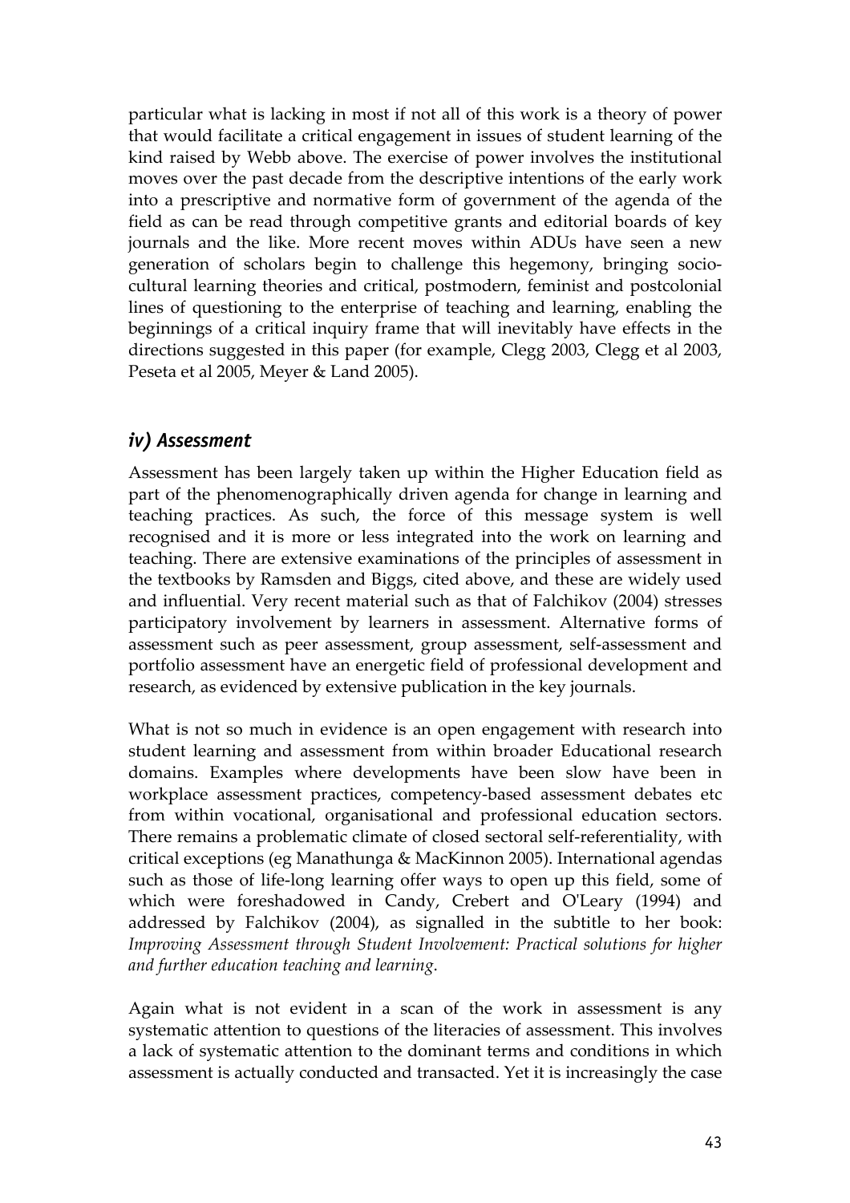particular what is lacking in most if not all of this work is a theory of power that would facilitate a critical engagement in issues of student learning of the kind raised by Webb above. The exercise of power involves the institutional moves over the past decade from the descriptive intentions of the early work into a prescriptive and normative form of government of the agenda of the field as can be read through competitive grants and editorial boards of key journals and the like. More recent moves within ADUs have seen a new generation of scholars begin to challenge this hegemony, bringing socio-cultural learning theories and critical, postmodern, feminist and postcolonial lines of questioning to the enterprise of teaching and learning, enabling the beginnings of a critical inquiry frame that will inevitably have effects in the directions suggested in this paper (for example, Clegg 2003, Clegg et al 2003, Peseta et al 2005, Meyer & Land 2005).

### *iv) Assessment*

Assessment has been largely taken up within the Higher Education field as part of the phenomenographically driven agenda for change in learning and teaching practices. As such, the force of this message system is well recognised and it is more or less integrated into the work on learning and teaching. There are extensive examinations of the principles of assessment in the textbooks by Ramsden and Biggs, cited above, and these are widely used and influential. Very recent material such as that of Falchikov (2004) stresses participatory involvement by learners in assessment. Alternative forms of assessment such as peer assessment, group assessment, self-assessment and portfolio assessment have an energetic field of professional development and research, as evidenced by extensive publication in the key journals.

What is not so much in evidence is an open engagement with research into student learning and assessment from within broader Educational research domains. Examples where developments have been slow have been in workplace assessment practices, competency-based assessment debates etc from within vocational, organisational and professional education sectors. There remains a problematic climate of closed sectoral self-referentiality, with critical exceptions (eg Manathunga & MacKinnon 2005). International agendas such as those of life-long learning offer ways to open up this field, some of which were foreshadowed in Candy, Crebert and O'Leary (1994) and addressed by Falchikov (2004), as signalled in the subtitle to her book: *Improving Assessment through Student Involvement: Practical solutions for higher and further education teaching and learning*.

Again what is not evident in a scan of the work in assessment is any systematic attention to questions of the literacies of assessment. This involves a lack of systematic attention to the dominant terms and conditions in which assessment is actually conducted and transacted. Yet it is increasingly the case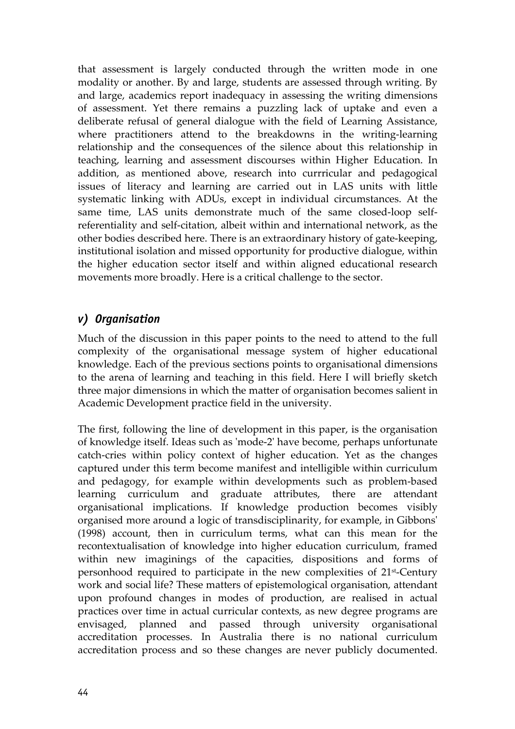that assessment is largely conducted through the written mode in one modality or another. By and large, students are assessed through writing. By and large, academics report inadequacy in assessing the writing dimensions of assessment. Yet there remains a puzzling lack of uptake and even a deliberate refusal of general dialogue with the field of Learning Assistance, where practitioners attend to the breakdowns in the writing-learning relationship and the consequences of the silence about this relationship in teaching, learning and assessment discourses within Higher Education. In addition, as mentioned above, research into currricular and pedagogical issues of literacy and learning are carried out in LAS units with little systematic linking with ADUs, except in individual circumstances. At the same time, LAS units demonstrate much of the same closed-loop self-referentiality and self-citation, albeit within and international network, as the other bodies described here. There is an extraordinary history of gate-keeping, institutional isolation and missed opportunity for productive dialogue, within the higher education sector itself and within aligned educational research movements more broadly. Here is a critical challenge to the sector.

### *v) Organisation*

Much of the discussion in this paper points to the need to attend to the full complexity of the organisational message system of higher educational knowledge. Each of the previous sections points to organisational dimensions to the arena of learning and teaching in this field. Here I will briefly sketch three major dimensions in which the matter of organisation becomes salient in Academic Development practice field in the university.

The first, following the line of development in this paper, is the organisation of knowledge itself. Ideas such as 'mode-2' have become, perhaps unfortunate catch-cries within policy context of higher education. Yet as the changes captured under this term become manifest and intelligible within curriculum and pedagogy, for example within developments such as problem-based learning curriculum and graduate attributes, there are attendant organisational implications. If knowledge production becomes visibly organised more around a logic of transdisciplinarity, for example, in Gibbons' (1998) account, then in curriculum terms, what can this mean for the recontextualisation of knowledge into higher education curriculum, framed within new imaginings of the capacities, dispositions and forms of personhood required to participate in the new complexities of 21st-Century work and social life? These matters of epistemological organisation, attendant upon profound changes in modes of production, are realised in actual practices over time in actual curricular contexts, as new degree programs are envisaged, planned and passed through university organisational accreditation processes. In Australia there is no national curriculum accreditation process and so these changes are never publicly documented.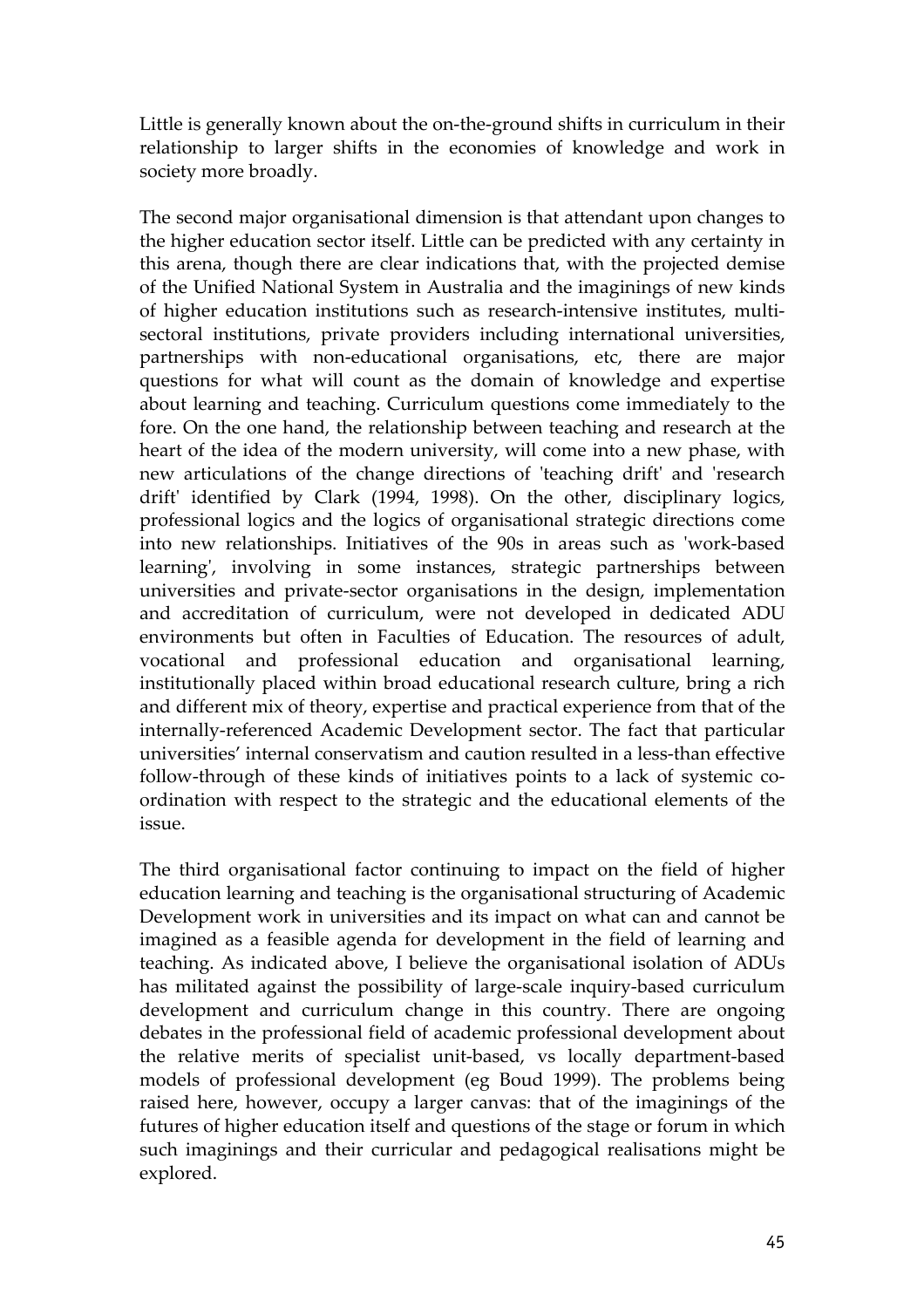Little is generally known about the on-the-ground shifts in curriculum in their relationship to larger shifts in the economies of knowledge and work in society more broadly.

The second major organisational dimension is that attendant upon changes to the higher education sector itself. Little can be predicted with any certainty in this arena, though there are clear indications that, with the projected demise of the Unified National System in Australia and the imaginings of new kinds of higher education institutions such as research-intensive institutes, multi-sectoral institutions, private providers including international universities, partnerships with non-educational organisations, etc, there are major questions for what will count as the domain of knowledge and expertise about learning and teaching. Curriculum questions come immediately to the fore. On the one hand, the relationship between teaching and research at the heart of the idea of the modern university, will come into a new phase, with new articulations of the change directions of 'teaching drift' and 'research drift' identified by Clark (1994, 1998). On the other, disciplinary logics, professional logics and the logics of organisational strategic directions come into new relationships. Initiatives of the 90s in areas such as 'work-based learning', involving in some instances, strategic partnerships between universities and private-sector organisations in the design, implementation and accreditation of curriculum, were not developed in dedicated ADU environments but often in Faculties of Education. The resources of adult, vocational and professional education and organisational learning, institutionally placed within broad educational research culture, bring a rich and different mix of theory, expertise and practical experience from that of the internally-referenced Academic Development sector. The fact that particular universities' internal conservatism and caution resulted in a less-than effective follow-through of these kinds of initiatives points to a lack of systemic co-ordination with respect to the strategic and the educational elements of the issue.

The third organisational factor continuing to impact on the field of higher education learning and teaching is the organisational structuring of Academic Development work in universities and its impact on what can and cannot be imagined as a feasible agenda for development in the field of learning and teaching. As indicated above, I believe the organisational isolation of ADUs has militated against the possibility of large-scale inquiry-based curriculum development and curriculum change in this country. There are ongoing debates in the professional field of academic professional development about the relative merits of specialist unit-based, vs locally department-based models of professional development (eg Boud 1999). The problems being raised here, however, occupy a larger canvas: that of the imaginings of the futures of higher education itself and questions of the stage or forum in which such imaginings and their curricular and pedagogical realisations might be explored.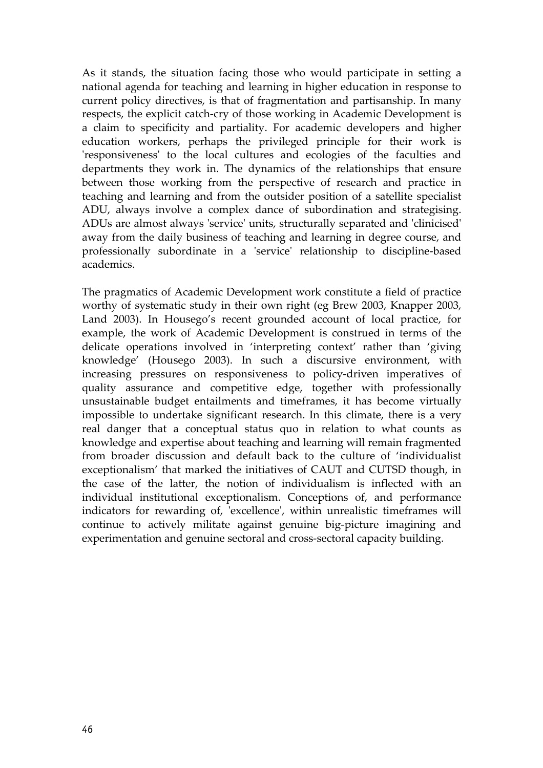As it stands, the situation facing those who would participate in setting a national agenda for teaching and learning in higher education in response to current policy directives, is that of fragmentation and partisanship. In many respects, the explicit catch-cry of those working in Academic Development is a claim to specificity and partiality. For academic developers and higher education workers, perhaps the privileged principle for their work is 'responsiveness' to the local cultures and ecologies of the faculties and departments they work in. The dynamics of the relationships that ensure between those working from the perspective of research and practice in teaching and learning and from the outsider position of a satellite specialist ADU, always involve a complex dance of subordination and strategising. ADUs are almost always 'service' units, structurally separated and 'clinicised' away from the daily business of teaching and learning in degree course, and professionally subordinate in a 'service' relationship to discipline-based academics.

The pragmatics of Academic Development work constitute a field of practice worthy of systematic study in their own right (eg Brew 2003, Knapper 2003, Land 2003). In Housego's recent grounded account of local practice, for example, the work of Academic Development is construed in terms of the delicate operations involved in 'interpreting context' rather than 'giving knowledge' (Housego 2003). In such a discursive environment, with increasing pressures on responsiveness to policy-driven imperatives of quality assurance and competitive edge, together with professionally unsustainable budget entailments and timeframes, it has become virtually impossible to undertake significant research. In this climate, there is a very real danger that a conceptual status quo in relation to what counts as knowledge and expertise about teaching and learning will remain fragmented from broader discussion and default back to the culture of 'individualist exceptionalism' that marked the initiatives of CAUT and CUTSD though, in the case of the latter, the notion of individualism is inflected with an individual institutional exceptionalism. Conceptions of, and performance indicators for rewarding of, 'excellence', within unrealistic timeframes will continue to actively militate against genuine big-picture imagining and experimentation and genuine sectoral and cross-sectoral capacity building.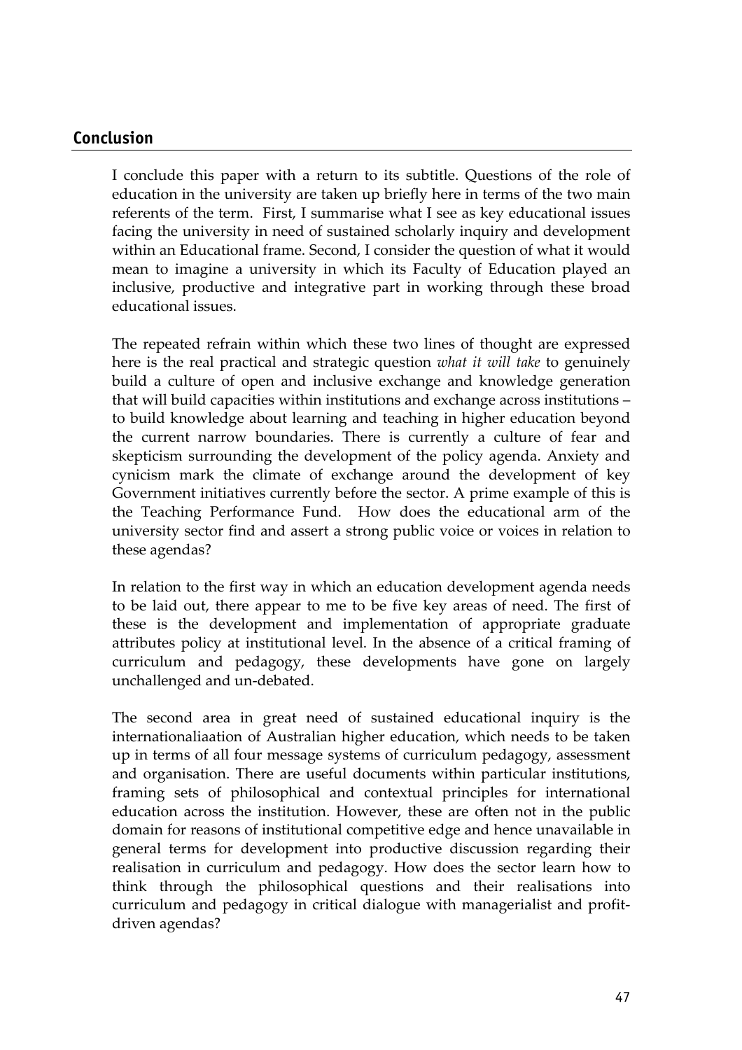## Conclusion

I conclude this paper with a return to its subtitle. Questions of the role of education in the university are taken up briefly here in terms of the two main referents of the term. First, I summarise what I see as key educational issues facing the university in need of sustained scholarly inquiry and development within an Educational frame. Second, I consider the question of what it would mean to imagine a university in which its Faculty of Education played an inclusive, productive and integrative part in working through these broad educational issues.

The repeated refrain within which these two lines of thought are expressed here is the real practical and strategic question *what it will take* to genuinely build a culture of open and inclusive exchange and knowledge generation that will build capacities within institutions and exchange across institutions – to build knowledge about learning and teaching in higher education beyond the current narrow boundaries. There is currently a culture of fear and skepticism surrounding the development of the policy agenda. Anxiety and cynicism mark the climate of exchange around the development of key Government initiatives currently before the sector. A prime example of this is the Teaching Performance Fund. How does the educational arm of the university sector find and assert a strong public voice or voices in relation to these agendas?

In relation to the first way in which an education development agenda needs to be laid out, there appear to me to be five key areas of need. The first of these is the development and implementation of appropriate graduate attributes policy at institutional level. In the absence of a critical framing of curriculum and pedagogy, these developments have gone on largely unchallenged and un-debated.

The second area in great need of sustained educational inquiry is the internationaliaation of Australian higher education, which needs to be taken up in terms of all four message systems of curriculum pedagogy, assessment and organisation. There are useful documents within particular institutions, framing sets of philosophical and contextual principles for international education across the institution. However, these are often not in the public domain for reasons of institutional competitive edge and hence unavailable in general terms for development into productive discussion regarding their realisation in curriculum and pedagogy. How does the sector learn how to think through the philosophical questions and their realisations into curriculum and pedagogy in critical dialogue with managerialist and profit-driven agendas?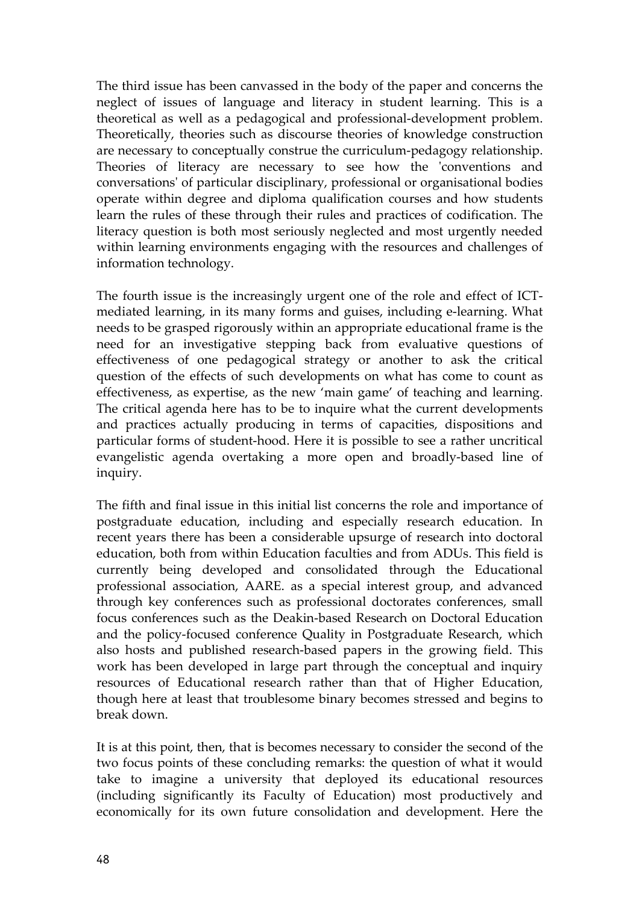The third issue has been canvassed in the body of the paper and concerns the neglect of issues of language and literacy in student learning. This is a theoretical as well as a pedagogical and professional-development problem. Theoretically, theories such as discourse theories of knowledge construction are necessary to conceptually construe the curriculum-pedagogy relationship. Theories of literacy are necessary to see how the 'conventions and conversations' of particular disciplinary, professional or organisational bodies operate within degree and diploma qualification courses and how students learn the rules of these through their rules and practices of codification. The literacy question is both most seriously neglected and most urgently needed within learning environments engaging with the resources and challenges of information technology.

The fourth issue is the increasingly urgent one of the role and effect of ICT-mediated learning, in its many forms and guises, including e-learning. What needs to be grasped rigorously within an appropriate educational frame is the need for an investigative stepping back from evaluative questions of effectiveness of one pedagogical strategy or another to ask the critical question of the effects of such developments on what has come to count as effectiveness, as expertise, as the new 'main game' of teaching and learning. The critical agenda here has to be to inquire what the current developments and practices actually producing in terms of capacities, dispositions and particular forms of student-hood. Here it is possible to see a rather uncritical evangelistic agenda overtaking a more open and broadly-based line of inquiry.

The fifth and final issue in this initial list concerns the role and importance of postgraduate education, including and especially research education. In recent years there has been a considerable upsurge of research into doctoral education, both from within Education faculties and from ADUs. This field is currently being developed and consolidated through the Educational professional association, AARE. as a special interest group, and advanced through key conferences such as professional doctorates conferences, small focus conferences such as the Deakin-based Research on Doctoral Education and the policy-focused conference Quality in Postgraduate Research, which also hosts and published research-based papers in the growing field. This work has been developed in large part through the conceptual and inquiry resources of Educational research rather than that of Higher Education, though here at least that troublesome binary becomes stressed and begins to break down.

It is at this point, then, that is becomes necessary to consider the second of the two focus points of these concluding remarks: the question of what it would take to imagine a university that deployed its educational resources (including significantly its Faculty of Education) most productively and economically for its own future consolidation and development. Here the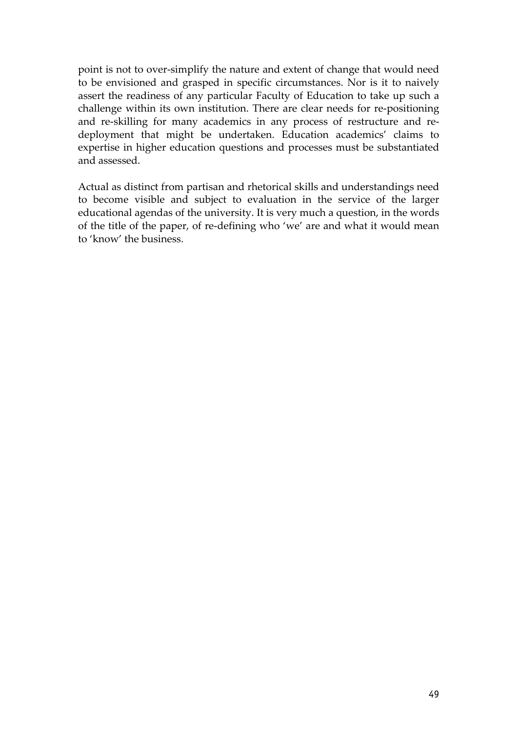point is not to over-simplify the nature and extent of change that would need to be envisioned and grasped in specific circumstances. Nor is it to naively assert the readiness of any particular Faculty of Education to take up such a challenge within its own institution. There are clear needs for re-positioning and re-skilling for many academics in any process of restructure and re-deployment that might be undertaken. Education academics' claims to expertise in higher education questions and processes must be substantiated and assessed.

Actual as distinct from partisan and rhetorical skills and understandings need to become visible and subject to evaluation in the service of the larger educational agendas of the university. It is very much a question, in the words of the title of the paper, of re-defining who 'we' are and what it would mean to 'know' the business.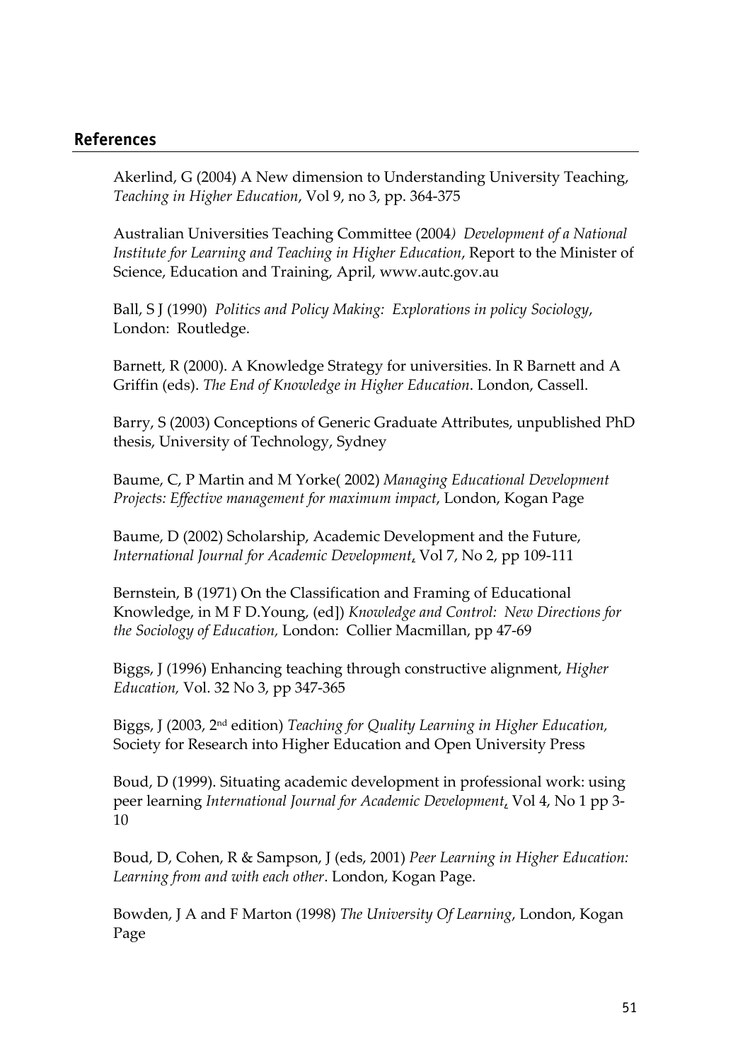## References

Akerlind, G (2004) A New dimension to Understanding University Teaching, *Teaching in Higher Education*, Vol 9, no 3, pp. 364-375

Australian Universities Teaching Committee (2004*) Development of a National Institute for Learning and Teaching in Higher Education*, Report to the Minister of Science, Education and Training, April, www.autc.gov.au

Ball, S J (1990) *Politics and Policy Making: Explorations in policy Sociology*, London: Routledge.

Barnett, R (2000). A Knowledge Strategy for universities. In R Barnett and A Griffin (eds). *The End of Knowledge in Higher Education*. London, Cassell.

Barry, S (2003) Conceptions of Generic Graduate Attributes, unpublished PhD thesis, University of Technology, Sydney

Baume, C, P Martin and M Yorke( 2002) *Managing Educational Development Projects: Effective management for maximum impact*, London, Kogan Page

Baume, D (2002) Scholarship, Academic Development and the Future, *International Journal for Academic Development*, Vol 7, No 2, pp 109-111

Bernstein, B (1971) On the Classification and Framing of Educational Knowledge, in M F D.Young, (ed]) *Knowledge and Control: New Directions for the Sociology of Education,* London: Collier Macmillan, pp 47-69

Biggs, J (1996) Enhancing teaching through constructive alignment, *Higher Education,* Vol. 32 No 3, pp 347-365

Biggs, J (2003, 2nd edition) *Teaching for Quality Learning in Higher Education,* Society for Research into Higher Education and Open University Press

Boud, D (1999). Situating academic development in professional work: using peer learning *International Journal for Academic Development*, Vol 4, No 1 pp 3-10

Boud, D, Cohen, R & Sampson, J (eds, 2001) *Peer Learning in Higher Education: Learning from and with each other*. London, Kogan Page.

Bowden, J A and F Marton (1998) *The University Of Learning*, London, Kogan Page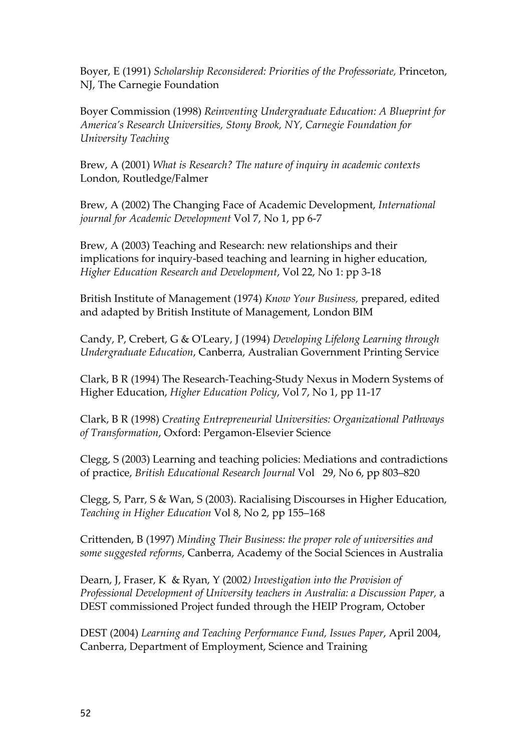Boyer, E (1991) *Scholarship Reconsidered: Priorities of the Professoriate,* Princeton, NJ, The Carnegie Foundation

Boyer Commission (1998) *Reinventing Undergraduate Education: A Blueprint for America's Research Universities, Stony Brook, NY, Carnegie Foundation for University Teaching*

Brew, A (2001) *What is Research? The nature of inquiry in academic contexts* London, Routledge/Falmer

Brew, A (2002) The Changing Face of Academic Development, *International journal for Academic Development* Vol 7, No 1, pp 6-7

Brew, A (2003) Teaching and Research: new relationships and their implications for inquiry-based teaching and learning in higher education, *Higher Education Research and Development*, Vol 22, No 1: pp 3-18

British Institute of Management (1974) *Know Your Business,* prepared, edited and adapted by British Institute of Management, London BIM

Candy, P, Crebert, G & O'Leary, J (1994) *Developing Lifelong Learning through Undergraduate Education*, Canberra, Australian Government Printing Service

Clark, B R (1994) The Research-Teaching-Study Nexus in Modern Systems of Higher Education, *Higher Education Policy*, Vol 7, No 1, pp 11-17

Clark, B R (1998) *Creating Entrepreneurial Universities: Organizational Pathways of Transformation*, Oxford: Pergamon-Elsevier Science

Clegg, S (2003) Learning and teaching policies: Mediations and contradictions of practice, *British Educational Research Journal* Vol 29, No 6, pp 803–820

Clegg, S, Parr, S & Wan, S (2003). Racialising Discourses in Higher Education, *Teaching in Higher Education* Vol 8, No 2, pp 155–168

Crittenden, B (1997) *Minding Their Business: the proper role of universities and some suggested reforms*, Canberra, Academy of the Social Sciences in Australia

Dearn, J, Fraser, K & Ryan, Y (2002*) Investigation into the Provision of Professional Development of University teachers in Australia: a Discussion Paper,* a DEST commissioned Project funded through the HEIP Program, October

DEST (2004) *Learning and Teaching Performance Fund, Issues Paper*, April 2004, Canberra, Department of Employment, Science and Training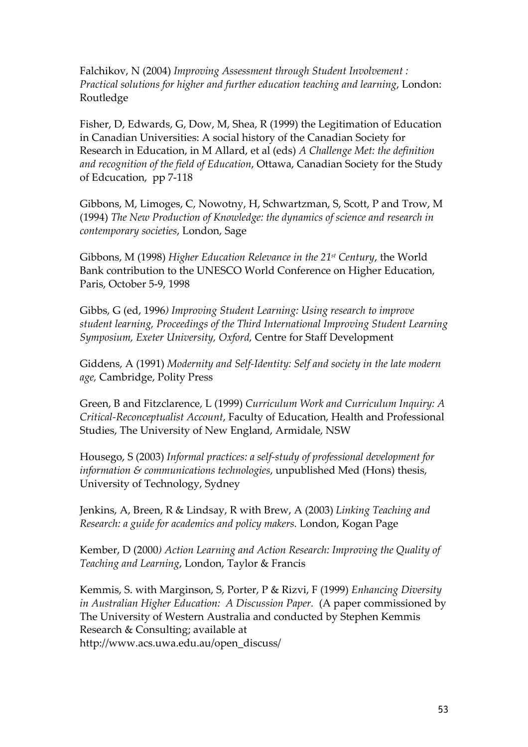Falchikov, N (2004) *Improving Assessment through Student Involvement : Practical solutions for higher and further education teaching and learning*, London: Routledge

Fisher, D, Edwards, G, Dow, M, Shea, R (1999) the Legitimation of Education in Canadian Universities: A social history of the Canadian Society for Research in Education, in M Allard, et al (eds) *A Challenge Met: the definition and recognition of the field of Education*, Ottawa, Canadian Society for the Study of Edcucation, pp 7-118

Gibbons, M, Limoges, C, Nowotny, H, Schwartzman, S, Scott, P and Trow, M (1994) *The New Production of Knowledge: the dynamics of science and research in contemporary societies*, London, Sage

Gibbons, M (1998) *Higher Education Relevance in the 21st Century*, the World Bank contribution to the UNESCO World Conference on Higher Education, Paris, October 5-9, 1998

Gibbs, G (ed, 1996*) Improving Student Learning: Using research to improve student learning, Proceedings of the Third International Improving Student Learning Symposium, Exeter University, Oxford,* Centre for Staff Development

Giddens, A (1991) *Modernity and Self-Identity: Self and society in the late modern age,* Cambridge, Polity Press

Green, B and Fitzclarence, L (1999) *Curriculum Work and Curriculum Inquiry: A Critical-Reconceptualist Account*, Faculty of Education, Health and Professional Studies, The University of New England, Armidale, NSW

Housego, S (2003) *Informal practices: a self-study of professional development for information & communications technologies*, unpublished Med (Hons) thesis, University of Technology, Sydney

Jenkins, A, Breen, R & Lindsay, R with Brew, A (2003) *Linking Teaching and Research: a guide for academics and policy makers.* London, Kogan Page

Kember, D (2000*) Action Learning and Action Research: Improving the Quality of Teaching and Learning*, London, Taylor & Francis

Kemmis, S. with Marginson, S, Porter, P & Rizvi, F (1999) *Enhancing Diversity in Australian Higher Education: A Discussion Paper*. (A paper commissioned by The University of Western Australia and conducted by Stephen Kemmis Research & Consulting; available at http://www.acs.uwa.edu.au/open_discuss/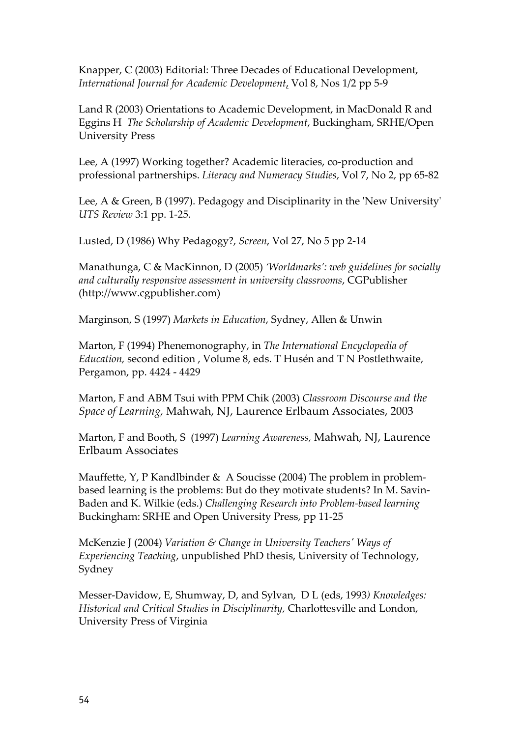Knapper, C (2003) Editorial: Three Decades of Educational Development, *International Journal for Academic Development*, Vol 8, Nos 1/2 pp 5-9

Land R (2003) Orientations to Academic Development, in MacDonald R and Eggins H *The Scholarship of Academic Development*, Buckingham, SRHE/Open University Press

Lee, A (1997) Working together? Academic literacies, co-production and professional partnerships. *Literacy and Numeracy Studies*, Vol 7, No 2, pp 65-82

Lee, A & Green, B (1997). Pedagogy and Disciplinarity in the 'New University' *UTS Review* 3:1 pp. 1-25.

Lusted, D (1986) Why Pedagogy?, *Screen*, Vol 27, No 5 pp 2-14

Manathunga, C & MacKinnon, D (2005) *'Worldmarks': web guidelines for socially and culturally responsive assessment in university classrooms*, CGPublisher (http://www.cgpublisher.com)

Marginson, S (1997) *Markets in Education*, Sydney, Allen & Unwin

Marton, F (1994) Phenemonography, in *The International Encyclopedia of Education,* second edition , Volume 8, eds. T Husén and T N Postlethwaite, Pergamon, pp. 4424 - 4429

Marton, F and ABM Tsui with PPM Chik (2003) *Classroom Discourse and the Space of Learning*, Mahwah, NJ, Laurence Erlbaum Associates, 2003

Marton, F and Booth, S (1997) *Learning Awareness,* Mahwah, NJ, Laurence Erlbaum Associates

Mauffette, Y, P Kandlbinder & A Soucisse (2004) The problem in problem-based learning is the problems: But do they motivate students? In M. Savin-Baden and K. Wilkie (eds.) *Challenging Research into Problem-based learning* Buckingham: SRHE and Open University Press, pp 11-25

McKenzie J (2004) *Variation & Change in University Teachers' Ways of Experiencing Teaching*, unpublished PhD thesis, University of Technology, Sydney

Messer-Davidow, E, Shumway, D, and Sylvan, D L (eds, 1993*) Knowledges: Historical and Critical Studies in Disciplinarity,* Charlottesville and London, University Press of Virginia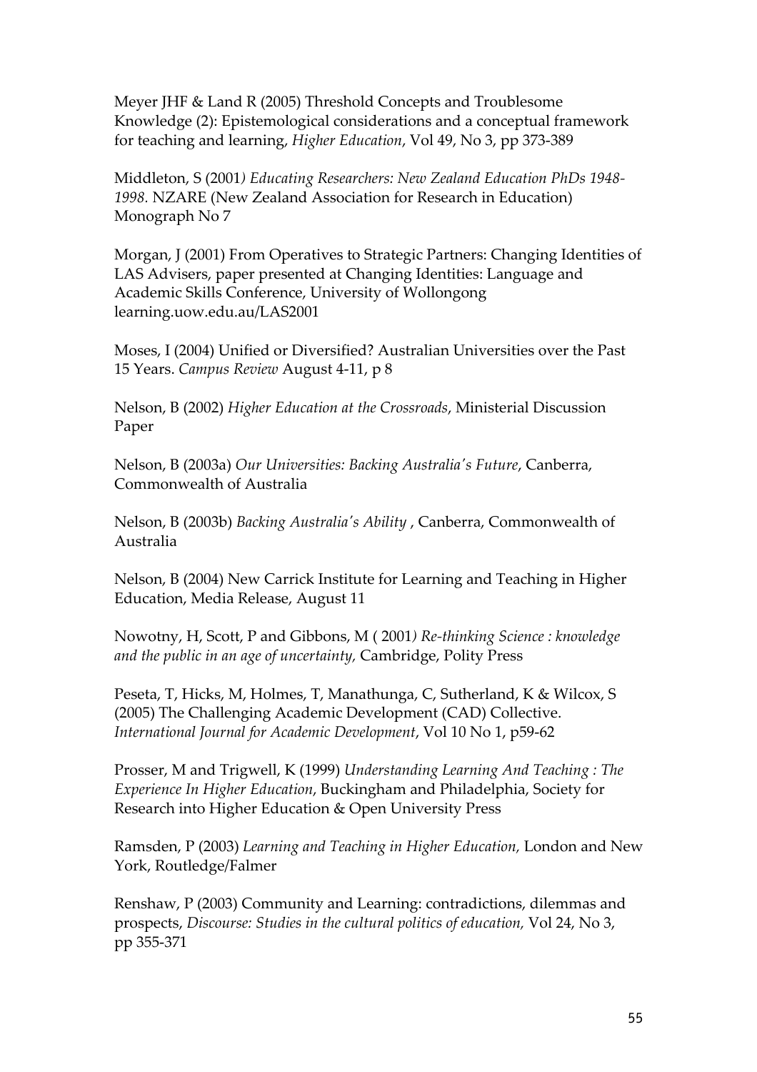Meyer JHF & Land R (2005) Threshold Concepts and Troublesome Knowledge (2): Epistemological considerations and a conceptual framework for teaching and learning, *Higher Education*, Vol 49, No 3, pp 373-389

Middleton, S (2001*) Educating Researchers: New Zealand Education PhDs 1948-1998.* NZARE (New Zealand Association for Research in Education) Monograph No 7

Morgan, J (2001) From Operatives to Strategic Partners: Changing Identities of LAS Advisers, paper presented at Changing Identities: Language and Academic Skills Conference, University of Wollongong learning.uow.edu.au/LAS2001

Moses, I (2004) Unified or Diversified? Australian Universities over the Past 15 Years. *Campus Review* August 4-11, p 8

Nelson, B (2002) *Higher Education at the Crossroads*, Ministerial Discussion Paper

Nelson, B (2003a) *Our Universities: Backing Australia's Future*, Canberra, Commonwealth of Australia

Nelson, B (2003b) *Backing Australia's Ability* , Canberra, Commonwealth of Australia

Nelson, B (2004) New Carrick Institute for Learning and Teaching in Higher Education, Media Release, August 11

Nowotny, H, Scott, P and Gibbons, M ( 2001*) Re-thinking Science : knowledge and the public in an age of uncertainty,* Cambridge, Polity Press

Peseta, T, Hicks, M, Holmes, T, Manathunga, C, Sutherland, K & Wilcox, S (2005) The Challenging Academic Development (CAD) Collective. *International Journal for Academic Development*, Vol 10 No 1, p59-62

Prosser, M and Trigwell, K (1999) *Understanding Learning And Teaching : The Experience In Higher Education*, Buckingham and Philadelphia, Society for Research into Higher Education & Open University Press

Ramsden, P (2003) *Learning and Teaching in Higher Education,* London and New York, Routledge/Falmer

Renshaw, P (2003) Community and Learning: contradictions, dilemmas and prospects, *Discourse: Studies in the cultural politics of education,* Vol 24, No 3, pp 355-371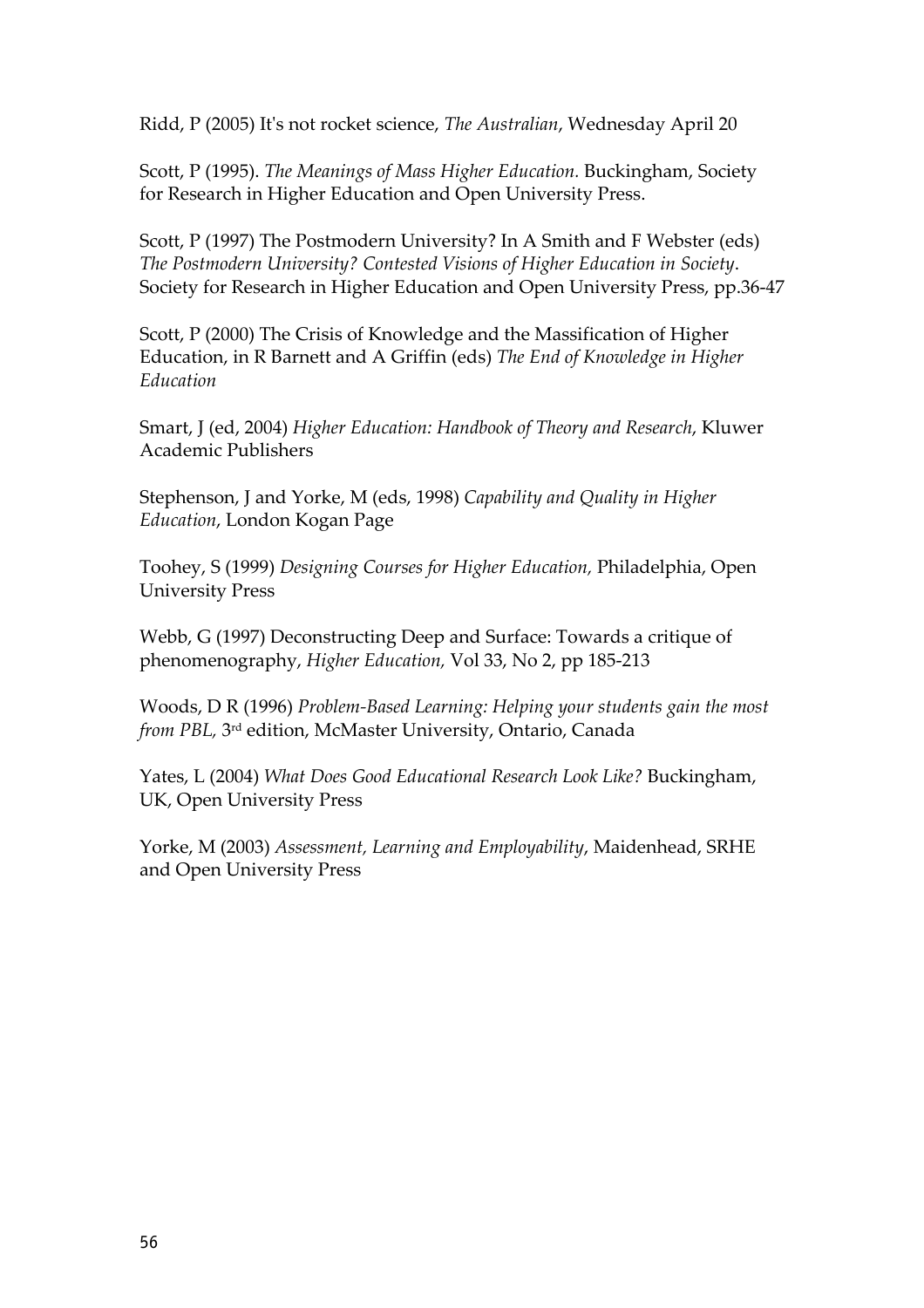Ridd, P (2005) It's not rocket science, *The Australian*, Wednesday April 20

Scott, P (1995). *The Meanings of Mass Higher Education.* Buckingham, Society for Research in Higher Education and Open University Press.

Scott, P (1997) The Postmodern University? In A Smith and F Webster (eds) *The Postmodern University? Contested Visions of Higher Education in Society*. Society for Research in Higher Education and Open University Press, pp.36-47

Scott, P (2000) The Crisis of Knowledge and the Massification of Higher Education, in R Barnett and A Griffin (eds) *The End of Knowledge in Higher Education*

Smart, J (ed, 2004) *Higher Education: Handbook of Theory and Research*, Kluwer Academic Publishers

Stephenson, J and Yorke, M (eds, 1998) *Capability and Quality in Higher Education*, London Kogan Page

Toohey, S (1999) *Designing Courses for Higher Education,* Philadelphia, Open University Press

Webb, G (1997) Deconstructing Deep and Surface: Towards a critique of phenomenography, *Higher Education,* Vol 33, No 2, pp 185-213

Woods, D R (1996) *Problem-Based Learning: Helping your students gain the most from PBL,* 3rd edition, McMaster University, Ontario, Canada

Yates, L (2004) *What Does Good Educational Research Look Like?* Buckingham, UK, Open University Press

Yorke, M (2003) *Assessment, Learning and Employability*, Maidenhead, SRHE and Open University Press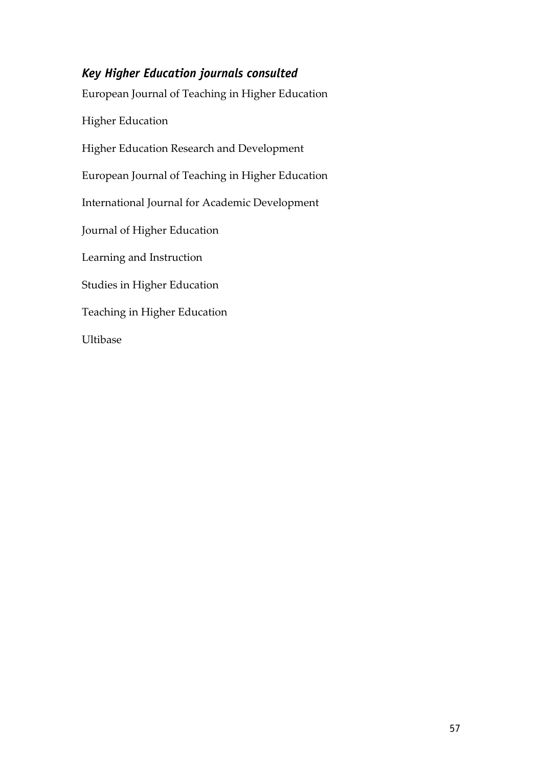### *Key Higher Education journals consulted*

European Journal of Teaching in Higher Education

Higher Education

Higher Education Research and Development

European Journal of Teaching in Higher Education

International Journal for Academic Development

Journal of Higher Education

Learning and Instruction

Studies in Higher Education

Teaching in Higher Education

Ultibase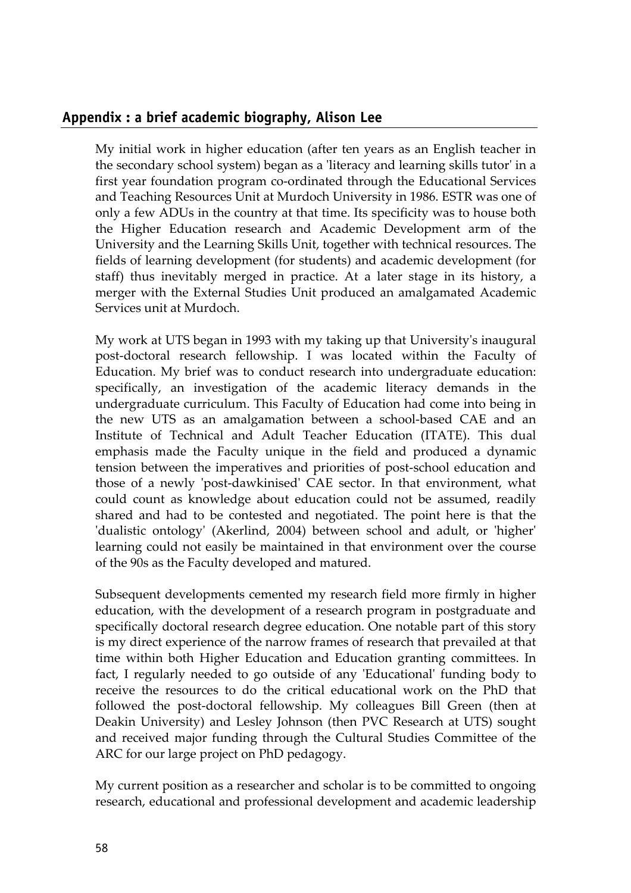## Appendix : a brief academic biography, Alison Lee

My initial work in higher education (after ten years as an English teacher in the secondary school system) began as a 'literacy and learning skills tutor' in a first year foundation program co-ordinated through the Educational Services and Teaching Resources Unit at Murdoch University in 1986. ESTR was one of only a few ADUs in the country at that time. Its specificity was to house both the Higher Education research and Academic Development arm of the University and the Learning Skills Unit, together with technical resources. The fields of learning development (for students) and academic development (for staff) thus inevitably merged in practice. At a later stage in its history, a merger with the External Studies Unit produced an amalgamated Academic Services unit at Murdoch.

My work at UTS began in 1993 with my taking up that University's inaugural post-doctoral research fellowship. I was located within the Faculty of Education. My brief was to conduct research into undergraduate education: specifically, an investigation of the academic literacy demands in the undergraduate curriculum. This Faculty of Education had come into being in the new UTS as an amalgamation between a school-based CAE and an Institute of Technical and Adult Teacher Education (ITATE). This dual emphasis made the Faculty unique in the field and produced a dynamic tension between the imperatives and priorities of post-school education and those of a newly 'post-dawkinised' CAE sector. In that environment, what could count as knowledge about education could not be assumed, readily shared and had to be contested and negotiated. The point here is that the 'dualistic ontology' (Akerlind, 2004) between school and adult, or 'higher' learning could not easily be maintained in that environment over the course of the 90s as the Faculty developed and matured.

Subsequent developments cemented my research field more firmly in higher education, with the development of a research program in postgraduate and specifically doctoral research degree education. One notable part of this story is my direct experience of the narrow frames of research that prevailed at that time within both Higher Education and Education granting committees. In fact, I regularly needed to go outside of any 'Educational' funding body to receive the resources to do the critical educational work on the PhD that followed the post-doctoral fellowship. My colleagues Bill Green (then at Deakin University) and Lesley Johnson (then PVC Research at UTS) sought and received major funding through the Cultural Studies Committee of the ARC for our large project on PhD pedagogy.

My current position as a researcher and scholar is to be committed to ongoing research, educational and professional development and academic leadership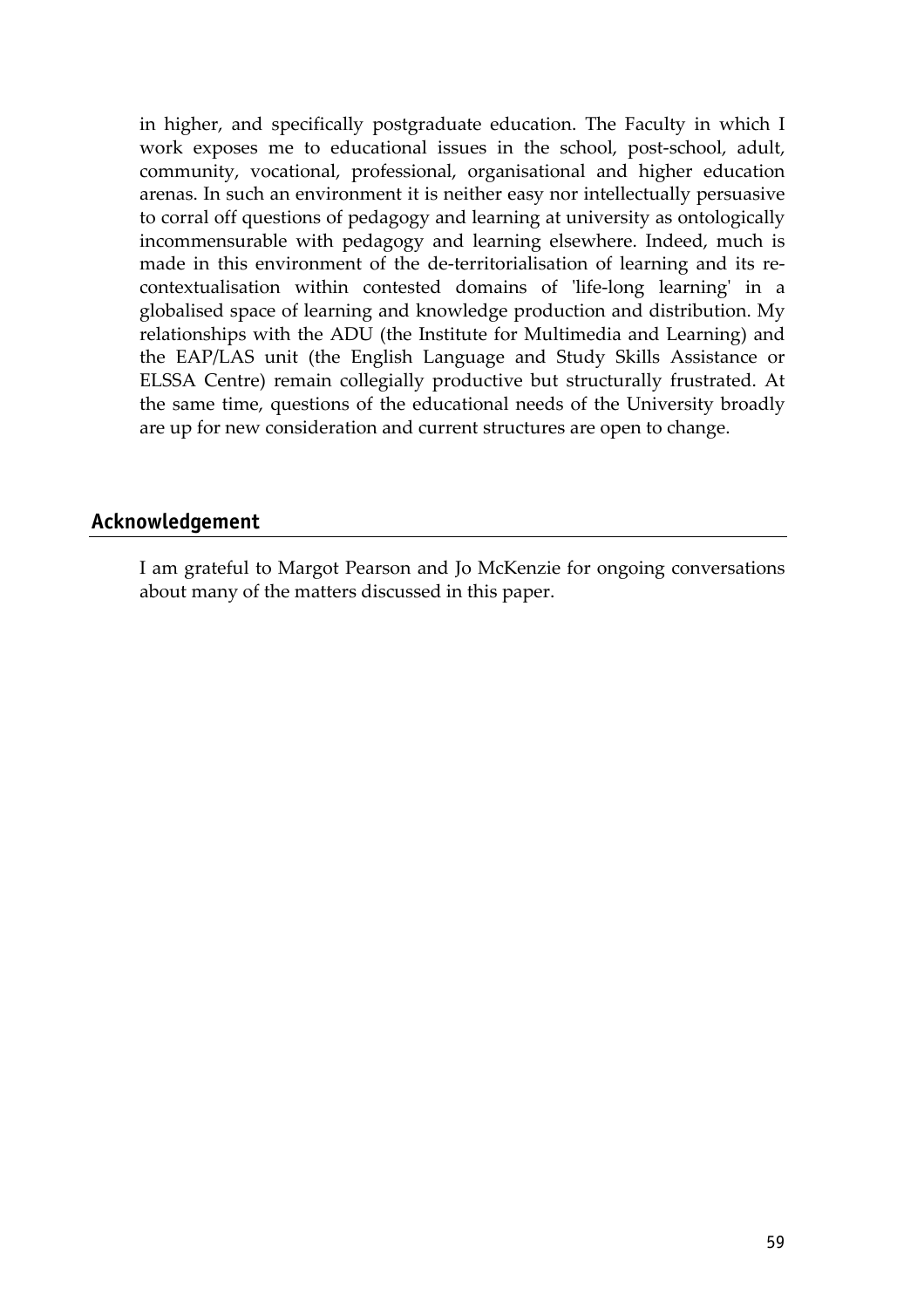in higher, and specifically postgraduate education. The Faculty in which I work exposes me to educational issues in the school, post-school, adult, community, vocational, professional, organisational and higher education arenas. In such an environment it is neither easy nor intellectually persuasive to corral off questions of pedagogy and learning at university as ontologically incommensurable with pedagogy and learning elsewhere. Indeed, much is made in this environment of the de-territorialisation of learning and its re-contextualisation within contested domains of 'life-long learning' in a globalised space of learning and knowledge production and distribution. My relationships with the ADU (the Institute for Multimedia and Learning) and the EAP/LAS unit (the English Language and Study Skills Assistance or ELSSA Centre) remain collegially productive but structurally frustrated. At the same time, questions of the educational needs of the University broadly are up for new consideration and current structures are open to change.

## Acknowledgement

I am grateful to Margot Pearson and Jo McKenzie for ongoing conversations about many of the matters discussed in this paper.